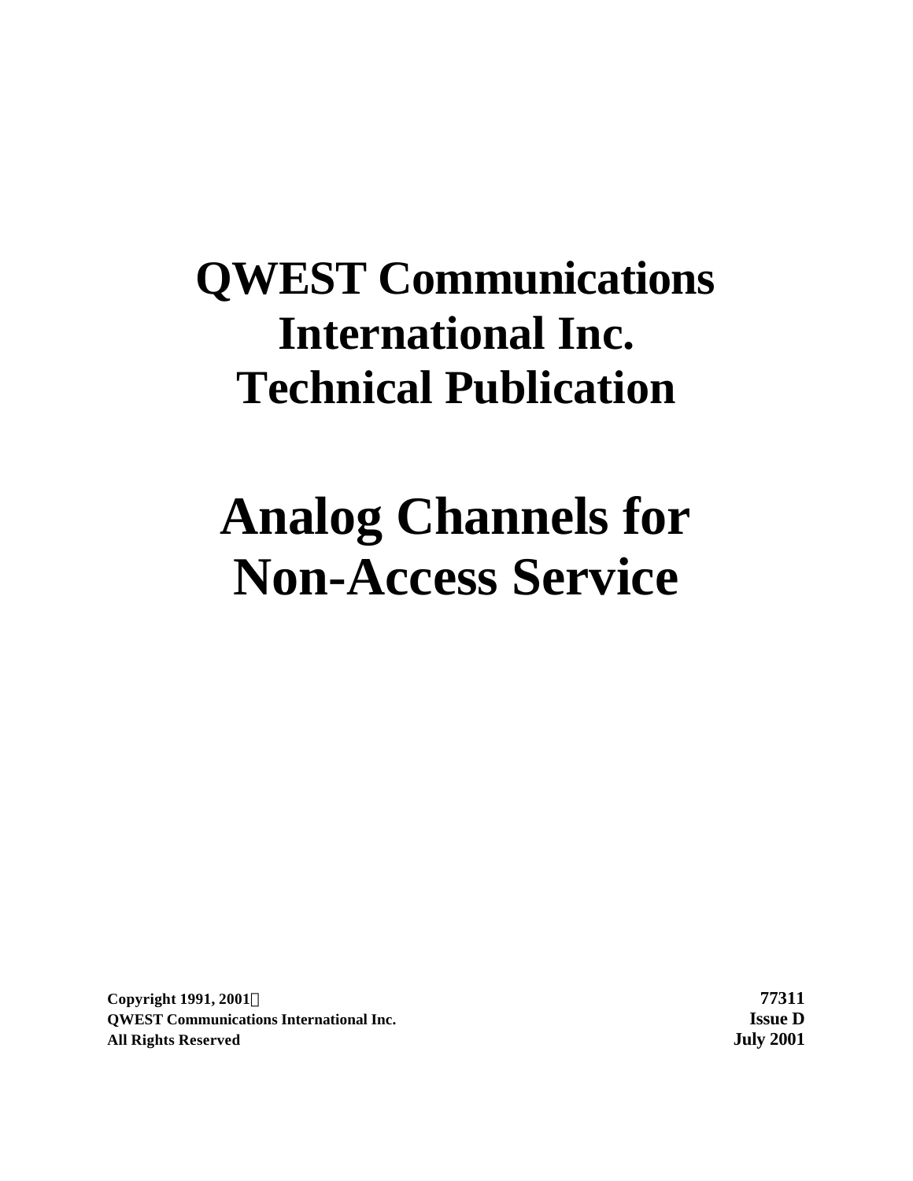# QWEST Communications International Inc. Technical Publication

# Analog Channels for Non-Access Service

**Copyright 1991, 2001©**
**QWEST Communications International Inc.**
**All Rights Reserved**

**77311**
**Issue D**
**July 2001**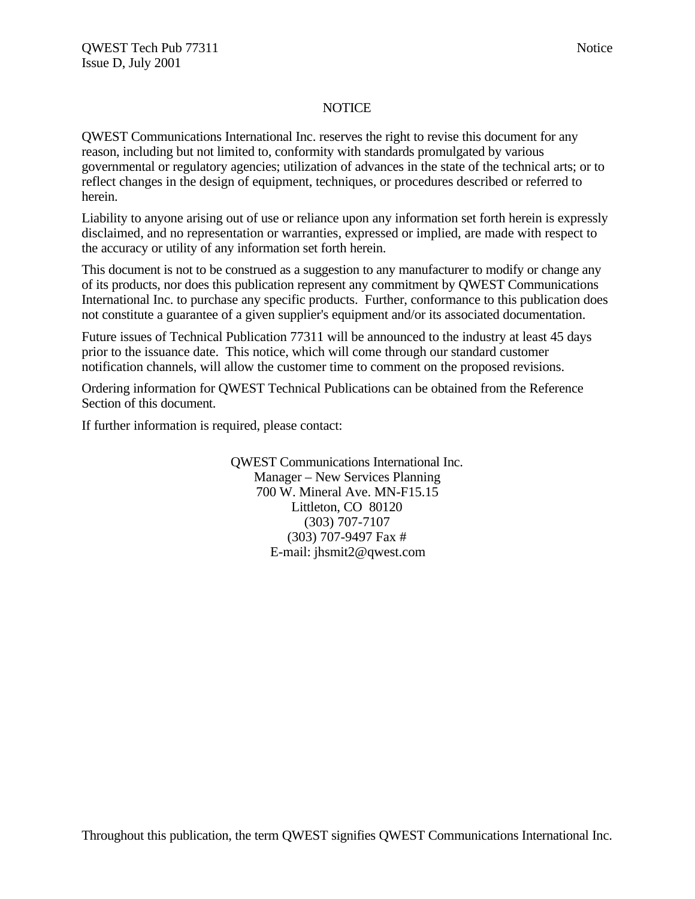# NOTICE

QWEST Communications International Inc. reserves the right to revise this document for any reason, including but not limited to, conformity with standards promulgated by various governmental or regulatory agencies; utilization of advances in the state of the technical arts; or to reflect changes in the design of equipment, techniques, or procedures described or referred to herein.

Liability to anyone arising out of use or reliance upon any information set forth herein is expressly disclaimed, and no representation or warranties, expressed or implied, are made with respect to the accuracy or utility of any information set forth herein.

This document is not to be construed as a suggestion to any manufacturer to modify or change any of its products, nor does this publication represent any commitment by QWEST Communications International Inc. to purchase any specific products. Further, conformance to this publication does not constitute a guarantee of a given supplier's equipment and/or its associated documentation.

Future issues of Technical Publication 77311 will be announced to the industry at least 45 days prior to the issuance date. This notice, which will come through our standard customer notification channels, will allow the customer time to comment on the proposed revisions.

Ordering information for QWEST Technical Publications can be obtained from the Reference Section of this document.

If further information is required, please contact:

QWEST Communications International Inc.
Manager – New Services Planning
700 W. Mineral Ave. MN-F15.15
Littleton, CO 80120
(303) 707-7107
(303) 707-9497 Fax #
E-mail: jhsmit2@qwest.com

Throughout this publication, the term QWEST signifies QWEST Communications International Inc.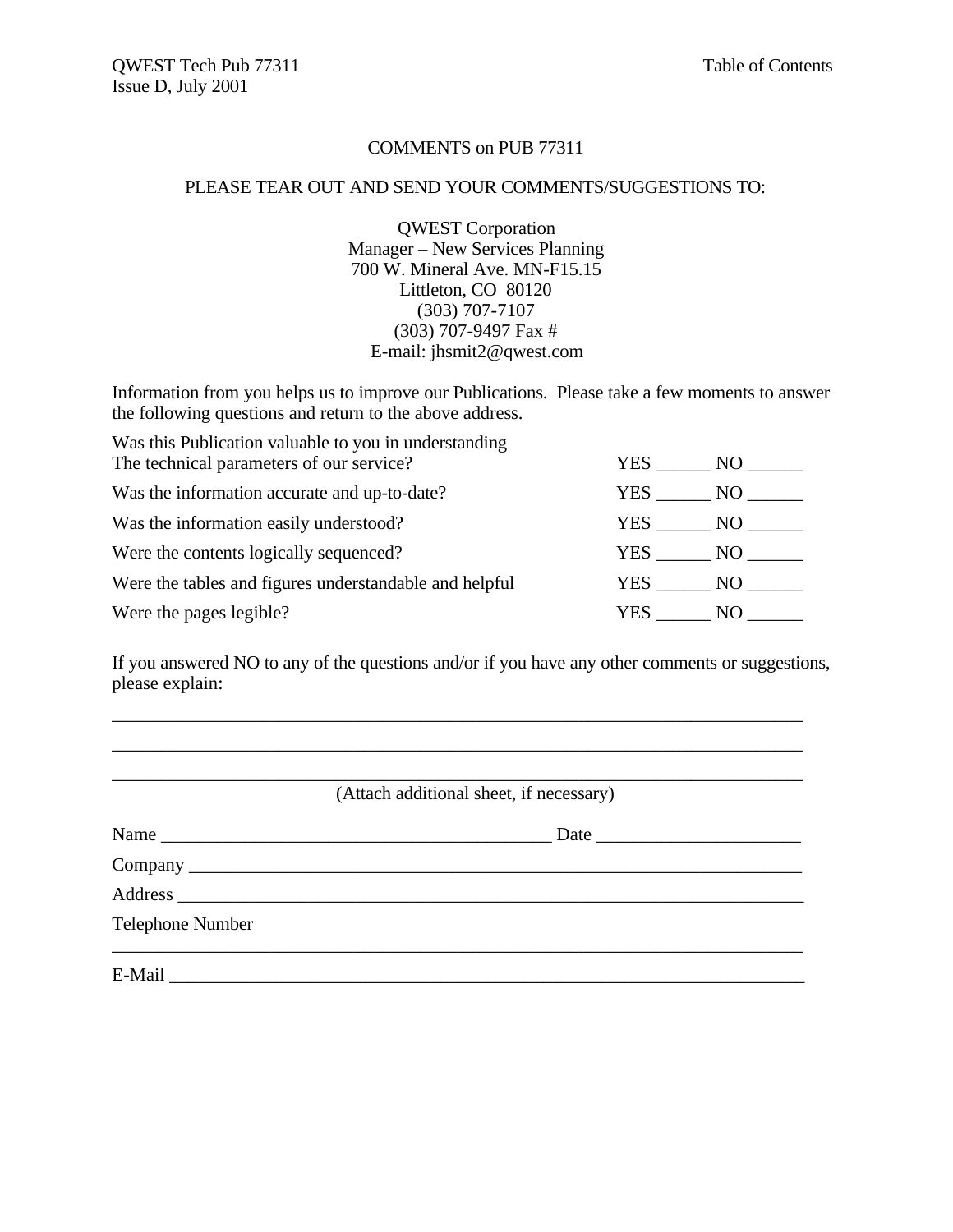## COMMENTS on PUB 77311

PLEASE TEAR OUT AND SEND YOUR COMMENTS/SUGGESTIONS TO:

QWEST Corporation
Manager – New Services Planning
700 W. Mineral Ave. MN-F15.15
Littleton, CO 80120
(303) 707-7107
(303) 707-9497 Fax #
E-mail: jhsmit2@qwest.com

Information from you helps us to improve our Publications. Please take a few moments to answer the following questions and return to the above address.

| | |
|---|---|
| Was this Publication valuable to you in understanding The technical parameters of our service? | YES ______ NO ______ |
| Was the information accurate and up-to-date? | YES ______ NO ______ |
| Was the information easily understood? | YES ______ NO ______ |
| Were the contents logically sequenced? | YES ______ NO ______ |
| Were the tables and figures understandable and helpful | YES ______ NO ______ |
| Were the pages legible? | YES ______ NO ______ |

If you answered NO to any of the questions and/or if you have any other comments or suggestions, please explain:

_____________________________________________________________________________

_____________________________________________________________________________

_____________________________________________________________________________

(Attach additional sheet, if necessary)

Name ___________________________________________ Date ______________________

Company _____________________________________________________________________

Address ______________________________________________________________________

Telephone Number

_____________________________________________________________________________

E-Mail _______________________________________________________________________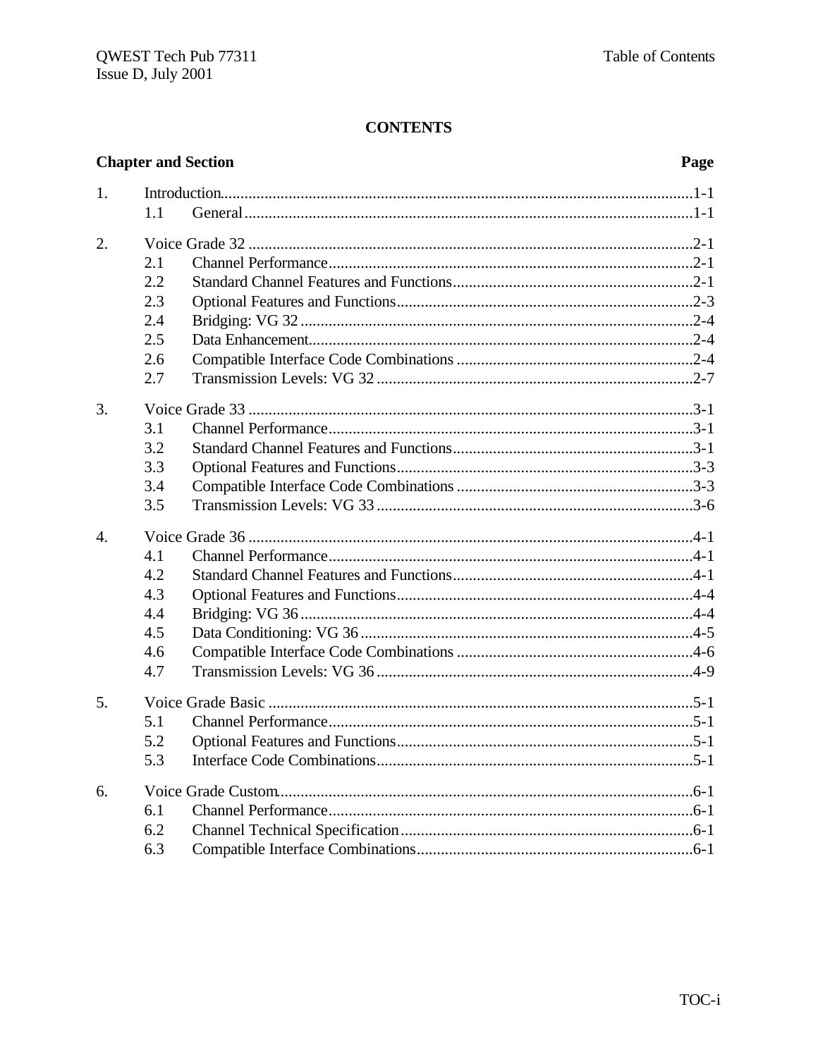# CONTENTS

| Chapter and Section | | Page |
|---|---|---|
| 1. | Introduction | 1-1 |
| | 1.1 General | 1-1 |
| 2. | Voice Grade 32 | 2-1 |
| | 2.1 Channel Performance | 2-1 |
| | 2.2 Standard Channel Features and Functions | 2-1 |
| | 2.3 Optional Features and Functions | 2-3 |
| | 2.4 Bridging: VG 32 | 2-4 |
| | 2.5 Data Enhancement | 2-4 |
| | 2.6 Compatible Interface Code Combinations | 2-4 |
| | 2.7 Transmission Levels: VG 32 | 2-7 |
| 3. | Voice Grade 33 | 3-1 |
| | 3.1 Channel Performance | 3-1 |
| | 3.2 Standard Channel Features and Functions | 3-1 |
| | 3.3 Optional Features and Functions | 3-3 |
| | 3.4 Compatible Interface Code Combinations | 3-3 |
| | 3.5 Transmission Levels: VG 33 | 3-6 |
| 4. | Voice Grade 36 | 4-1 |
| | 4.1 Channel Performance | 4-1 |
| | 4.2 Standard Channel Features and Functions | 4-1 |
| | 4.3 Optional Features and Functions | 4-4 |
| | 4.4 Bridging: VG 36 | 4-4 |
| | 4.5 Data Conditioning: VG 36 | 4-5 |
| | 4.6 Compatible Interface Code Combinations | 4-6 |
| | 4.7 Transmission Levels: VG 36 | 4-9 |
| 5. | Voice Grade Basic | 5-1 |
| | 5.1 Channel Performance | 5-1 |
| | 5.2 Optional Features and Functions | 5-1 |
| | 5.3 Interface Code Combinations | 5-1 |
| 6. | Voice Grade Custom | 6-1 |
| | 6.1 Channel Performance | 6-1 |
| | 6.2 Channel Technical Specification | 6-1 |
| | 6.3 Compatible Interface Combinations | 6-1 |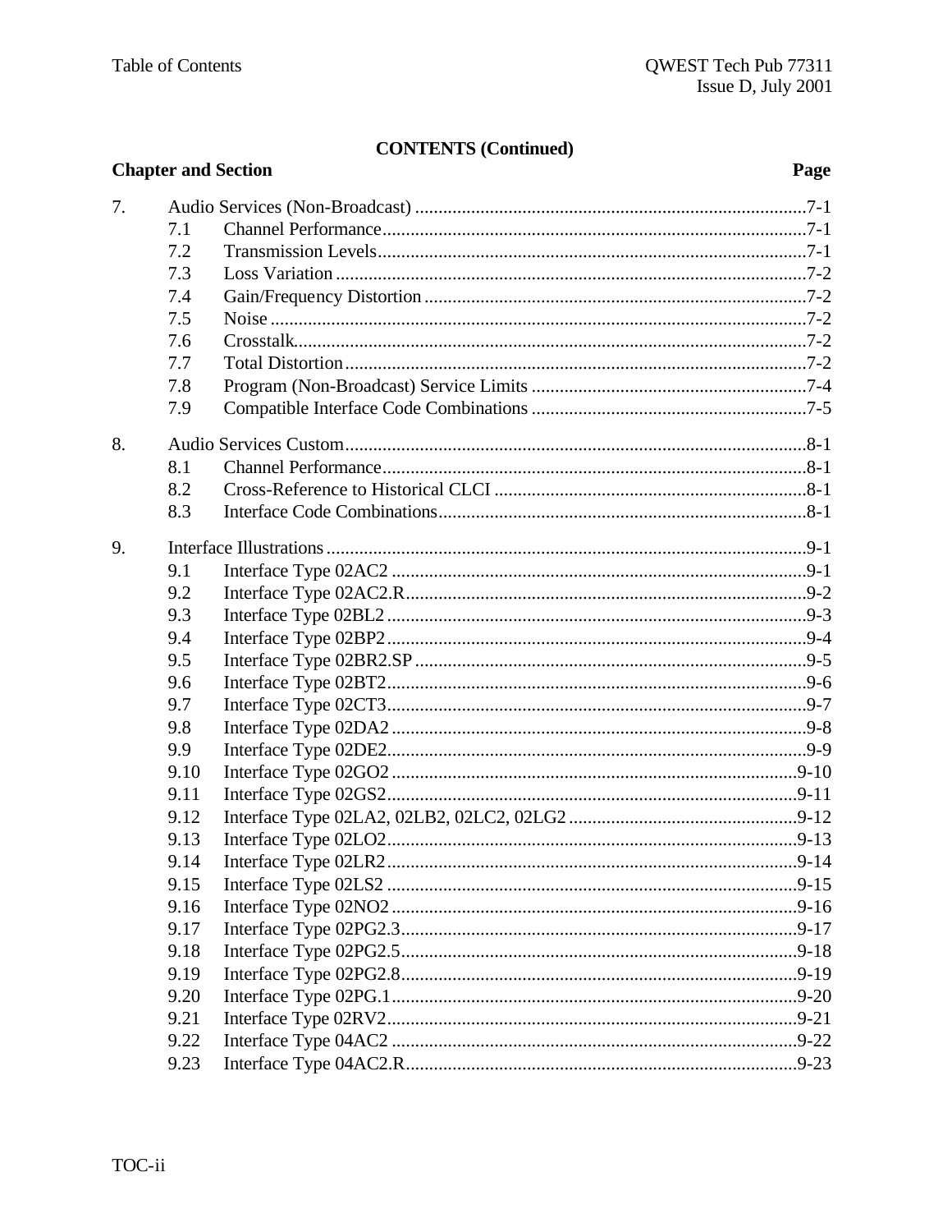**CONTENTS (Continued)**

| Chapter and Section | | | Page |
|---|---|---|---|
| 7. | Audio Services (Non-Broadcast) | | 7-1 |
| | 7.1 | Channel Performance | 7-1 |
| | 7.2 | Transmission Levels | 7-1 |
| | 7.3 | Loss Variation | 7-2 |
| | 7.4 | Gain/Frequency Distortion | 7-2 |
| | 7.5 | Noise | 7-2 |
| | 7.6 | Crosstalk | 7-2 |
| | 7.7 | Total Distortion | 7-2 |
| | 7.8 | Program (Non-Broadcast) Service Limits | 7-4 |
| | 7.9 | Compatible Interface Code Combinations | 7-5 |
| 8. | Audio Services Custom | | 8-1 |
| | 8.1 | Channel Performance | 8-1 |
| | 8.2 | Cross-Reference to Historical CLCI | 8-1 |
| | 8.3 | Interface Code Combinations | 8-1 |
| 9. | Interface Illustrations | | 9-1 |
| | 9.1 | Interface Type 02AC2 | 9-1 |
| | 9.2 | Interface Type 02AC2.R | 9-2 |
| | 9.3 | Interface Type 02BL2 | 9-3 |
| | 9.4 | Interface Type 02BP2 | 9-4 |
| | 9.5 | Interface Type 02BR2.SP | 9-5 |
| | 9.6 | Interface Type 02BT2 | 9-6 |
| | 9.7 | Interface Type 02CT3 | 9-7 |
| | 9.8 | Interface Type 02DA2 | 9-8 |
| | 9.9 | Interface Type 02DE2 | 9-9 |
| | 9.10 | Interface Type 02GO2 | 9-10 |
| | 9.11 | Interface Type 02GS2 | 9-11 |
| | 9.12 | Interface Type 02LA2, 02LB2, 02LC2, 02LG2 | 9-12 |
| | 9.13 | Interface Type 02LO2 | 9-13 |
| | 9.14 | Interface Type 02LR2 | 9-14 |
| | 9.15 | Interface Type 02LS2 | 9-15 |
| | 9.16 | Interface Type 02NO2 | 9-16 |
| | 9.17 | Interface Type 02PG2.3 | 9-17 |
| | 9.18 | Interface Type 02PG2.5 | 9-18 |
| | 9.19 | Interface Type 02PG2.8 | 9-19 |
| | 9.20 | Interface Type 02PG.1 | 9-20 |
| | 9.21 | Interface Type 02RV2 | 9-21 |
| | 9.22 | Interface Type 04AC2 | 9-22 |
| | 9.23 | Interface Type 04AC2.R | 9-23 |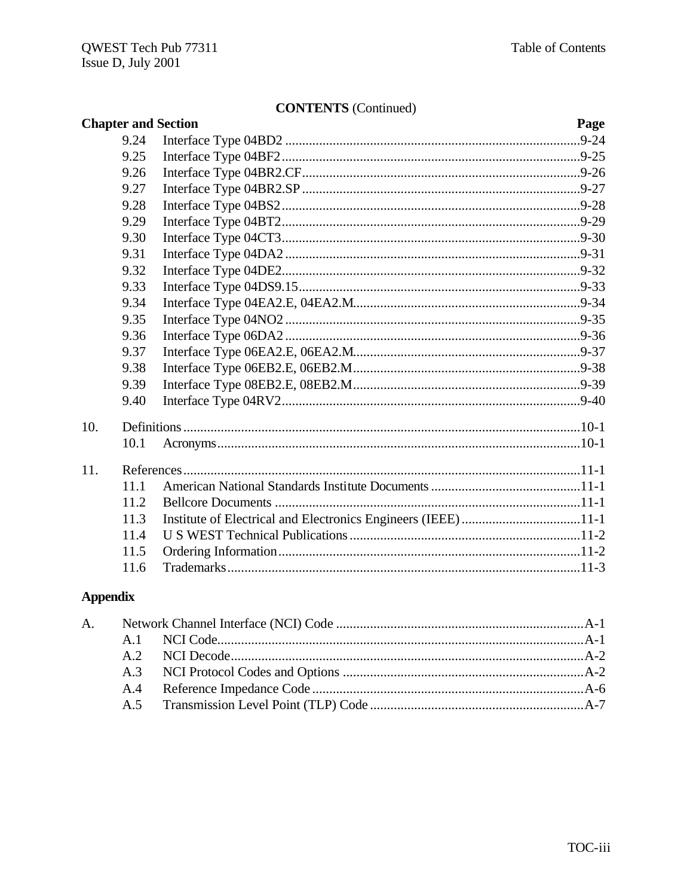**CONTENTS** (Continued)

| Chapter and Section | | | Page |
|---|---|---|---|
| | 9.24 | Interface Type 04BD2 | 9-24 |
| | 9.25 | Interface Type 04BF2 | 9-25 |
| | 9.26 | Interface Type 04BR2.CF | 9-26 |
| | 9.27 | Interface Type 04BR2.SP | 9-27 |
| | 9.28 | Interface Type 04BS2 | 9-28 |
| | 9.29 | Interface Type 04BT2 | 9-29 |
| | 9.30 | Interface Type 04CT3 | 9-30 |
| | 9.31 | Interface Type 04DA2 | 9-31 |
| | 9.32 | Interface Type 04DE2 | 9-32 |
| | 9.33 | Interface Type 04DS9.15 | 9-33 |
| | 9.34 | Interface Type 04EA2.E, 04EA2.M | 9-34 |
| | 9.35 | Interface Type 04NO2 | 9-35 |
| | 9.36 | Interface Type 06DA2 | 9-36 |
| | 9.37 | Interface Type 06EA2.E, 06EA2.M | 9-37 |
| | 9.38 | Interface Type 06EB2.E, 06EB2.M | 9-38 |
| | 9.39 | Interface Type 08EB2.E, 08EB2.M | 9-39 |
| | 9.40 | Interface Type 04RV2 | 9-40 |
| 10. | Definitions | | 10-1 |
| | 10.1 | Acronyms | 10-1 |
| 11. | References | | 11-1 |
| | 11.1 | American National Standards Institute Documents | 11-1 |
| | 11.2 | Bellcore Documents | 11-1 |
| | 11.3 | Institute of Electrical and Electronics Engineers (IEEE) | 11-1 |
| | 11.4 | U S WEST Technical Publications | 11-2 |
| | 11.5 | Ordering Information | 11-2 |
| | 11.6 | Trademarks | 11-3 |

**Appendix**

| | | | |
|---|---|---|---|
| A. | Network Channel Interface (NCI) Code | | A-1 |
| | A.1 | NCI Code | A-1 |
| | A.2 | NCI Decode | A-2 |
| | A.3 | NCI Protocol Codes and Options | A-2 |
| | A.4 | Reference Impedance Code | A-6 |
| | A.5 | Transmission Level Point (TLP) Code | A-7 |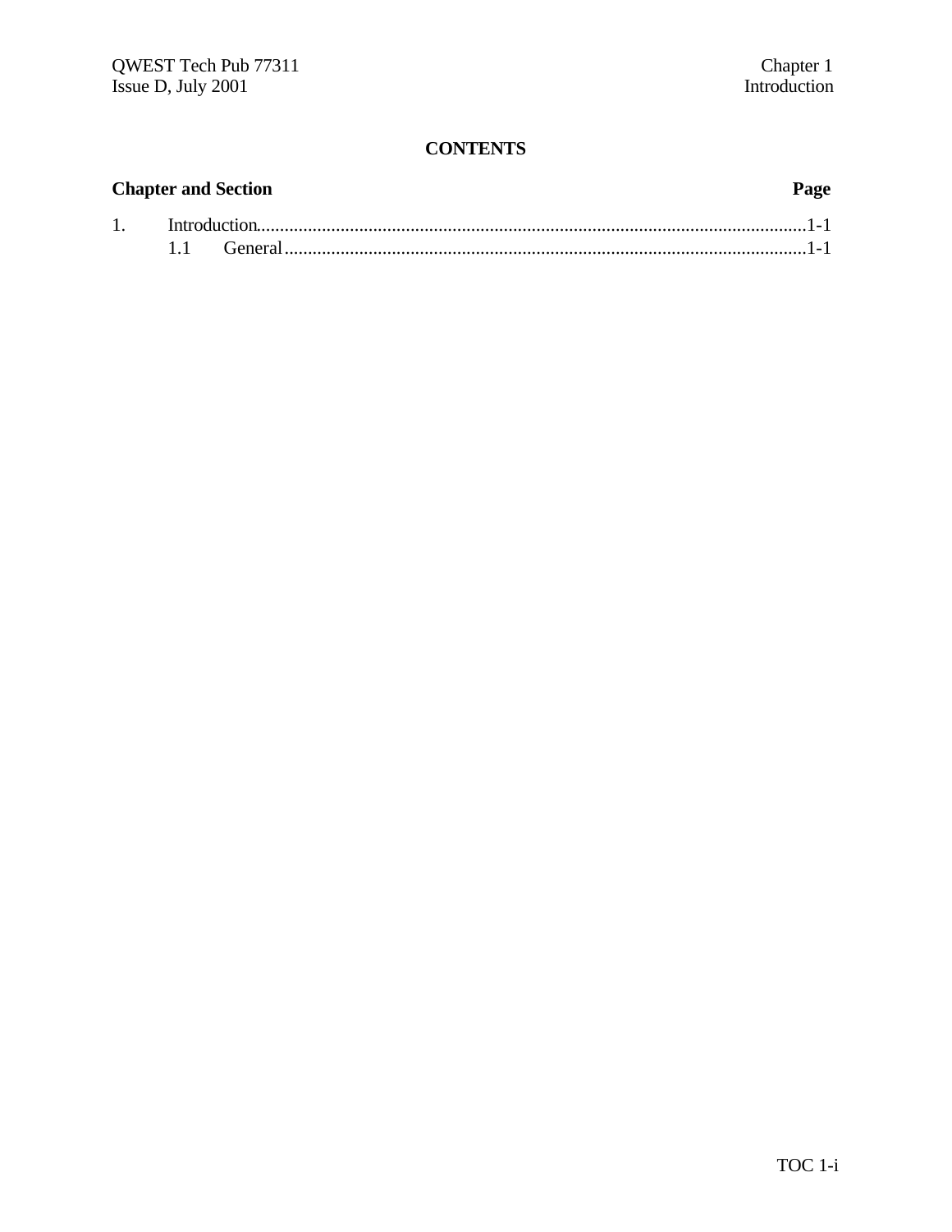**CONTENTS**

| Chapter and Section | Page |
|---|---|
| 1. Introduction | 1-1 |
| 1.1 General | 1-1 |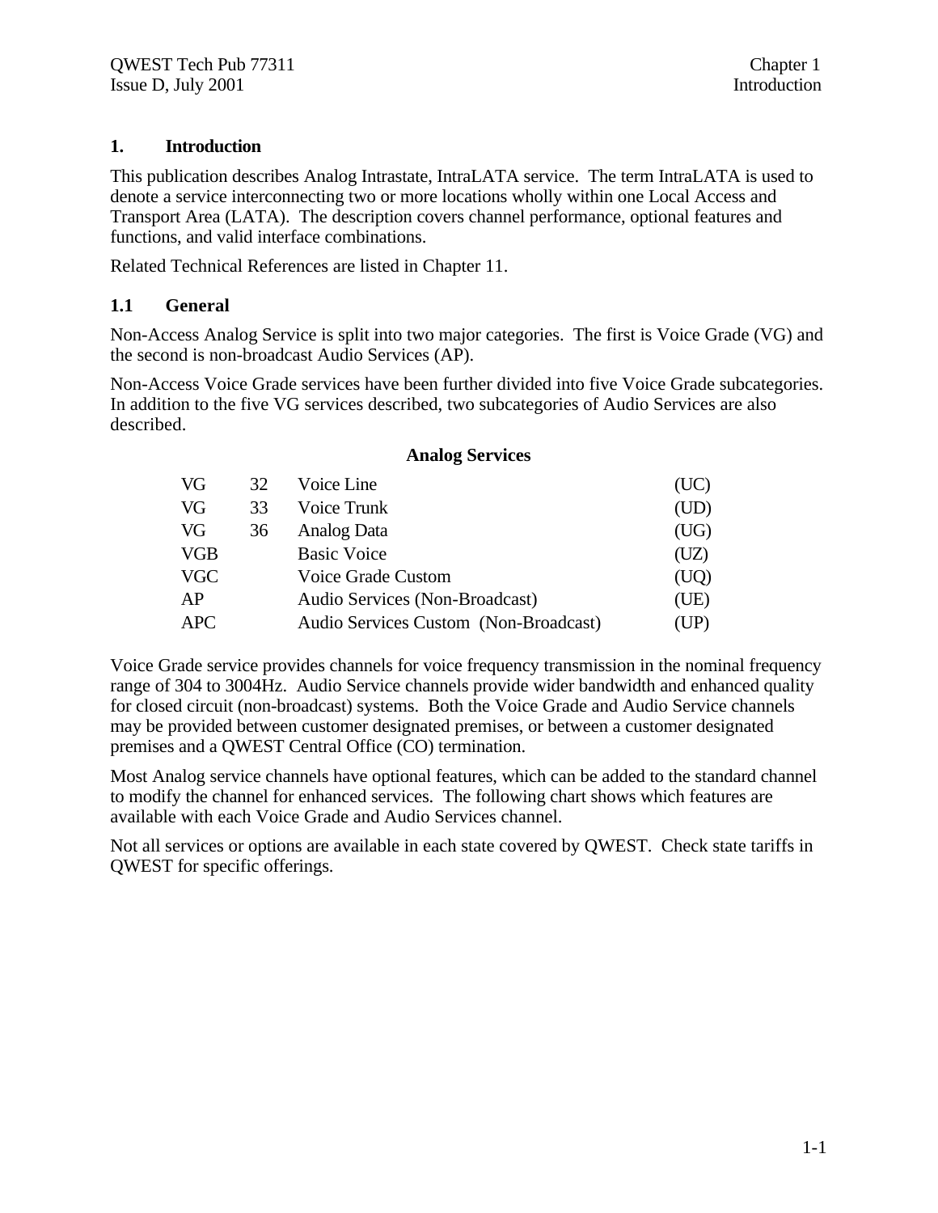# 1. Introduction

This publication describes Analog Intrastate, IntraLATA service. The term IntraLATA is used to denote a service interconnecting two or more locations wholly within one Local Access and Transport Area (LATA). The description covers channel performance, optional features and functions, and valid interface combinations.

Related Technical References are listed in Chapter 11.

## 1.1 General

Non-Access Analog Service is split into two major categories. The first is Voice Grade (VG) and the second is non-broadcast Audio Services (AP).

Non-Access Voice Grade services have been further divided into five Voice Grade subcategories. In addition to the five VG services described, two subcategories of Audio Services are also described.

**Analog Services**

| | | | |
|---|---|---|---|
| VG | 32 | Voice Line | (UC) |
| VG | 33 | Voice Trunk | (UD) |
| VG | 36 | Analog Data | (UG) |
| VGB | | Basic Voice | (UZ) |
| VGC | | Voice Grade Custom | (UQ) |
| AP | | Audio Services (Non-Broadcast) | (UE) |
| APC | | Audio Services Custom (Non-Broadcast) | (UP) |

Voice Grade service provides channels for voice frequency transmission in the nominal frequency range of 304 to 3004Hz. Audio Service channels provide wider bandwidth and enhanced quality for closed circuit (non-broadcast) systems. Both the Voice Grade and Audio Service channels may be provided between customer designated premises, or between a customer designated premises and a QWEST Central Office (CO) termination.

Most Analog service channels have optional features, which can be added to the standard channel to modify the channel for enhanced services. The following chart shows which features are available with each Voice Grade and Audio Services channel.

Not all services or options are available in each state covered by QWEST. Check state tariffs in QWEST for specific offerings.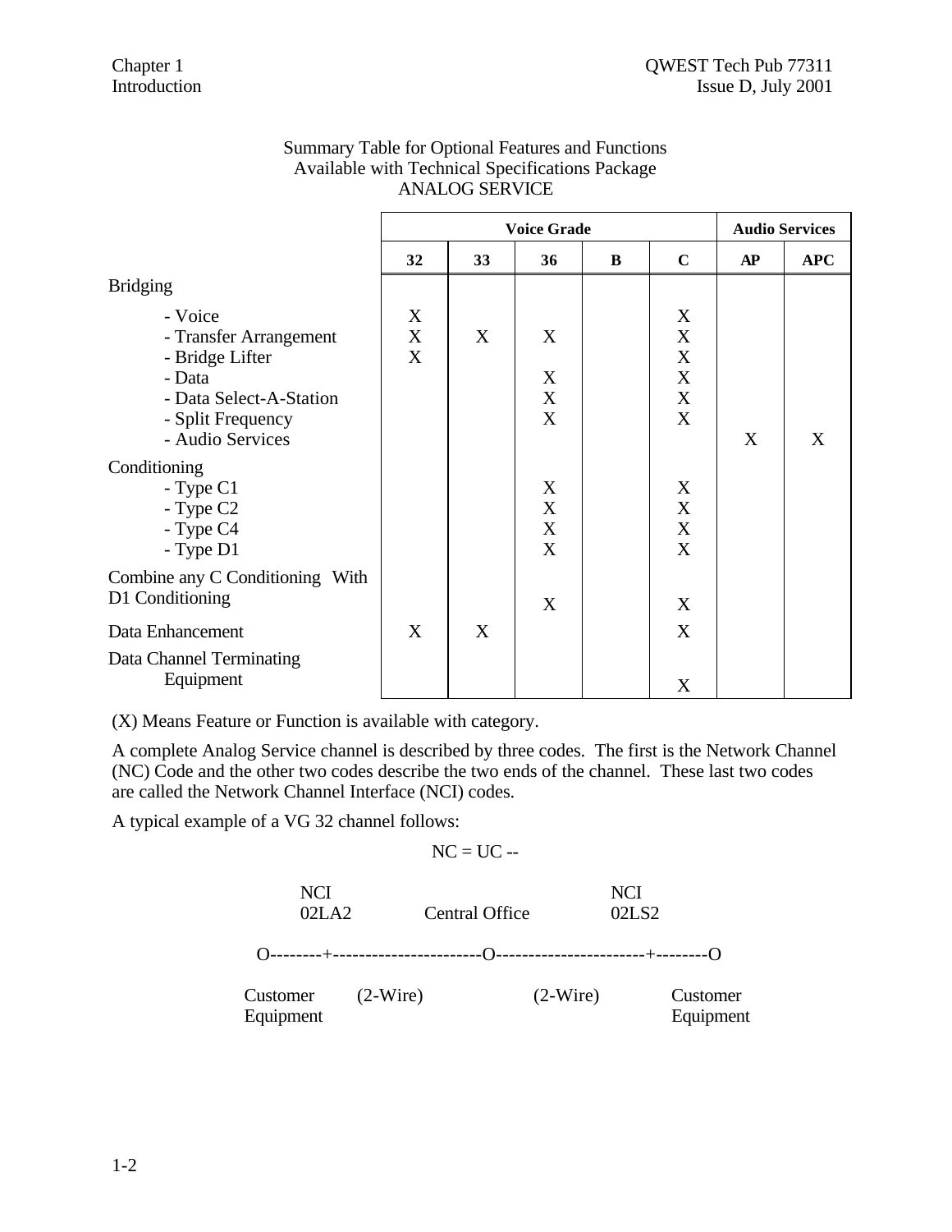Summary Table for Optional Features and Functions
Available with Technical Specifications Package
ANALOG SERVICE

| | Voice Grade | | | | | Audio Services | |
|---|---|---|---|---|---|---|---|
| | **32** | **33** | **36** | **B** | **C** | **AP** | **APC** |
| Bridging | | | | | | | |
| - Voice | X | | | | X | | |
| - Transfer Arrangement | X | X | X | | X | | |
| - Bridge Lifter | X | | | | X | | |
| - Data | | | X | | X | | |
| - Data Select-A-Station | | | X | | X | | |
| - Split Frequency | | | X | | X | | |
| - Audio Services | | | | | | X | X |
| Conditioning | | | | | | | |
| - Type C1 | | | X | | X | | |
| - Type C2 | | | X | | X | | |
| - Type C4 | | | X | | X | | |
| - Type D1 | | | X | | X | | |
| Combine any C Conditioning With D1 Conditioning | | | X | | X | | |
| Data Enhancement | X | X | | | X | | |
| Data Channel Terminating Equipment | | | | | X | | |

(X) Means Feature or Function is available with category.

A complete Analog Service channel is described by three codes. The first is the Network Channel (NC) Code and the other two codes describe the two ends of the channel. These last two codes are called the Network Channel Interface (NCI) codes.

A typical example of a VG 32 channel follows:

```
                         NC = UC --

          NCI                                NCI
          02LA2        Central Office        02LS2

      O--------+----------------------O----------------------+--------O

   Customer      (2-Wire)              (2-Wire)            Customer
   Equipment                                                Equipment
```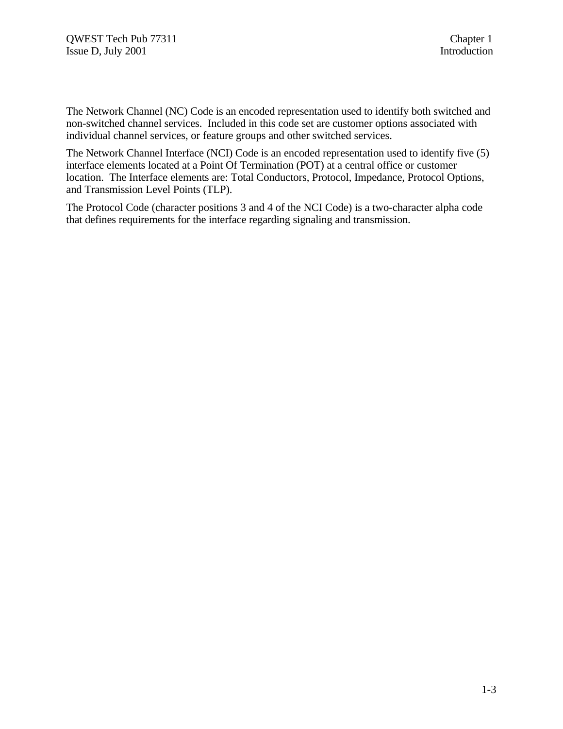The Network Channel (NC) Code is an encoded representation used to identify both switched and non-switched channel services. Included in this code set are customer options associated with individual channel services, or feature groups and other switched services.

The Network Channel Interface (NCI) Code is an encoded representation used to identify five (5) interface elements located at a Point Of Termination (POT) at a central office or customer location. The Interface elements are: Total Conductors, Protocol, Impedance, Protocol Options, and Transmission Level Points (TLP).

The Protocol Code (character positions 3 and 4 of the NCI Code) is a two-character alpha code that defines requirements for the interface regarding signaling and transmission.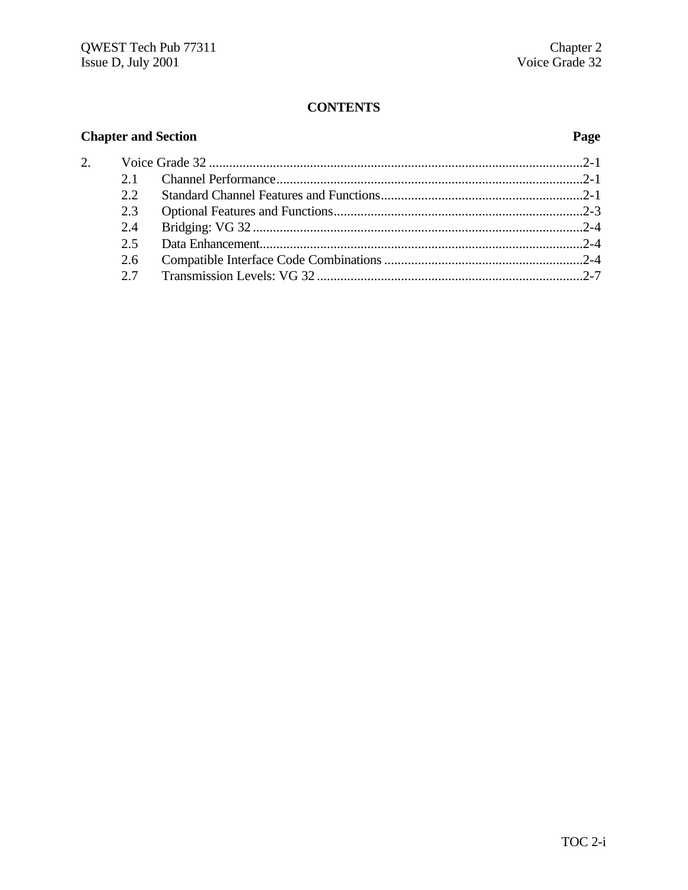**CONTENTS**

| Chapter and Section | | Page |
|---|---|---|
| 2. | Voice Grade 32 | 2-1 |
| 2.1 | Channel Performance | 2-1 |
| 2.2 | Standard Channel Features and Functions | 2-1 |
| 2.3 | Optional Features and Functions | 2-3 |
| 2.4 | Bridging: VG 32 | 2-4 |
| 2.5 | Data Enhancement | 2-4 |
| 2.6 | Compatible Interface Code Combinations | 2-4 |
| 2.7 | Transmission Levels: VG 32 | 2-7 |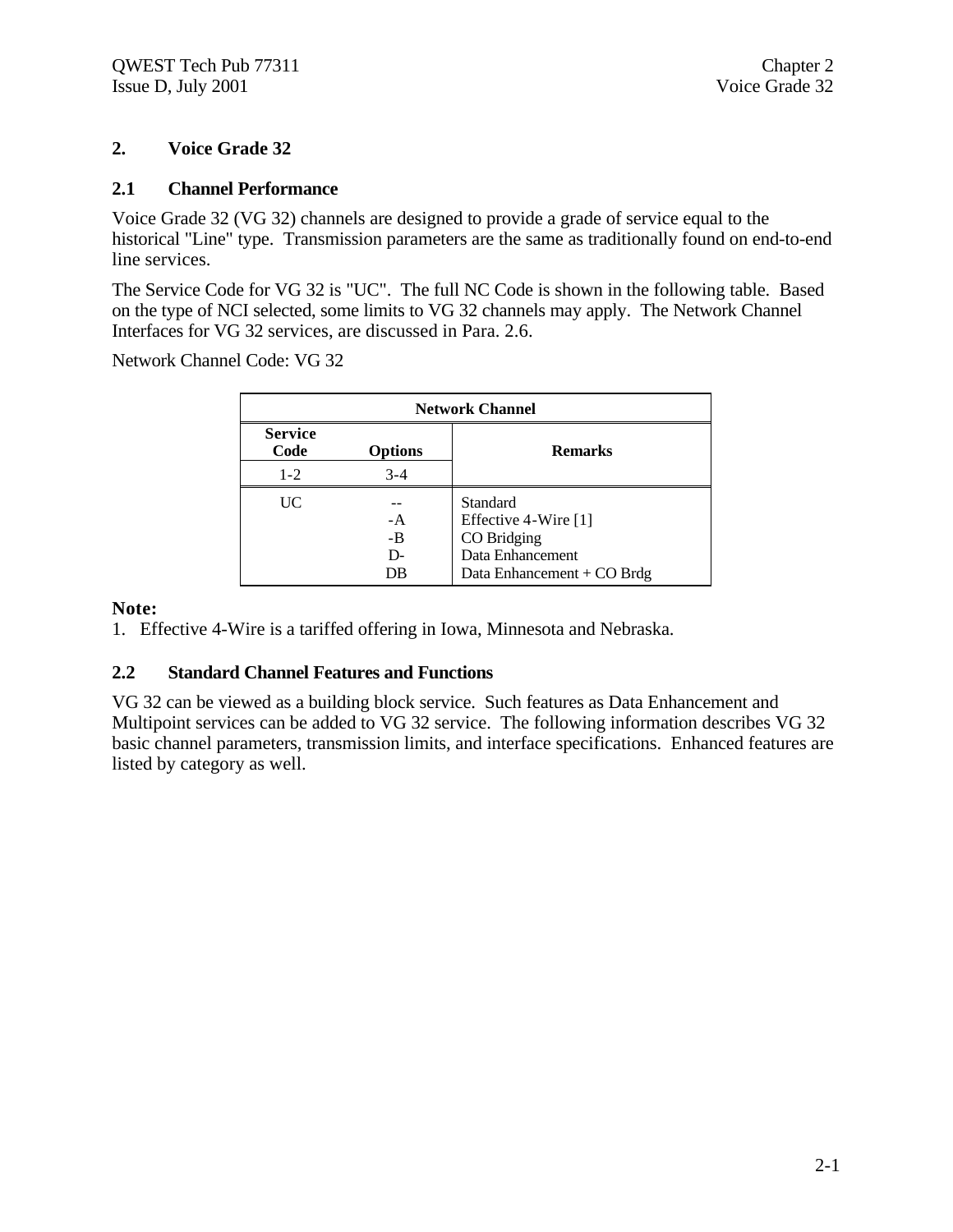## 2. Voice Grade 32

### 2.1 Channel Performance

Voice Grade 32 (VG 32) channels are designed to provide a grade of service equal to the historical "Line" type. Transmission parameters are the same as traditionally found on end-to-end line services.

The Service Code for VG 32 is "UC". The full NC Code is shown in the following table. Based on the type of NCI selected, some limits to VG 32 channels may apply. The Network Channel Interfaces for VG 32 services, are discussed in Para. 2.6.

Network Channel Code: VG 32

| Network Channel | | |
|---|---|---|
| **Service Code** | **Options** | **Remarks** |
| 1-2 | 3-4 | |
| UC | -- | Standard |
| | -A | Effective 4-Wire [1] |
| | -B | CO Bridging |
| | D- | Data Enhancement |
| | DB | Data Enhancement + CO Brdg |

**Note:**

1. Effective 4-Wire is a tariffed offering in Iowa, Minnesota and Nebraska.

### 2.2 Standard Channel Features and Functions

VG 32 can be viewed as a building block service. Such features as Data Enhancement and Multipoint services can be added to VG 32 service. The following information describes VG 32 basic channel parameters, transmission limits, and interface specifications. Enhanced features are listed by category as well.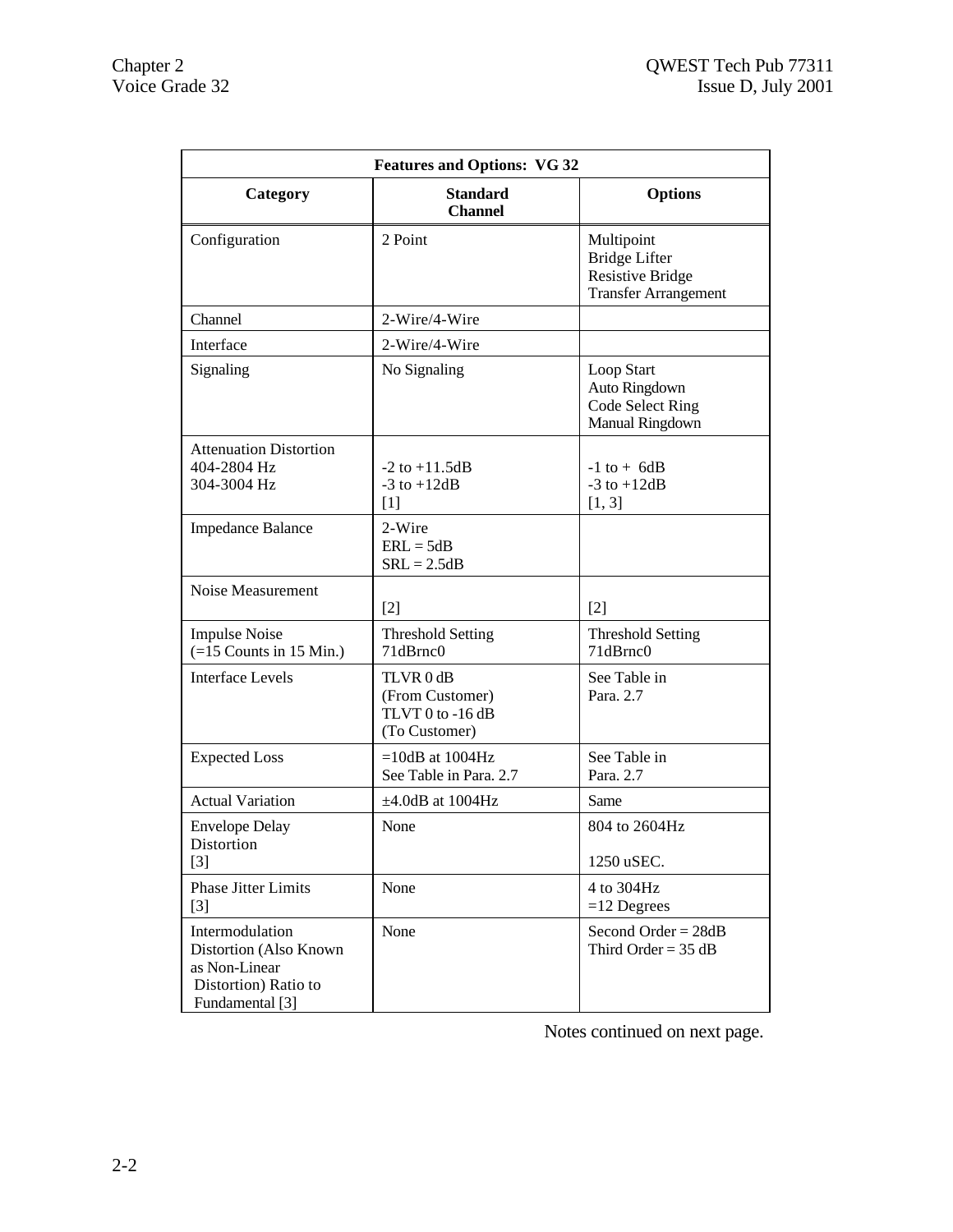| Features and Options: VG 32 | | |
|---|---|---|
| **Category** | **Standard Channel** | **Options** |
| Configuration | 2 Point | Multipoint<br>Bridge Lifter<br>Resistive Bridge<br>Transfer Arrangement |
| Channel | 2-Wire/4-Wire | |
| Interface | 2-Wire/4-Wire | |
| Signaling | No Signaling | Loop Start<br>Auto Ringdown<br>Code Select Ring<br>Manual Ringdown |
| Attenuation Distortion<br>404-2804 Hz<br>304-3004 Hz | <br>-2 to +11.5dB<br>-3 to +12dB<br>[1] | <br>-1 to + 6dB<br>-3 to +12dB<br>[1, 3] |
| Impedance Balance | 2-Wire<br>ERL = 5dB<br>SRL = 2.5dB | |
| Noise Measurement | [2] | [2] |
| Impulse Noise<br>(=15 Counts in 15 Min.) | Threshold Setting<br>71dBrnc0 | Threshold Setting<br>71dBrnc0 |
| Interface Levels | TLVR 0 dB<br>(From Customer)<br>TLVT 0 to -16 dB<br>(To Customer) | See Table in<br>Para. 2.7 |
| Expected Loss | =10dB at 1004Hz<br>See Table in Para. 2.7 | See Table in<br>Para. 2.7 |
| Actual Variation | ±4.0dB at 1004Hz | Same |
| Envelope Delay Distortion<br>[3] | None | 804 to 2604Hz<br><br>1250 uSEC. |
| Phase Jitter Limits<br>[3] | None | 4 to 304Hz<br>=12 Degrees |
| Intermodulation Distortion (Also Known as Non-Linear Distortion) Ratio to Fundamental [3] | None | Second Order = 28dB<br>Third Order = 35 dB |

Notes continued on next page.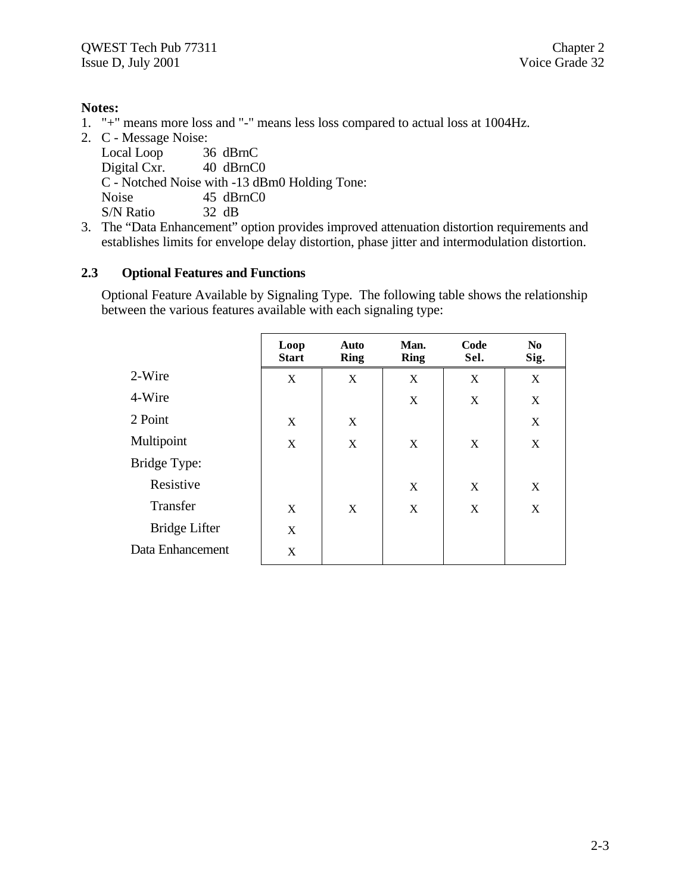**Notes:**

1. "+" means more loss and "-" means less loss compared to actual loss at 1004Hz.
2. C - Message Noise:
   Local Loop 36 dBrnC
   Digital Cxr. 40 dBrnC0
   C - Notched Noise with -13 dBm0 Holding Tone:
   Noise 45 dBrnC0
   S/N Ratio 32 dB
3. The “Data Enhancement” option provides improved attenuation distortion requirements and establishes limits for envelope delay distortion, phase jitter and intermodulation distortion.

## 2.3 Optional Features and Functions

Optional Feature Available by Signaling Type. The following table shows the relationship between the various features available with each signaling type:

| | Loop Start | Auto Ring | Man. Ring | Code Sel. | No Sig. |
|---|---|---|---|---|---|
| 2-Wire | X | X | X | X | X |
| 4-Wire | | | X | X | X |
| 2 Point | X | X | | | X |
| Multipoint | X | X | X | X | X |
| Bridge Type: | | | | | |
| Resistive | | | X | X | X |
| Transfer | X | X | X | X | X |
| Bridge Lifter | X | | | | |
| Data Enhancement | X | | | | |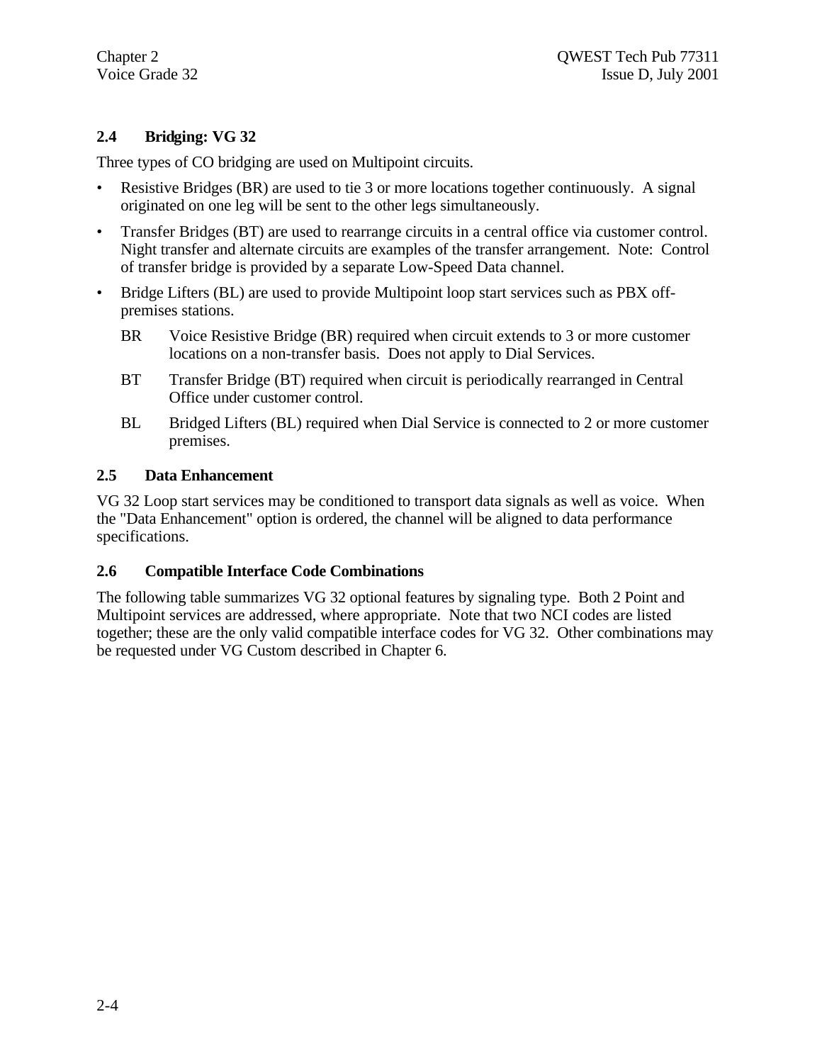## 2.4 Bridging: VG 32

Three types of CO bridging are used on Multipoint circuits.

- Resistive Bridges (BR) are used to tie 3 or more locations together continuously. A signal originated on one leg will be sent to the other legs simultaneously.
- Transfer Bridges (BT) are used to rearrange circuits in a central office via customer control. Night transfer and alternate circuits are examples of the transfer arrangement. Note: Control of transfer bridge is provided by a separate Low-Speed Data channel.
- Bridge Lifters (BL) are used to provide Multipoint loop start services such as PBX off-premises stations.

  BR Voice Resistive Bridge (BR) required when circuit extends to 3 or more customer locations on a non-transfer basis. Does not apply to Dial Services.

  BT Transfer Bridge (BT) required when circuit is periodically rearranged in Central Office under customer control.

  BL Bridged Lifters (BL) required when Dial Service is connected to 2 or more customer premises.

## 2.5 Data Enhancement

VG 32 Loop start services may be conditioned to transport data signals as well as voice. When the "Data Enhancement" option is ordered, the channel will be aligned to data performance specifications.

## 2.6 Compatible Interface Code Combinations

The following table summarizes VG 32 optional features by signaling type. Both 2 Point and Multipoint services are addressed, where appropriate. Note that two NCI codes are listed together; these are the only valid compatible interface codes for VG 32. Other combinations may be requested under VG Custom described in Chapter 6.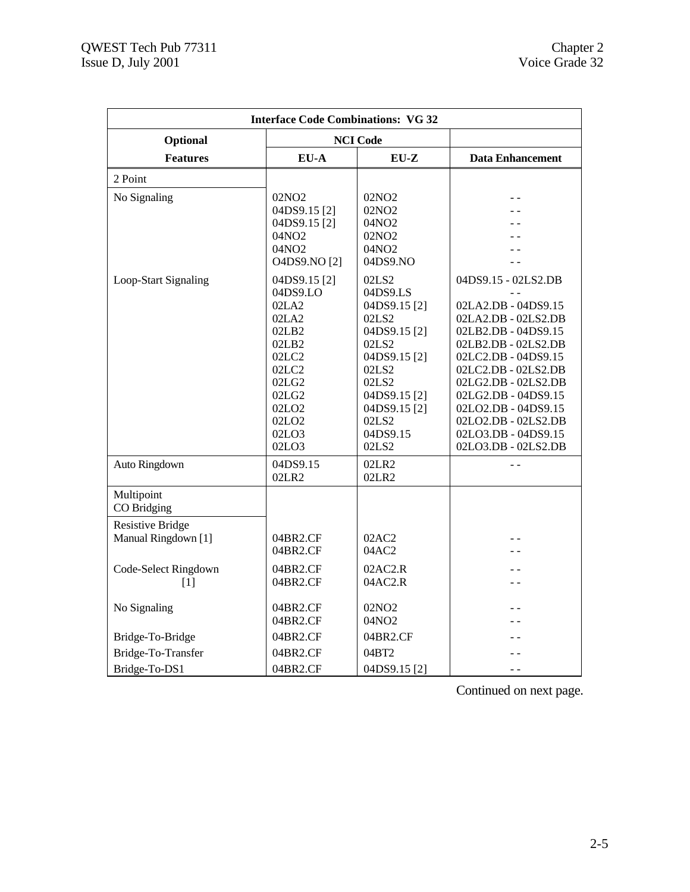| Interface Code Combinations: VG 32 | | | |
|---|---|---|---|
| **Optional** | **NCI Code** | | |
| **Features** | **EU-A** | **EU-Z** | **Data Enhancement** |
| 2 Point | | | |
| No Signaling | 02NO2 | 02NO2 | - - |
| | 04DS9.15 [2] | 02NO2 | - - |
| | 04DS9.15 [2] | 04NO2 | - - |
| | 04NO2 | 02NO2 | - - |
| | 04NO2 | 04NO2 | - - |
| | O4DS9.NO [2] | 04DS9.NO | - - |
| Loop-Start Signaling | 04DS9.15 [2] | 02LS2 | 04DS9.15 - 02LS2.DB |
| | 04DS9.LO | 04DS9.LS | - - |
| | 02LA2 | 04DS9.15 [2] | 02LA2.DB - 04DS9.15 |
| | 02LA2 | 02LS2 | 02LA2.DB - 02LS2.DB |
| | 02LB2 | 04DS9.15 [2] | 02LB2.DB - 04DS9.15 |
| | 02LB2 | 02LS2 | 02LB2.DB - 02LS2.DB |
| | 02LC2 | 04DS9.15 [2] | 02LC2.DB - 04DS9.15 |
| | 02LC2 | 02LS2 | 02LC2.DB - 02LS2.DB |
| | 02LG2 | 02LS2 | 02LG2.DB - 02LS2.DB |
| | 02LG2 | 04DS9.15 [2] | 02LG2.DB - 04DS9.15 |
| | 02LO2 | 04DS9.15 [2] | 02LO2.DB - 04DS9.15 |
| | 02LO2 | 02LS2 | 02LO2.DB - 02LS2.DB |
| | 02LO3 | 04DS9.15 | 02LO3.DB - 04DS9.15 |
| | 02LO3 | 02LS2 | 02LO3.DB - 02LS2.DB |
| Auto Ringdown | 04DS9.15 | 02LR2 | - - |
| | 02LR2 | 02LR2 | |
| Multipoint CO Bridging | | | |
| Resistive Bridge Manual Ringdown [1] | 04BR2.CF | 02AC2 | - - |
| | 04BR2.CF | 04AC2 | - - |
| Code-Select Ringdown [1] | 04BR2.CF | 02AC2.R | - - |
| | 04BR2.CF | 04AC2.R | - - |
| No Signaling | 04BR2.CF | 02NO2 | - - |
| | 04BR2.CF | 04NO2 | - - |
| Bridge-To-Bridge | 04BR2.CF | 04BR2.CF | - - |
| Bridge-To-Transfer | 04BR2.CF | 04BT2 | - - |
| Bridge-To-DS1 | 04BR2.CF | 04DS9.15 [2] | - - |

Continued on next page.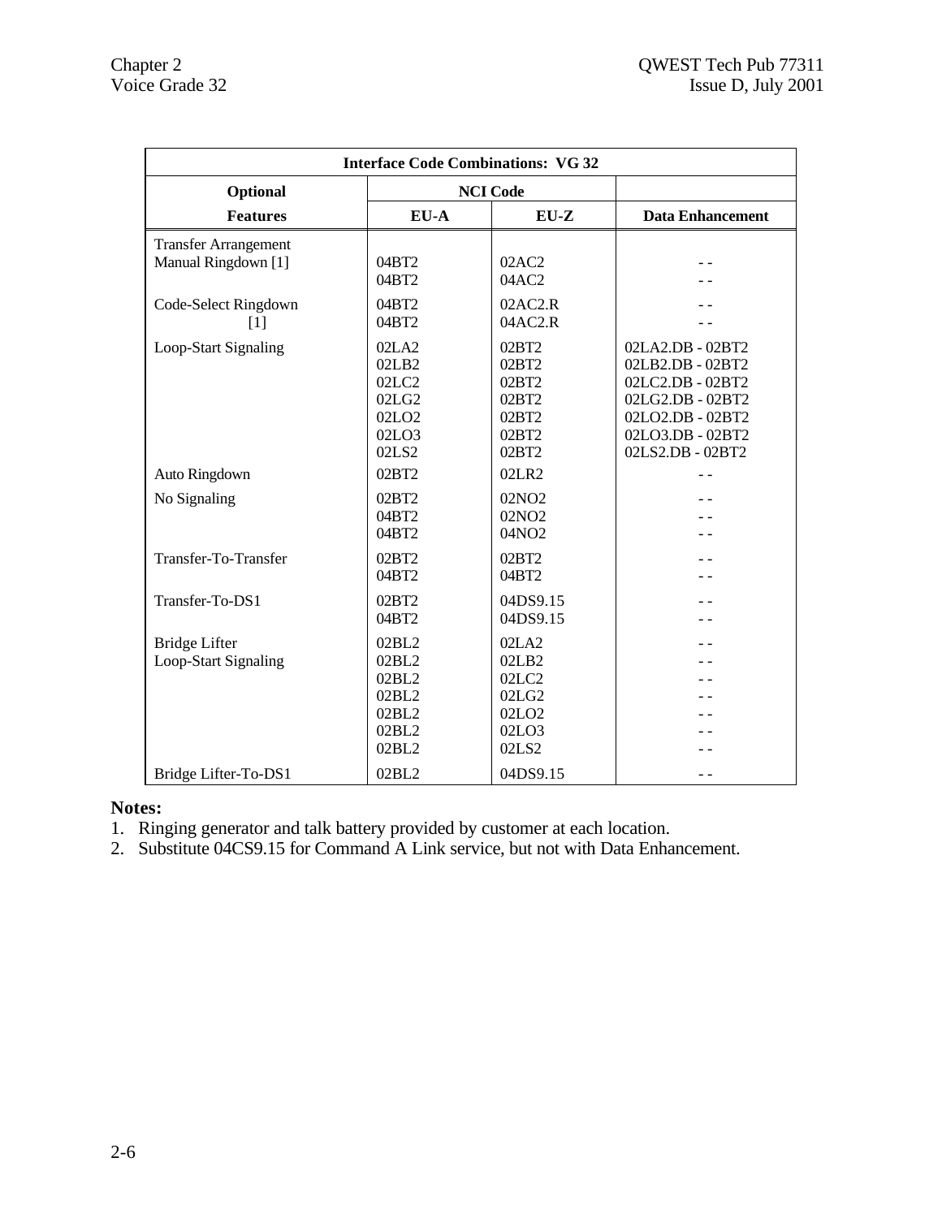| Interface Code Combinations: VG 32 | | | |
|---|---|---|---|
| **Optional** | **NCI Code** | | |
| **Features** | **EU-A** | **EU-Z** | **Data Enhancement** |
| Transfer Arrangement Manual Ringdown [1] | 04BT2 | 02AC2 | - - |
| | 04BT2 | 04AC2 | - - |
| Code-Select Ringdown [1] | 04BT2 | 02AC2.R | - - |
| | 04BT2 | 04AC2.R | - - |
| Loop-Start Signaling | 02LA2 | 02BT2 | 02LA2.DB - 02BT2 |
| | 02LB2 | 02BT2 | 02LB2.DB - 02BT2 |
| | 02LC2 | 02BT2 | 02LC2.DB - 02BT2 |
| | 02LG2 | 02BT2 | 02LG2.DB - 02BT2 |
| | 02LO2 | 02BT2 | 02LO2.DB - 02BT2 |
| | 02LO3 | 02BT2 | 02LO3.DB - 02BT2 |
| | 02LS2 | 02BT2 | 02LS2.DB - 02BT2 |
| Auto Ringdown | 02BT2 | 02LR2 | - - |
| No Signaling | 02BT2 | 02NO2 | - - |
| | 04BT2 | 02NO2 | - - |
| | 04BT2 | 04NO2 | - - |
| Transfer-To-Transfer | 02BT2 | 02BT2 | - - |
| | 04BT2 | 04BT2 | - - |
| Transfer-To-DS1 | 02BT2 | 04DS9.15 | - - |
| | 04BT2 | 04DS9.15 | - - |
| Bridge Lifter Loop-Start Signaling | 02BL2 | 02LA2 | - - |
| | 02BL2 | 02LB2 | - - |
| | 02BL2 | 02LC2 | - - |
| | 02BL2 | 02LG2 | - - |
| | 02BL2 | 02LO2 | - - |
| | 02BL2 | 02LO3 | - - |
| | 02BL2 | 02LS2 | - - |
| Bridge Lifter-To-DS1 | 02BL2 | 04DS9.15 | - - |

**Notes:**

1. Ringing generator and talk battery provided by customer at each location.
2. Substitute 04CS9.15 for Command A Link service, but not with Data Enhancement.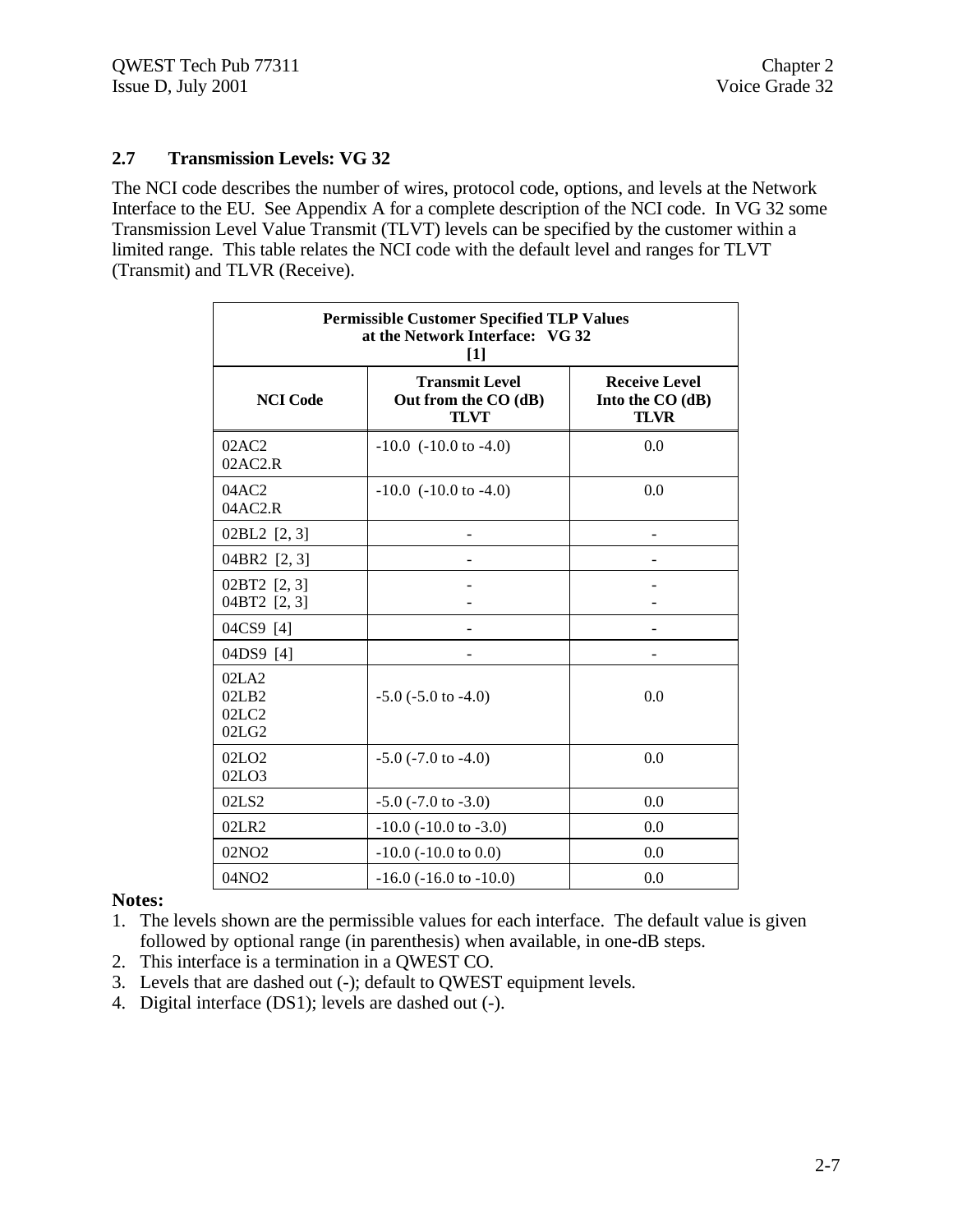## 2.7 Transmission Levels: VG 32

The NCI code describes the number of wires, protocol code, options, and levels at the Network Interface to the EU. See Appendix A for a complete description of the NCI code. In VG 32 some Transmission Level Value Transmit (TLVT) levels can be specified by the customer within a limited range. This table relates the NCI code with the default level and ranges for TLVT (Transmit) and TLVR (Receive).

| **Permissible Customer Specified TLP Values at the Network Interface: VG 32 [1]** | | |
|---|---|---|
| **NCI Code** | **Transmit Level Out from the CO (dB) TLVT** | **Receive Level Into the CO (dB) TLVR** |
| 02AC2<br>02AC2.R | -10.0 (-10.0 to -4.0) | 0.0 |
| 04AC2<br>04AC2.R | -10.0 (-10.0 to -4.0) | 0.0 |
| 02BL2 [2, 3] | - | - |
| 04BR2 [2, 3] | - | - |
| 02BT2 [2, 3]<br>04BT2 [2, 3] | -<br>- | -<br>- |
| 04CS9 [4] | - | - |
| 04DS9 [4] | - | - |
| 02LA2<br>02LB2<br>02LC2<br>02LG2 | -5.0 (-5.0 to -4.0) | 0.0 |
| 02LO2<br>02LO3 | -5.0 (-7.0 to -4.0) | 0.0 |
| 02LS2 | -5.0 (-7.0 to -3.0) | 0.0 |
| 02LR2 | -10.0 (-10.0 to -3.0) | 0.0 |
| 02NO2 | -10.0 (-10.0 to 0.0) | 0.0 |
| 04NO2 | -16.0 (-16.0 to -10.0) | 0.0 |

**Notes:**

1. The levels shown are the permissible values for each interface. The default value is given followed by optional range (in parenthesis) when available, in one-dB steps.
2. This interface is a termination in a QWEST CO.
3. Levels that are dashed out (-); default to QWEST equipment levels.
4. Digital interface (DS1); levels are dashed out (-).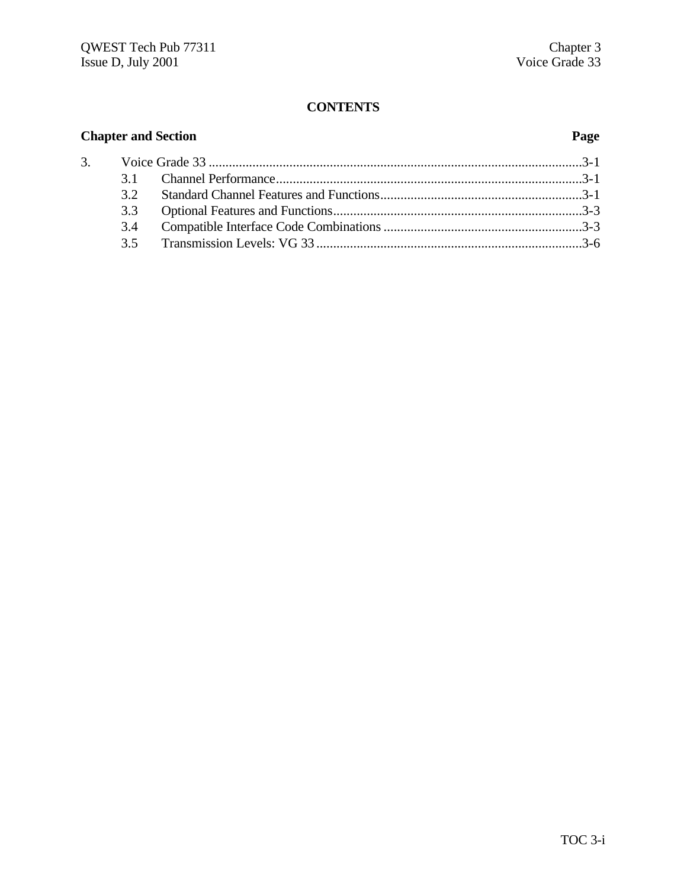# CONTENTS

**Chapter and Section** **Page**

| | | |
|---|---|---|
| 3. | Voice Grade 33 | 3-1 |
| 3.1 | Channel Performance | 3-1 |
| 3.2 | Standard Channel Features and Functions | 3-1 |
| 3.3 | Optional Features and Functions | 3-3 |
| 3.4 | Compatible Interface Code Combinations | 3-3 |
| 3.5 | Transmission Levels: VG 33 | 3-6 |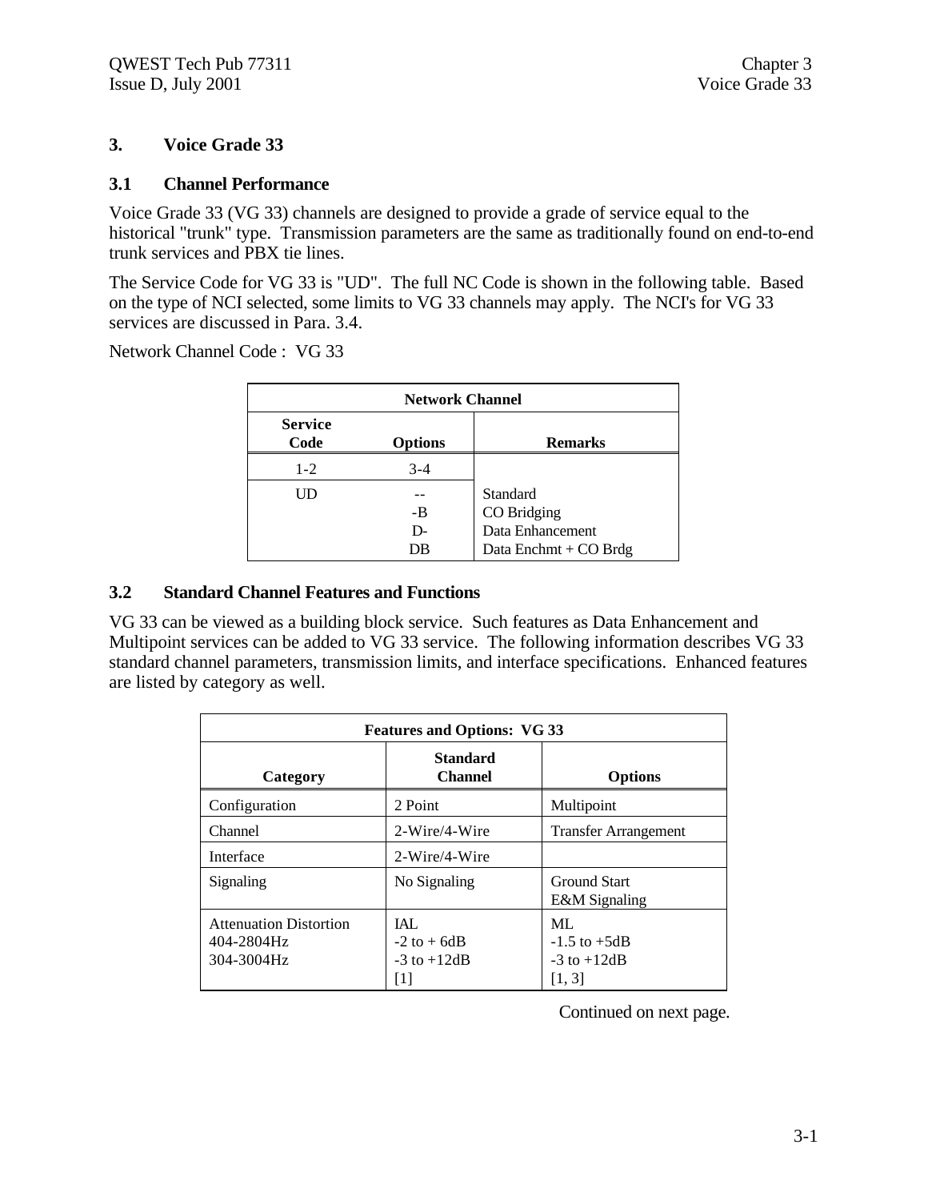# 3. Voice Grade 33

## 3.1 Channel Performance

Voice Grade 33 (VG 33) channels are designed to provide a grade of service equal to the historical "trunk" type. Transmission parameters are the same as traditionally found on end-to-end trunk services and PBX tie lines.

The Service Code for VG 33 is "UD". The full NC Code is shown in the following table. Based on the type of NCI selected, some limits to VG 33 channels may apply. The NCI's for VG 33 services are discussed in Para. 3.4.

Network Channel Code : VG 33

| Network Channel | | |
|---|---|---|
| **Service Code** | **Options** | **Remarks** |
| 1-2 | 3-4 | |
| UD | -- | Standard |
| | -B | CO Bridging |
| | D- | Data Enhancement |
| | DB | Data Enchmt + CO Brdg |

## 3.2 Standard Channel Features and Functions

VG 33 can be viewed as a building block service. Such features as Data Enhancement and Multipoint services can be added to VG 33 service. The following information describes VG 33 standard channel parameters, transmission limits, and interface specifications. Enhanced features are listed by category as well.

| Features and Options: VG 33 | | |
|---|---|---|
| **Category** | **Standard Channel** | **Options** |
| Configuration | 2 Point | Multipoint |
| Channel | 2-Wire/4-Wire | Transfer Arrangement |
| Interface | 2-Wire/4-Wire | |
| Signaling | No Signaling | Ground Start<br>E&M Signaling |
| Attenuation Distortion<br>404-2804Hz<br>304-3004Hz | IAL<br>-2 to + 6dB<br>-3 to +12dB<br>[1] | ML<br>-1.5 to +5dB<br>-3 to +12dB<br>[1, 3] |

Continued on next page.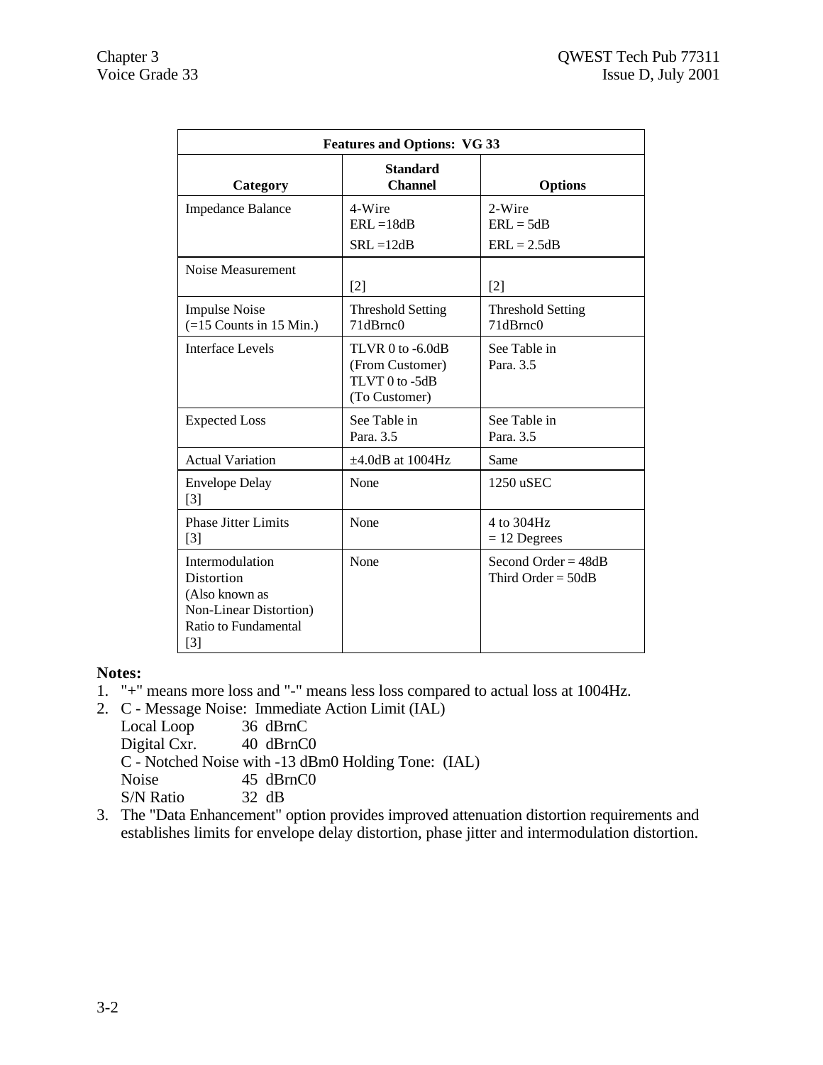| Features and Options: VG 33 | | |
|---|---|---|
| **Category** | **Standard Channel** | **Options** |
| Impedance Balance | 4-Wire<br>ERL =18dB<br>SRL =12dB | 2-Wire<br>ERL = 5dB<br>ERL = 2.5dB |
| Noise Measurement | [2] | [2] |
| Impulse Noise (=15 Counts in 15 Min.) | Threshold Setting 71dBrnc0 | Threshold Setting 71dBrnc0 |
| Interface Levels | TLVR 0 to -6.0dB (From Customer)<br>TLVT 0 to -5dB (To Customer) | See Table in Para. 3.5 |
| Expected Loss | See Table in Para. 3.5 | See Table in Para. 3.5 |
| Actual Variation | ±4.0dB at 1004Hz | Same |
| Envelope Delay [3] | None | 1250 uSEC |
| Phase Jitter Limits [3] | None | 4 to 304Hz = 12 Degrees |
| Intermodulation Distortion (Also known as Non-Linear Distortion) Ratio to Fundamental [3] | None | Second Order = 48dB<br>Third Order = 50dB |

**Notes:**

1. "+" means more loss and "-" means less loss compared to actual loss at 1004Hz.
2. C - Message Noise: Immediate Action Limit (IAL)
   Local Loop 36 dBrnC
   Digital Cxr. 40 dBrnC0
   C - Notched Noise with -13 dBm0 Holding Tone: (IAL)
   Noise 45 dBrnC0
   S/N Ratio 32 dB
3. The "Data Enhancement" option provides improved attenuation distortion requirements and establishes limits for envelope delay distortion, phase jitter and intermodulation distortion.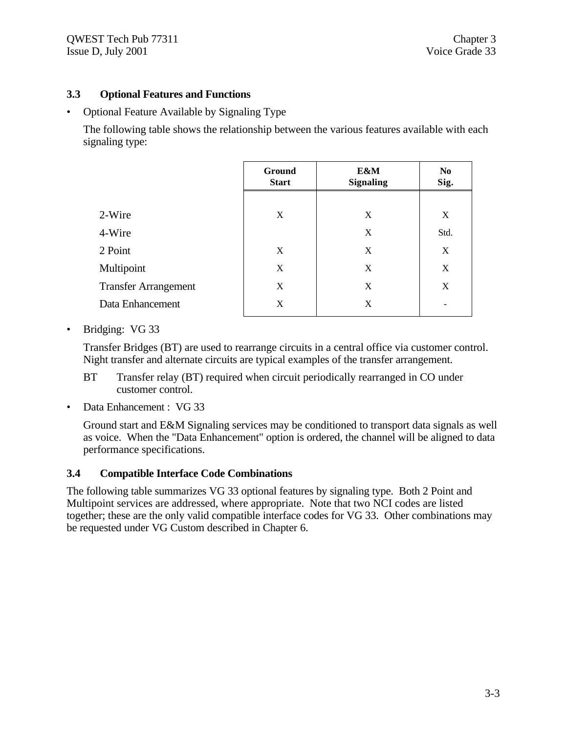### 3.3 Optional Features and Functions

- Optional Feature Available by Signaling Type

  The following table shows the relationship between the various features available with each signaling type:

| | Ground Start | E&M Signaling | No Sig. |
|---|---|---|---|
| 2-Wire | X | X | X |
| 4-Wire | | X | Std. |
| 2 Point | X | X | X |
| Multipoint | X | X | X |
| Transfer Arrangement | X | X | X |
| Data Enhancement | X | X | - |

- Bridging: VG 33

  Transfer Bridges (BT) are used to rearrange circuits in a central office via customer control. Night transfer and alternate circuits are typical examples of the transfer arrangement.

  BT Transfer relay (BT) required when circuit periodically rearranged in CO under customer control.

- Data Enhancement : VG 33

  Ground start and E&M Signaling services may be conditioned to transport data signals as well as voice. When the "Data Enhancement" option is ordered, the channel will be aligned to data performance specifications.

### 3.4 Compatible Interface Code Combinations

The following table summarizes VG 33 optional features by signaling type. Both 2 Point and Multipoint services are addressed, where appropriate. Note that two NCI codes are listed together; these are the only valid compatible interface codes for VG 33. Other combinations may be requested under VG Custom described in Chapter 6.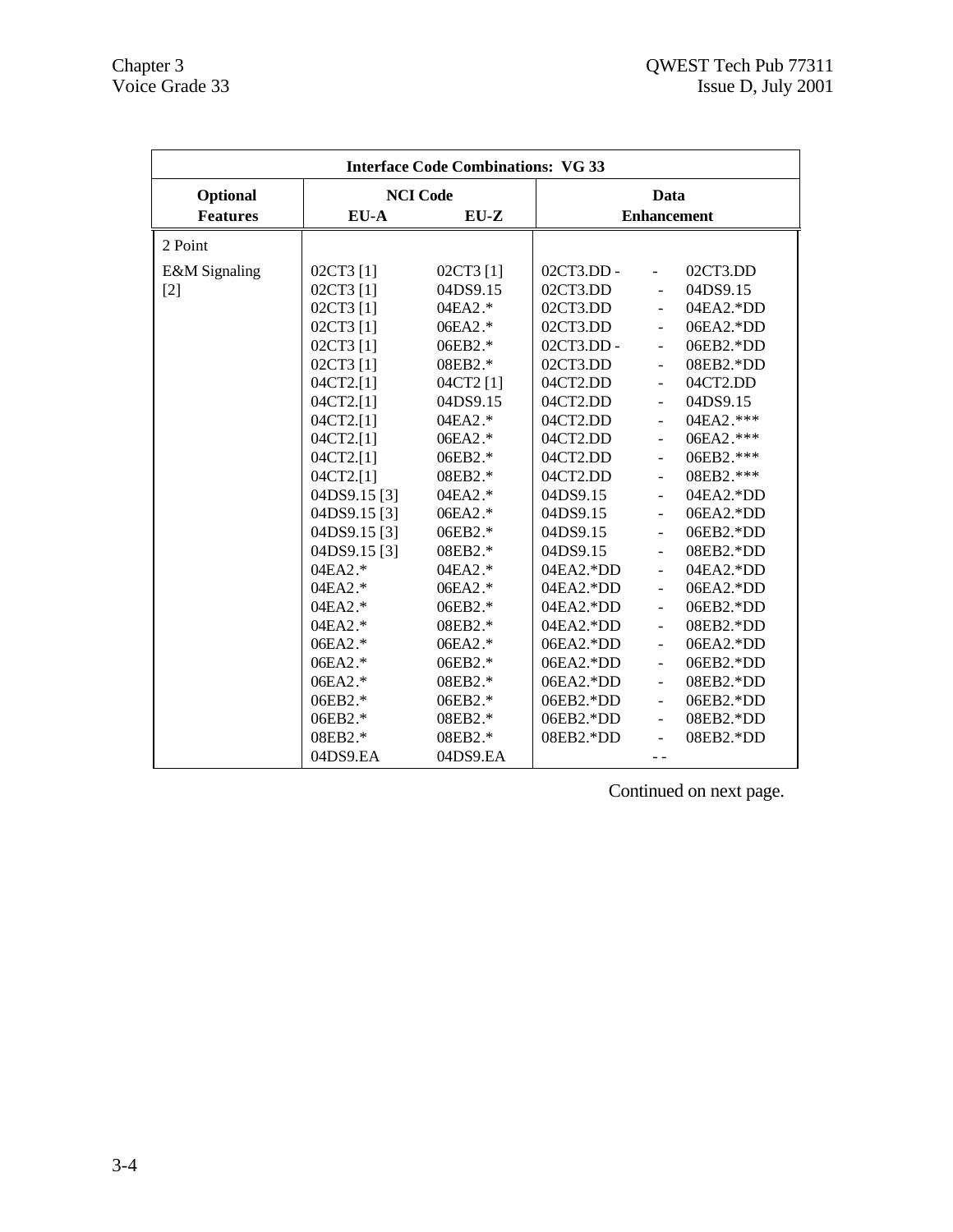| Interface Code Combinations: VG 33 | | | | | |
|---|---|---|---|---|---|
| **Optional Features** | **NCI Code** | | **Data Enhancement** | | |
| | **EU-A** | **EU-Z** | | | |
| 2 Point | | | | | |
| E&M Signaling [2] | 02CT3 [1] | 02CT3 [1] | 02CT3.DD - | - | 02CT3.DD |
| | 02CT3 [1] | 04DS9.15 | 02CT3.DD | - | 04DS9.15 |
| | 02CT3 [1] | 04EA2.* | 02CT3.DD | - | 04EA2.*DD |
| | 02CT3 [1] | 06EA2.* | 02CT3.DD | - | 06EA2.*DD |
| | 02CT3 [1] | 06EB2.* | 02CT3.DD - | - | 06EB2.*DD |
| | 02CT3 [1] | 08EB2.* | 02CT3.DD | - | 08EB2.*DD |
| | 04CT2.[1] | 04CT2 [1] | 04CT2.DD | - | 04CT2.DD |
| | 04CT2.[1] | 04DS9.15 | 04CT2.DD | - | 04DS9.15 |
| | 04CT2.[1] | 04EA2.* | 04CT2.DD | - | 04EA2.*** |
| | 04CT2.[1] | 06EA2.* | 04CT2.DD | - | 06EA2.*** |
| | 04CT2.[1] | 06EB2.* | 04CT2.DD | - | 06EB2.*** |
| | 04CT2.[1] | 08EB2.* | 04CT2.DD | - | 08EB2.*** |
| | 04DS9.15 [3] | 04EA2.* | 04DS9.15 | - | 04EA2.*DD |
| | 04DS9.15 [3] | 06EA2.* | 04DS9.15 | - | 06EA2.*DD |
| | 04DS9.15 [3] | 06EB2.* | 04DS9.15 | - | 06EB2.*DD |
| | 04DS9.15 [3] | 08EB2.* | 04DS9.15 | - | 08EB2.*DD |
| | 04EA2.* | 04EA2.* | 04EA2.*DD | - | 04EA2.*DD |
| | 04EA2.* | 06EA2.* | 04EA2.*DD | - | 06EA2.*DD |
| | 04EA2.* | 06EB2.* | 04EA2.*DD | - | 06EB2.*DD |
| | 04EA2.* | 08EB2.* | 04EA2.*DD | - | 08EB2.*DD |
| | 06EA2.* | 06EA2.* | 06EA2.*DD | - | 06EA2.*DD |
| | 06EA2.* | 06EB2.* | 06EA2.*DD | - | 06EB2.*DD |
| | 06EA2.* | 08EB2.* | 06EA2.*DD | - | 08EB2.*DD |
| | 06EB2.* | 06EB2.* | 06EB2.*DD | - | 06EB2.*DD |
| | 06EB2.* | 08EB2.* | 06EB2.*DD | - | 08EB2.*DD |
| | 08EB2.* | 08EB2.* | 08EB2.*DD | - | 08EB2.*DD |
| | 04DS9.EA | 04DS9.EA | | - - | |

Continued on next page.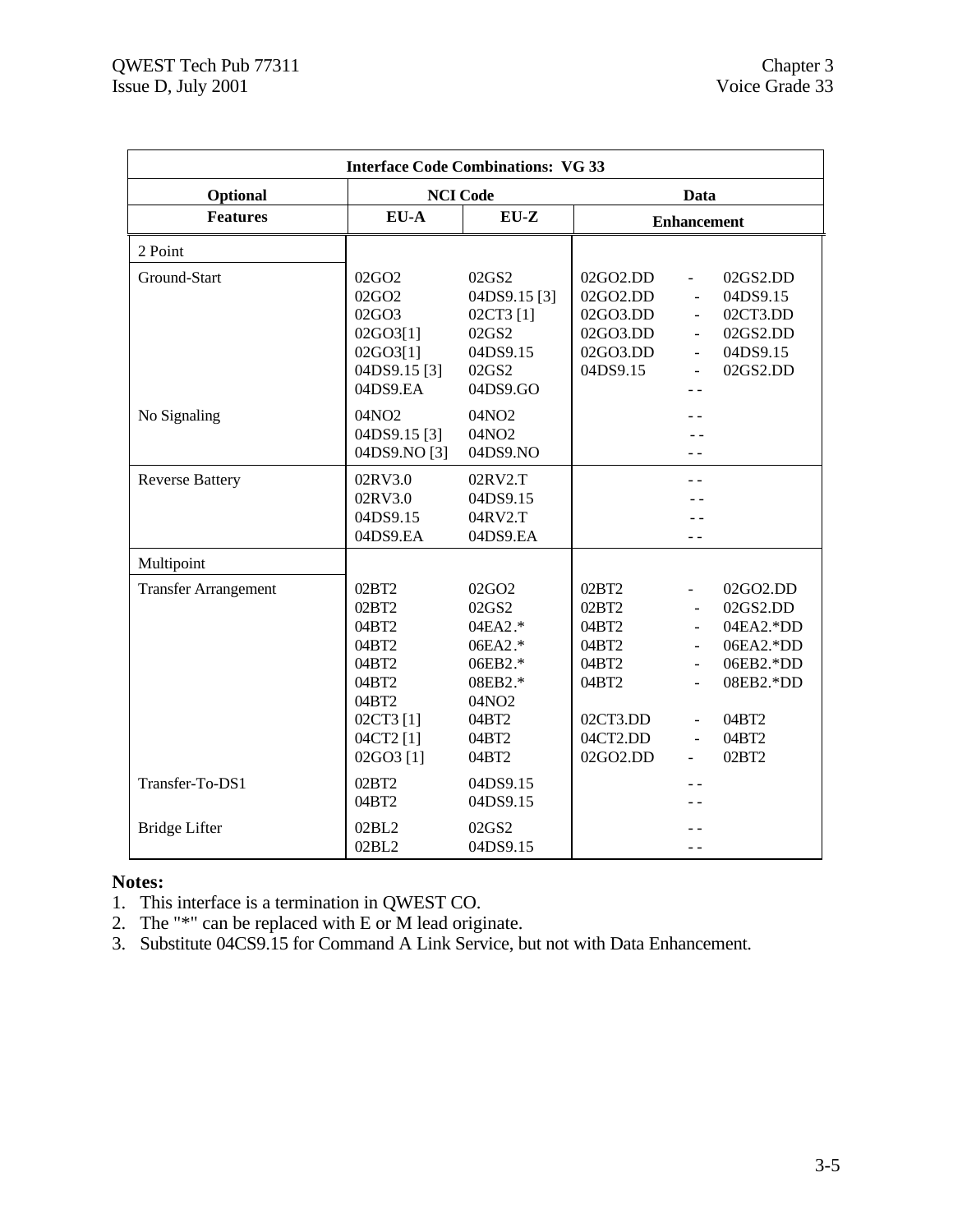| Interface Code Combinations: VG 33 | | | |
|---|---|---|---|
| **Optional** | **NCI Code** | | **Data** |
| **Features** | **EU-A** | **EU-Z** | **Enhancement** |
| 2 Point | | | |
| Ground-Start | 02GO2 | 02GS2 | 02GO2.DD - 02GS2.DD |
| | 02GO2 | 04DS9.15 [3] | 02GO2.DD - 04DS9.15 |
| | 02GO3 | 02CT3 [1] | 02GO3.DD - 02CT3.DD |
| | 02GO3[1] | 02GS2 | 02GO3.DD - 02GS2.DD |
| | 02GO3[1] | 04DS9.15 | 02GO3.DD - 04DS9.15 |
| | 04DS9.15 [3] | 02GS2 | 04DS9.15 - 02GS2.DD |
| | 04DS9.EA | 04DS9.GO | - - |
| No Signaling | 04NO2 | 04NO2 | - - |
| | 04DS9.15 [3] | 04NO2 | - - |
| | 04DS9.NO [3] | 04DS9.NO | - - |
| Reverse Battery | 02RV3.0 | 02RV2.T | - - |
| | 02RV3.0 | 04DS9.15 | - - |
| | 04DS9.15 | 04RV2.T | - - |
| | 04DS9.EA | 04DS9.EA | - - |
| Multipoint | | | |
| Transfer Arrangement | 02BT2 | 02GO2 | 02BT2 - 02GO2.DD |
| | 02BT2 | 02GS2 | 02BT2 - 02GS2.DD |
| | 04BT2 | 04EA2.* | 04BT2 - 04EA2.*DD |
| | 04BT2 | 06EA2.* | 04BT2 - 06EA2.*DD |
| | 04BT2 | 06EB2.* | 04BT2 - 06EB2.*DD |
| | 04BT2 | 08EB2.* | 04BT2 - 08EB2.*DD |
| | 04BT2 | 04NO2 | |
| | 02CT3 [1] | 04BT2 | 02CT3.DD - 04BT2 |
| | 04CT2 [1] | 04BT2 | 04CT2.DD - 04BT2 |
| | 02GO3 [1] | 04BT2 | 02GO2.DD - 02BT2 |
| Transfer-To-DS1 | 02BT2 | 04DS9.15 | - - |
| | 04BT2 | 04DS9.15 | - - |
| Bridge Lifter | 02BL2 | 02GS2 | - - |
| | 02BL2 | 04DS9.15 | - - |

**Notes:**

1. This interface is a termination in QWEST CO.
2. The "*" can be replaced with E or M lead originate.
3. Substitute 04CS9.15 for Command A Link Service, but not with Data Enhancement.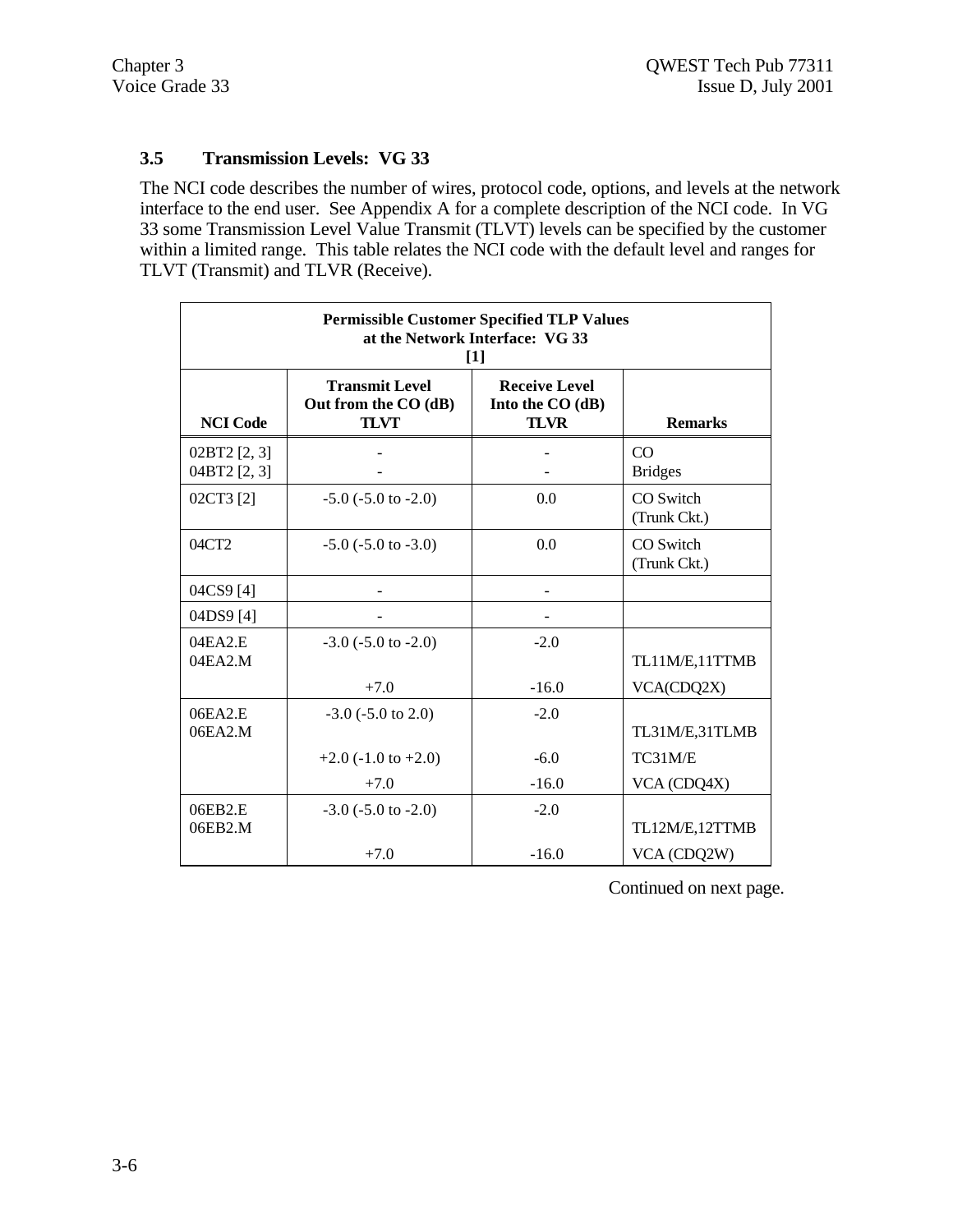## 3.5 Transmission Levels: VG 33

The NCI code describes the number of wires, protocol code, options, and levels at the network interface to the end user. See Appendix A for a complete description of the NCI code. In VG 33 some Transmission Level Value Transmit (TLVT) levels can be specified by the customer within a limited range. This table relates the NCI code with the default level and ranges for TLVT (Transmit) and TLVR (Receive).

| Permissible Customer Specified TLP Values at the Network Interface: VG 33 [1] | | | |
|---|---|---|---|
| **NCI Code** | **Transmit Level Out from the CO (dB) TLVT** | **Receive Level Into the CO (dB) TLVR** | **Remarks** |
| 02BT2 [2, 3]<br>04BT2 [2, 3] | -<br>- | -<br>- | CO<br>Bridges |
| 02CT3 [2] | -5.0 (-5.0 to -2.0) | 0.0 | CO Switch (Trunk Ckt.) |
| 04CT2 | -5.0 (-5.0 to -3.0) | 0.0 | CO Switch (Trunk Ckt.) |
| 04CS9 [4] | - | - | |
| 04DS9 [4] | - | - | |
| 04EA2.E<br>04EA2.M | -3.0 (-5.0 to -2.0) | -2.0 | TL11M/E,11TTMB |
| | +7.0 | -16.0 | VCA(CDQ2X) |
| 06EA2.E<br>06EA2.M | -3.0 (-5.0 to 2.0) | -2.0 | TL31M/E,31TLMB |
| | +2.0 (-1.0 to +2.0) | -6.0 | TC31M/E |
| | +7.0 | -16.0 | VCA (CDQ4X) |
| 06EB2.E<br>06EB2.M | -3.0 (-5.0 to -2.0) | -2.0 | TL12M/E,12TTMB |
| | +7.0 | -16.0 | VCA (CDQ2W) |

Continued on next page.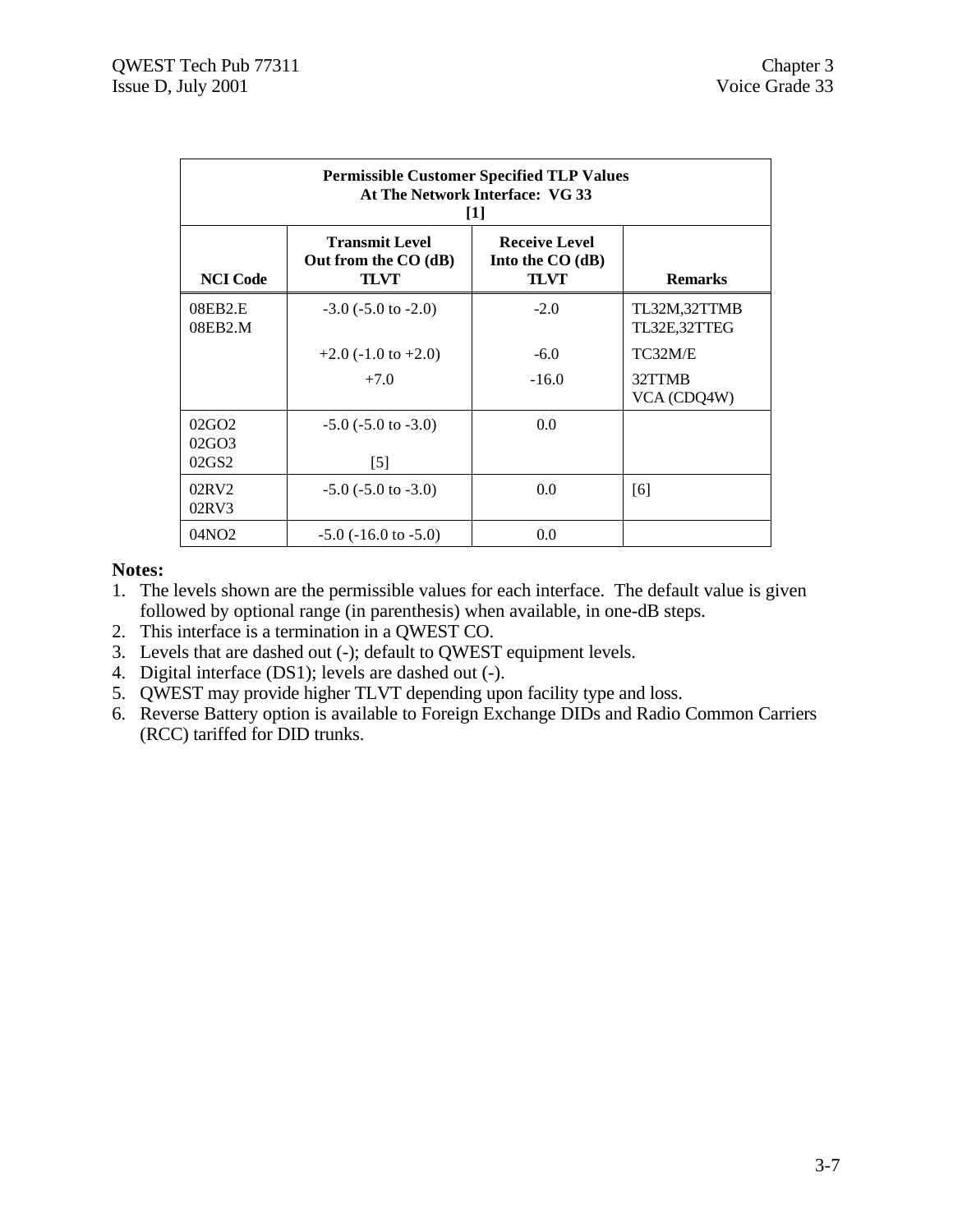| Permissible Customer Specified TLP Values At The Network Interface: VG 33 [1] | | | |
|---|---|---|---|
| **NCI Code** | **Transmit Level Out from the CO (dB) TLVT** | **Receive Level Into the CO (dB) TLVT** | **Remarks** |
| 08EB2.E 08EB2.M | -3.0 (-5.0 to -2.0) | -2.0 | TL32M,32TTMB TL32E,32TTEG |
| | +2.0 (-1.0 to +2.0) | -6.0 | TC32M/E |
| | +7.0 | -16.0 | 32TTMB VCA (CDQ4W) |
| 02GO2 02GO3 02GS2 | -5.0 (-5.0 to -3.0) [5] | 0.0 | |
| 02RV2 02RV3 | -5.0 (-5.0 to -3.0) | 0.0 | [6] |
| 04NO2 | -5.0 (-16.0 to -5.0) | 0.0 | |

**Notes:**

1. The levels shown are the permissible values for each interface. The default value is given followed by optional range (in parenthesis) when available, in one-dB steps.
2. This interface is a termination in a QWEST CO.
3. Levels that are dashed out (-); default to QWEST equipment levels.
4. Digital interface (DS1); levels are dashed out (-).
5. QWEST may provide higher TLVT depending upon facility type and loss.
6. Reverse Battery option is available to Foreign Exchange DIDs and Radio Common Carriers (RCC) tariffed for DID trunks.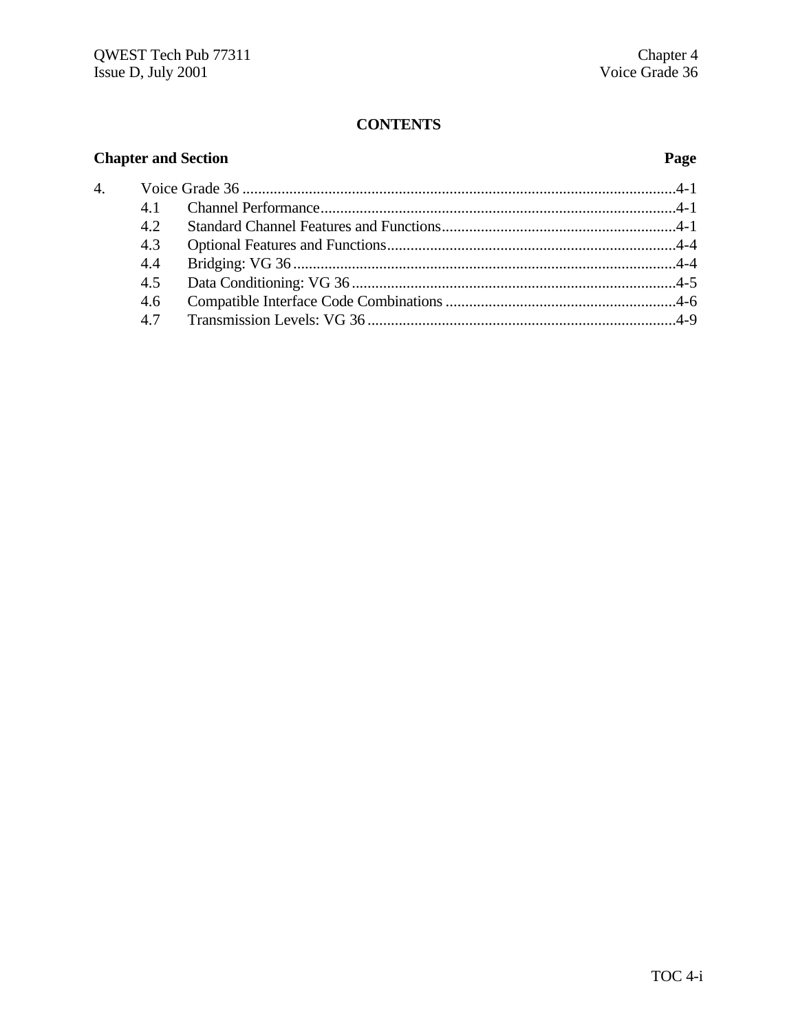## CONTENTS

| Chapter and Section | | Page |
|---|---|---|
| 4. | Voice Grade 36 | 4-1 |
| 4.1 | Channel Performance | 4-1 |
| 4.2 | Standard Channel Features and Functions | 4-1 |
| 4.3 | Optional Features and Functions | 4-4 |
| 4.4 | Bridging: VG 36 | 4-4 |
| 4.5 | Data Conditioning: VG 36 | 4-5 |
| 4.6 | Compatible Interface Code Combinations | 4-6 |
| 4.7 | Transmission Levels: VG 36 | 4-9 |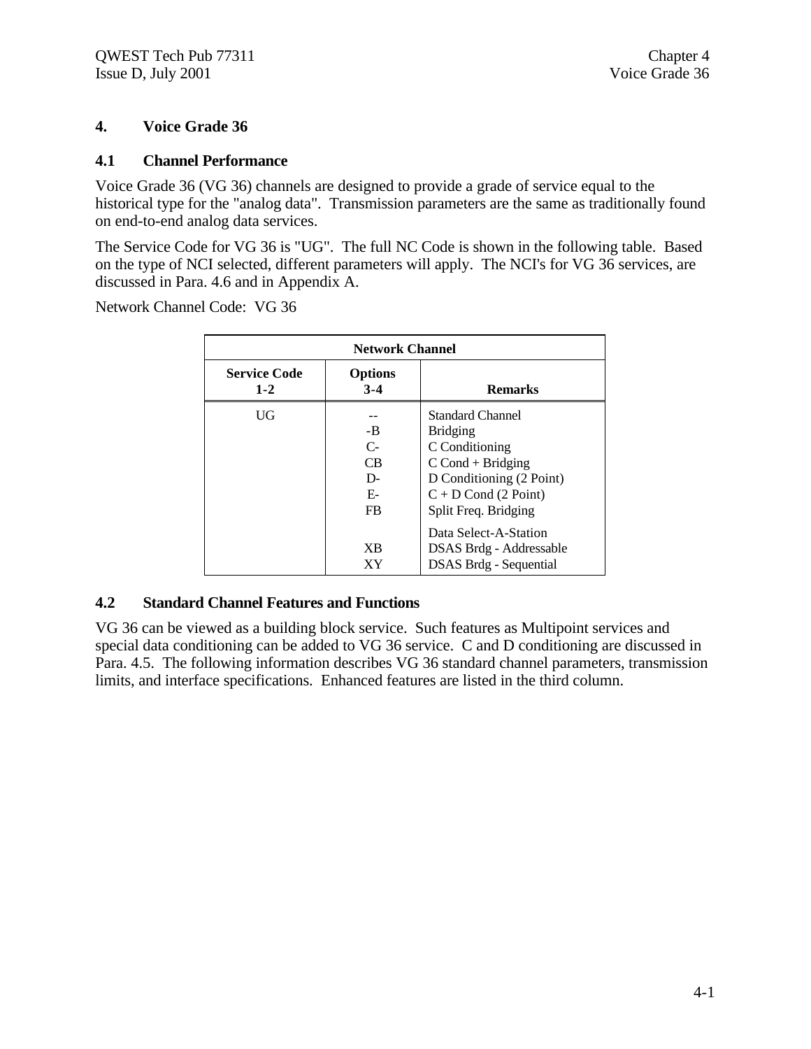# 4. Voice Grade 36

## 4.1 Channel Performance

Voice Grade 36 (VG 36) channels are designed to provide a grade of service equal to the historical type for the "analog data". Transmission parameters are the same as traditionally found on end-to-end analog data services.

The Service Code for VG 36 is "UG". The full NC Code is shown in the following table. Based on the type of NCI selected, different parameters will apply. The NCI's for VG 36 services, are discussed in Para. 4.6 and in Appendix A.

Network Channel Code: VG 36

| Network Channel | | |
|---|---|---|
| **Service Code 1-2** | **Options 3-4** | **Remarks** |
| UG | -- | Standard Channel |
| | -B | Bridging |
| | C- | C Conditioning |
| | CB | C Cond + Bridging |
| | D- | D Conditioning (2 Point) |
| | E- | C + D Cond (2 Point) |
| | FB | Split Freq. Bridging |
| | | Data Select-A-Station |
| | XB | DSAS Brdg - Addressable |
| | XY | DSAS Brdg - Sequential |

## 4.2 Standard Channel Features and Functions

VG 36 can be viewed as a building block service. Such features as Multipoint services and special data conditioning can be added to VG 36 service. C and D conditioning are discussed in Para. 4.5. The following information describes VG 36 standard channel parameters, transmission limits, and interface specifications. Enhanced features are listed in the third column.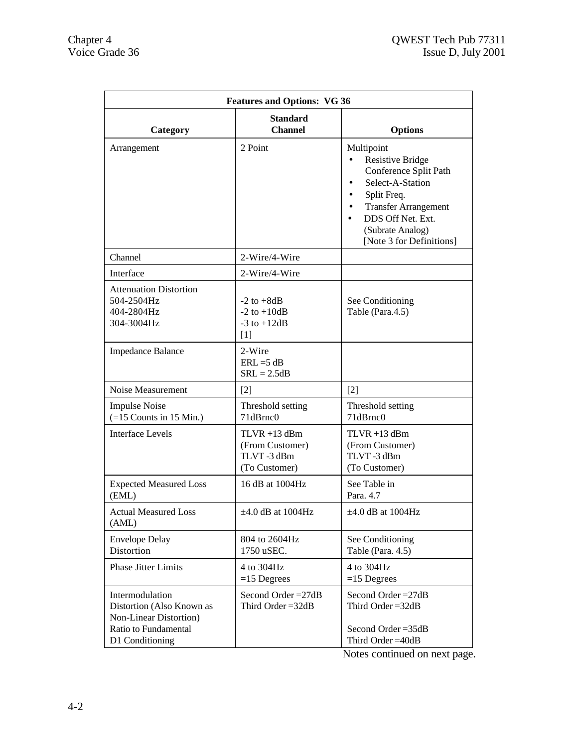| Features and Options: VG 36 | | |
|---|---|---|
| **Category** | **Standard Channel** | **Options** |
| Arrangement | 2 Point | Multipoint<br>• Resistive Bridge Conference Split Path<br>• Select-A-Station<br>• Split Freq.<br>• Transfer Arrangement<br>• DDS Off Net. Ext. (Subrate Analog) [Note 3 for Definitions] |
| Channel | 2-Wire/4-Wire | |
| Interface | 2-Wire/4-Wire | |
| Attenuation Distortion<br>504-2504Hz<br>404-2804Hz<br>304-3004Hz | -2 to +8dB<br>-2 to +10dB<br>-3 to +12dB<br>[1] | See Conditioning Table (Para.4.5) |
| Impedance Balance | 2-Wire<br>ERL =5 dB<br>SRL = 2.5dB | |
| Noise Measurement | [2] | [2] |
| Impulse Noise<br>(=15 Counts in 15 Min.) | Threshold setting 71dBrnc0 | Threshold setting 71dBrnc0 |
| Interface Levels | TLVR +13 dBm (From Customer)<br>TLVT -3 dBm (To Customer) | TLVR +13 dBm (From Customer)<br>TLVT -3 dBm (To Customer) |
| Expected Measured Loss (EML) | 16 dB at 1004Hz | See Table in Para. 4.7 |
| Actual Measured Loss (AML) | ±4.0 dB at 1004Hz | ±4.0 dB at 1004Hz |
| Envelope Delay Distortion | 804 to 2604Hz<br>1750 uSEC. | See Conditioning Table (Para. 4.5) |
| Phase Jitter Limits | 4 to 304Hz<br>=15 Degrees | 4 to 304Hz<br>=15 Degrees |
| Intermodulation Distortion (Also Known as Non-Linear Distortion)<br>Ratio to Fundamental<br>D1 Conditioning | Second Order =27dB<br>Third Order =32dB | Second Order =27dB<br>Third Order =32dB<br><br>Second Order =35dB<br>Third Order =40dB |

Notes continued on next page.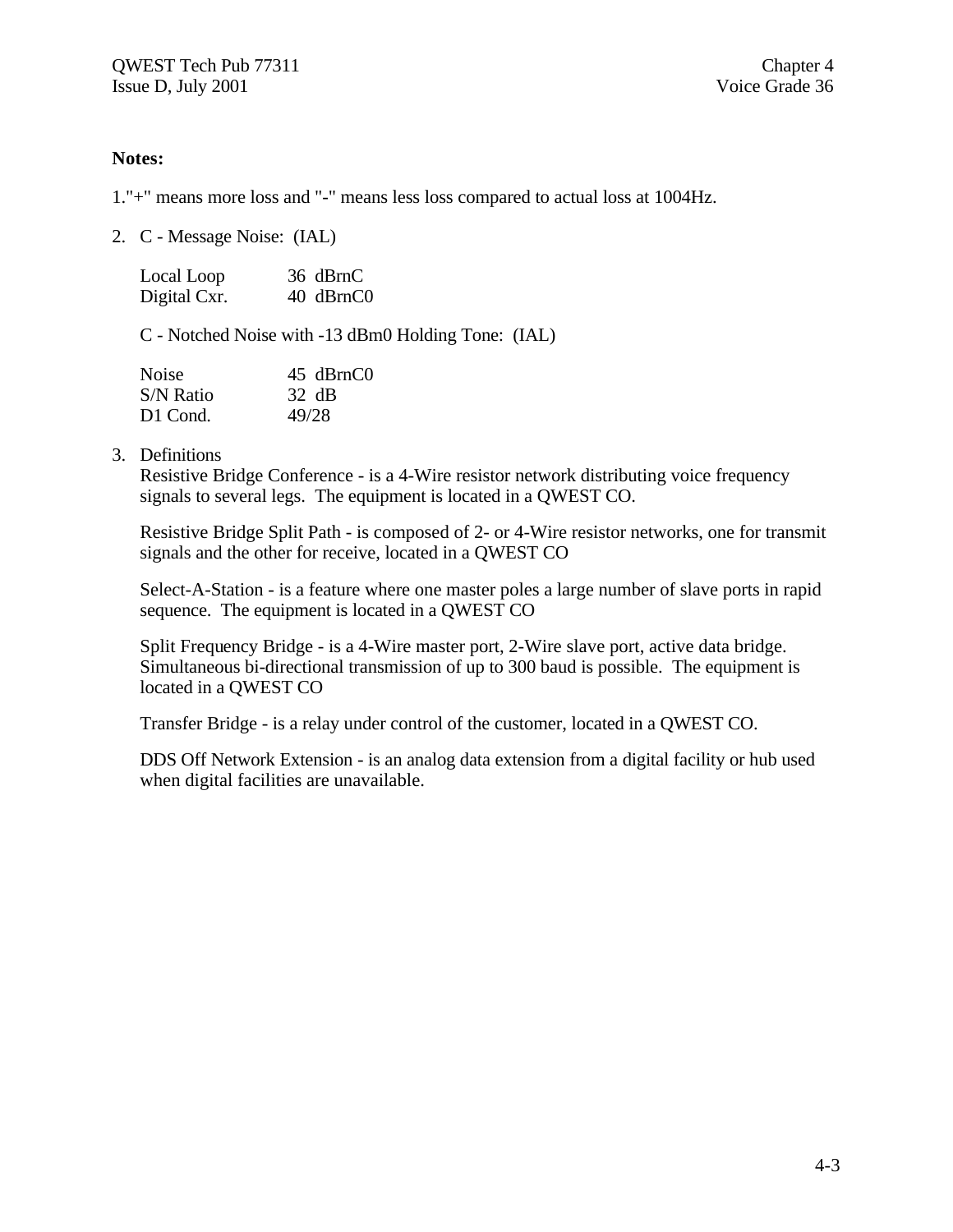**Notes:**

1."+" means more loss and "-" means less loss compared to actual loss at 1004Hz.

2. C - Message Noise: (IAL)

| | |
|---|---|
| Local Loop | 36 dBrnC |
| Digital Cxr. | 40 dBrnC0 |

C - Notched Noise with -13 dBm0 Holding Tone: (IAL)

| | |
|---|---|
| Noise | 45 dBrnC0 |
| S/N Ratio | 32 dB |
| D1 Cond. | 49/28 |

3. Definitions

Resistive Bridge Conference - is a 4-Wire resistor network distributing voice frequency signals to several legs. The equipment is located in a QWEST CO.

Resistive Bridge Split Path - is composed of 2- or 4-Wire resistor networks, one for transmit signals and the other for receive, located in a QWEST CO

Select-A-Station - is a feature where one master poles a large number of slave ports in rapid sequence. The equipment is located in a QWEST CO

Split Frequency Bridge - is a 4-Wire master port, 2-Wire slave port, active data bridge. Simultaneous bi-directional transmission of up to 300 baud is possible. The equipment is located in a QWEST CO

Transfer Bridge - is a relay under control of the customer, located in a QWEST CO.

DDS Off Network Extension - is an analog data extension from a digital facility or hub used when digital facilities are unavailable.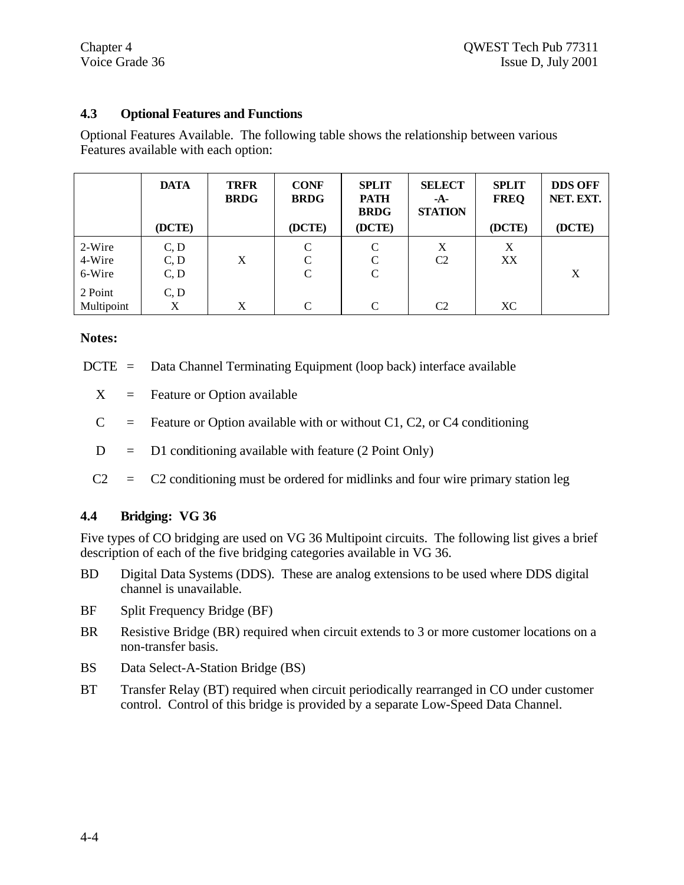## 4.3 Optional Features and Functions

Optional Features Available. The following table shows the relationship between various Features available with each option:

| | DATA (DCTE) | TRFR BRDG | CONF BRDG (DCTE) | SPLIT PATH BRDG (DCTE) | SELECT -A- STATION | SPLIT FREQ (DCTE) | DDS OFF NET. EXT. (DCTE) |
|---|---|---|---|---|---|---|---|
| 2-Wire | C, D | | C | C | X | X | |
| 4-Wire | C, D | X | C | C | C2 | XX | |
| 6-Wire | C, D | | C | C | | | X |
| 2 Point | C, D | | | | | | |
| Multipoint | X | X | C | C | C2 | XC | |

**Notes:**

DCTE = Data Channel Terminating Equipment (loop back) interface available

X = Feature or Option available

C = Feature or Option available with or without C1, C2, or C4 conditioning

D = D1 conditioning available with feature (2 Point Only)

C2 = C2 conditioning must be ordered for midlinks and four wire primary station leg

## 4.4 Bridging: VG 36

Five types of CO bridging are used on VG 36 Multipoint circuits. The following list gives a brief description of each of the five bridging categories available in VG 36.

BD Digital Data Systems (DDS). These are analog extensions to be used where DDS digital channel is unavailable.

BF Split Frequency Bridge (BF)

BR Resistive Bridge (BR) required when circuit extends to 3 or more customer locations on a non-transfer basis.

BS Data Select-A-Station Bridge (BS)

BT Transfer Relay (BT) required when circuit periodically rearranged in CO under customer control. Control of this bridge is provided by a separate Low-Speed Data Channel.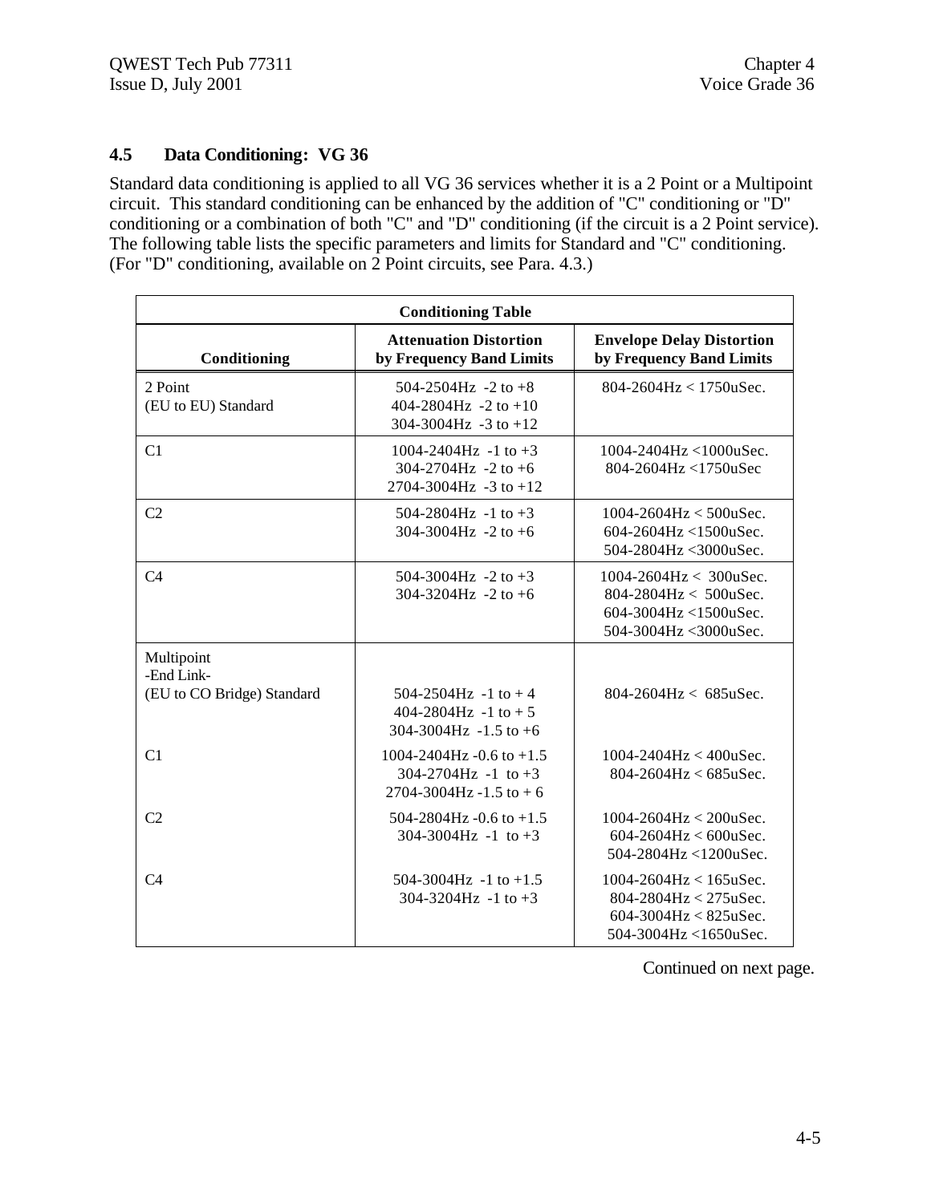## 4.5 Data Conditioning: VG 36

Standard data conditioning is applied to all VG 36 services whether it is a 2 Point or a Multipoint circuit. This standard conditioning can be enhanced by the addition of "C" conditioning or "D" conditioning or a combination of both "C" and "D" conditioning (if the circuit is a 2 Point service). The following table lists the specific parameters and limits for Standard and "C" conditioning. (For "D" conditioning, available on 2 Point circuits, see Para. 4.3.)

| Conditioning Table | | |
|---|---|---|
| **Conditioning** | **Attenuation Distortion by Frequency Band Limits** | **Envelope Delay Distortion by Frequency Band Limits** |
| 2 Point<br>(EU to EU) Standard | 504-2504Hz -2 to +8<br>404-2804Hz -2 to +10<br>304-3004Hz -3 to +12 | 804-2604Hz < 1750uSec. |
| C1 | 1004-2404Hz -1 to +3<br>304-2704Hz -2 to +6<br>2704-3004Hz -3 to +12 | 1004-2404Hz <1000uSec.<br>804-2604Hz <1750uSec |
| C2 | 504-2804Hz -1 to +3<br>304-3004Hz -2 to +6 | 1004-2604Hz < 500uSec.<br>604-2604Hz <1500uSec.<br>504-2804Hz <3000uSec. |
| C4 | 504-3004Hz -2 to +3<br>304-3204Hz -2 to +6 | 1004-2604Hz < 300uSec.<br>804-2804Hz < 500uSec.<br>604-3004Hz <1500uSec.<br>504-3004Hz <3000uSec. |
| Multipoint<br>-End Link-<br>(EU to CO Bridge) Standard | 504-2504Hz -1 to + 4<br>404-2804Hz -1 to + 5<br>304-3004Hz -1.5 to +6 | 804-2604Hz < 685uSec. |
| C1 | 1004-2404Hz -0.6 to +1.5<br>304-2704Hz -1 to +3<br>2704-3004Hz -1.5 to + 6 | 1004-2404Hz < 400uSec.<br>804-2604Hz < 685uSec. |
| C2 | 504-2804Hz -0.6 to +1.5<br>304-3004Hz -1 to +3 | 1004-2604Hz < 200uSec.<br>604-2604Hz < 600uSec.<br>504-2804Hz <1200uSec. |
| C4 | 504-3004Hz -1 to +1.5<br>304-3204Hz -1 to +3 | 1004-2604Hz < 165uSec.<br>804-2804Hz < 275uSec.<br>604-3004Hz < 825uSec.<br>504-3004Hz <1650uSec. |

Continued on next page.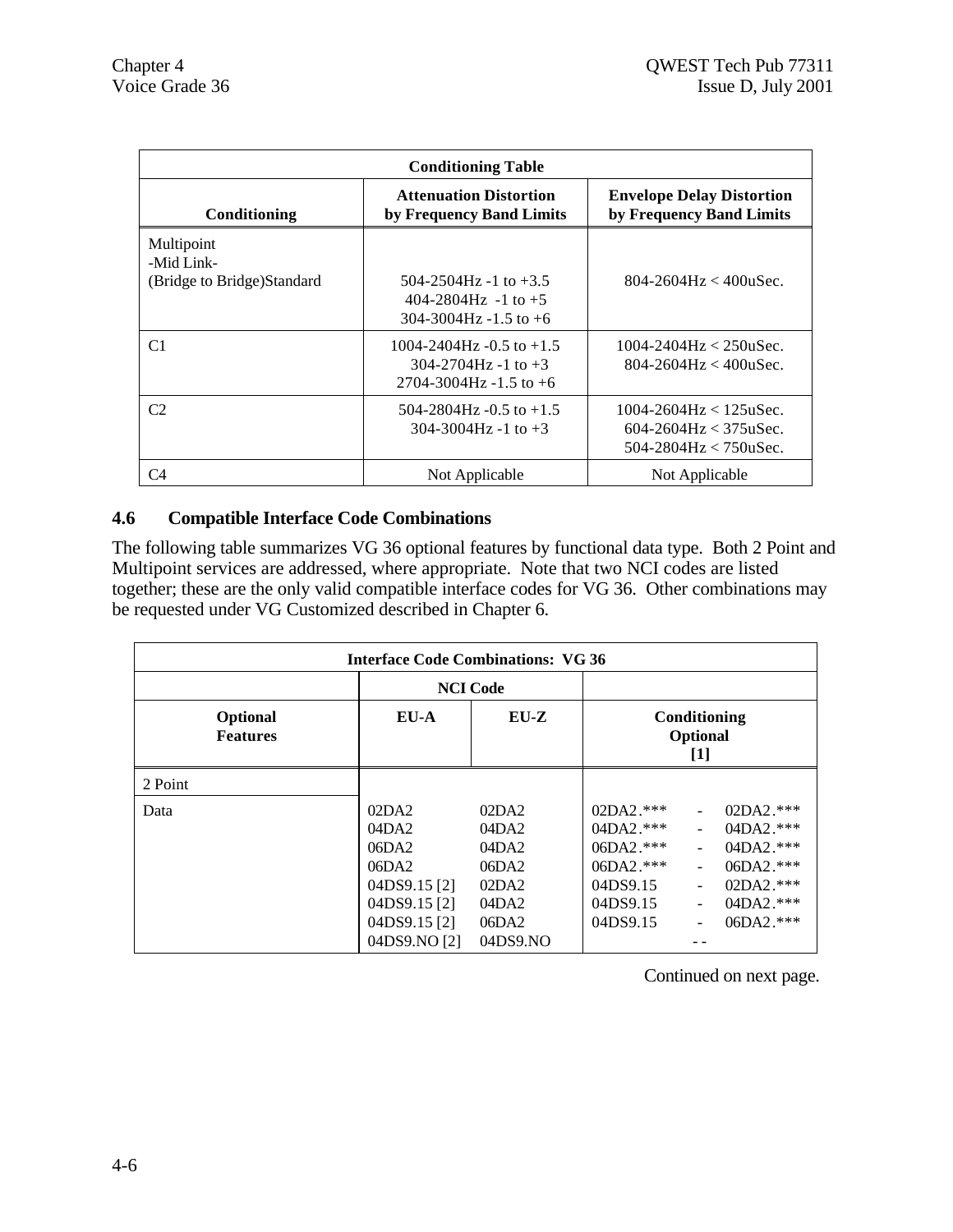| Conditioning Table | | |
|---|---|---|
| **Conditioning** | **Attenuation Distortion by Frequency Band Limits** | **Envelope Delay Distortion by Frequency Band Limits** |
| Multipoint -Mid Link- (Bridge to Bridge)Standard | 504-2504Hz -1 to +3.5<br>404-2804Hz -1 to +5<br>304-3004Hz -1.5 to +6 | 804-2604Hz < 400uSec. |
| C1 | 1004-2404Hz -0.5 to +1.5<br>304-2704Hz -1 to +3<br>2704-3004Hz -1.5 to +6 | 1004-2404Hz < 250uSec.<br>804-2604Hz < 400uSec. |
| C2 | 504-2804Hz -0.5 to +1.5<br>304-3004Hz -1 to +3 | 1004-2604Hz < 125uSec.<br>604-2604Hz < 375uSec.<br>504-2804Hz < 750uSec. |
| C4 | Not Applicable | Not Applicable |

## 4.6 Compatible Interface Code Combinations

The following table summarizes VG 36 optional features by functional data type. Both 2 Point and Multipoint services are addressed, where appropriate. Note that two NCI codes are listed together; these are the only valid compatible interface codes for VG 36. Other combinations may be requested under VG Customized described in Chapter 6.

| Interface Code Combinations: VG 36 | | | |
|---|---|---|---|
| | **NCI Code** | | |
| **Optional Features** | **EU-A** | **EU-Z** | **Conditioning Optional [1]** |
| 2 Point | | | |
| Data | 02DA2<br>04DA2<br>06DA2<br>06DA2<br>04DS9.15 [2]<br>04DS9.15 [2]<br>04DS9.15 [2]<br>04DS9.NO [2] | 02DA2<br>04DA2<br>04DA2<br>06DA2<br>02DA2<br>04DA2<br>06DA2<br>04DS9.NO | 02DA2.*** - 02DA2.***<br>04DA2.*** - 04DA2.***<br>06DA2.*** - 04DA2.***<br>06DA2.*** - 06DA2.***<br>04DS9.15 - 02DA2.***<br>04DS9.15 - 04DA2.***<br>04DS9.15 - 06DA2.***<br>- - |

Continued on next page.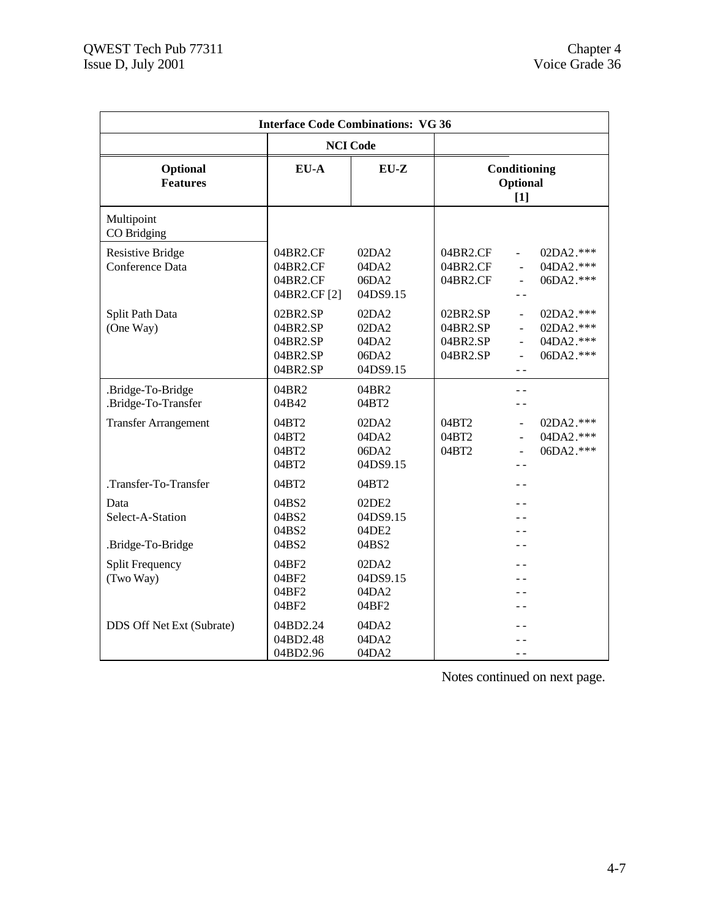| Interface Code Combinations: VG 36 | | | |
|---|---|---|---|
| | NCI Code | | |
| **Optional Features** | **EU-A** | **EU-Z** | **Conditioning Optional [1]** |
| Multipoint CO Bridging | | | |
| Resistive Bridge Conference Data | 04BR2.CF | 02DA2 | 04BR2.CF - 02DA2.*** |
| | 04BR2.CF | 04DA2 | 04BR2.CF - 04DA2.*** |
| | 04BR2.CF | 06DA2 | 04BR2.CF - 06DA2.*** |
| | 04BR2.CF [2] | 04DS9.15 | - - |
| Split Path Data (One Way) | 02BR2.SP | 02DA2 | 02BR2.SP - 02DA2.*** |
| | 04BR2.SP | 02DA2 | 04BR2.SP - 02DA2.*** |
| | 04BR2.SP | 04DA2 | 04BR2.SP - 04DA2.*** |
| | 04BR2.SP | 06DA2 | 04BR2.SP - 06DA2.*** |
| | 04BR2.SP | 04DS9.15 | - - |
| .Bridge-To-Bridge | 04BR2 | 04BR2 | - - |
| .Bridge-To-Transfer | 04B42 | 04BT2 | - - |
| Transfer Arrangement | 04BT2 | 02DA2 | 04BT2 - 02DA2.*** |
| | 04BT2 | 04DA2 | 04BT2 - 04DA2.*** |
| | 04BT2 | 06DA2 | 04BT2 - 06DA2.*** |
| | 04BT2 | 04DS9.15 | - - |
| .Transfer-To-Transfer | 04BT2 | 04BT2 | - - |
| Data | 04BS2 | 02DE2 | - - |
| Select-A-Station | 04BS2 | 04DS9.15 | - - |
| | 04BS2 | 04DE2 | - - |
| .Bridge-To-Bridge | 04BS2 | 04BS2 | - - |
| Split Frequency (Two Way) | 04BF2 | 02DA2 | - - |
| | 04BF2 | 04DS9.15 | - - |
| | 04BF2 | 04DA2 | - - |
| | 04BF2 | 04BF2 | - - |
| DDS Off Net Ext (Subrate) | 04BD2.24 | 04DA2 | - - |
| | 04BD2.48 | 04DA2 | - - |
| | 04BD2.96 | 04DA2 | - - |

Notes continued on next page.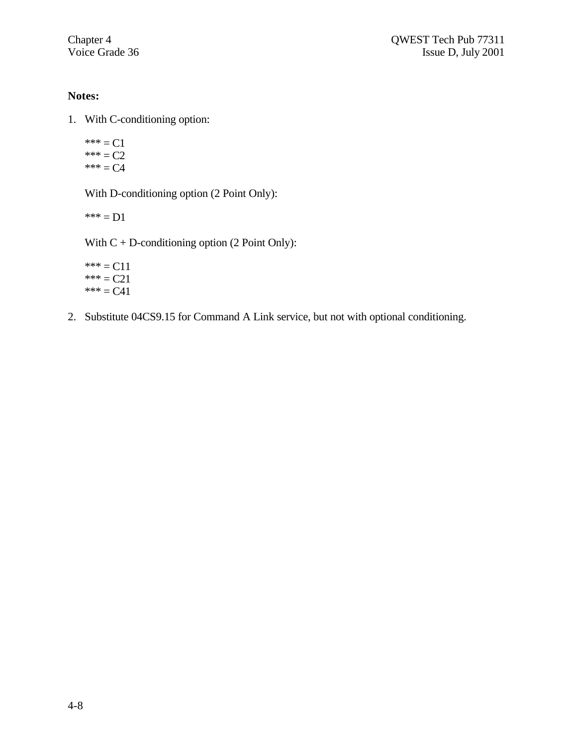**Notes:**

1. With C-conditioning option:

   *** = C1
   *** = C2
   *** = C4

   With D-conditioning option (2 Point Only):

   *** = D1

   With C + D-conditioning option (2 Point Only):

   *** = C11
   *** = C21
   *** = C41

2. Substitute 04CS9.15 for Command A Link service, but not with optional conditioning.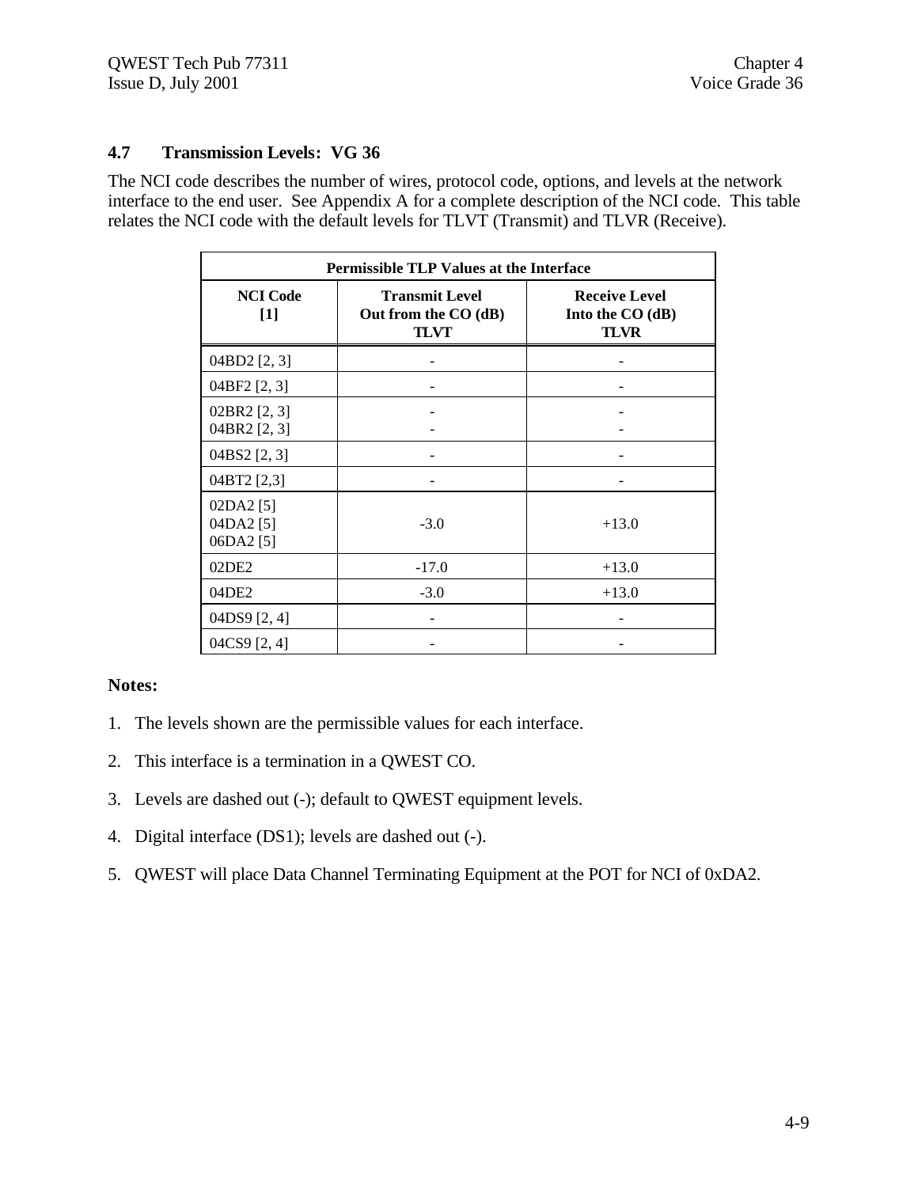## 4.7 Transmission Levels: VG 36

The NCI code describes the number of wires, protocol code, options, and levels at the network interface to the end user. See Appendix A for a complete description of the NCI code. This table relates the NCI code with the default levels for TLVT (Transmit) and TLVR (Receive).

| Permissible TLP Values at the Interface | | |
|---|---|---|
| **NCI Code [1]** | **Transmit Level Out from the CO (dB) TLVT** | **Receive Level Into the CO (dB) TLVR** |
| 04BD2 [2, 3] | - | - |
| 04BF2 [2, 3] | - | - |
| 02BR2 [2, 3]<br>04BR2 [2, 3] | -<br>- | -<br>- |
| 04BS2 [2, 3] | - | - |
| 04BT2 [2,3] | - | - |
| 02DA2 [5]<br>04DA2 [5]<br>06DA2 [5] | -3.0 | +13.0 |
| 02DE2 | -17.0 | +13.0 |
| 04DE2 | -3.0 | +13.0 |
| 04DS9 [2, 4] | - | - |
| 04CS9 [2, 4] | - | - |

**Notes:**

1. The levels shown are the permissible values for each interface.
2. This interface is a termination in a QWEST CO.
3. Levels are dashed out (-); default to QWEST equipment levels.
4. Digital interface (DS1); levels are dashed out (-).
5. QWEST will place Data Channel Terminating Equipment at the POT for NCI of 0xDA2.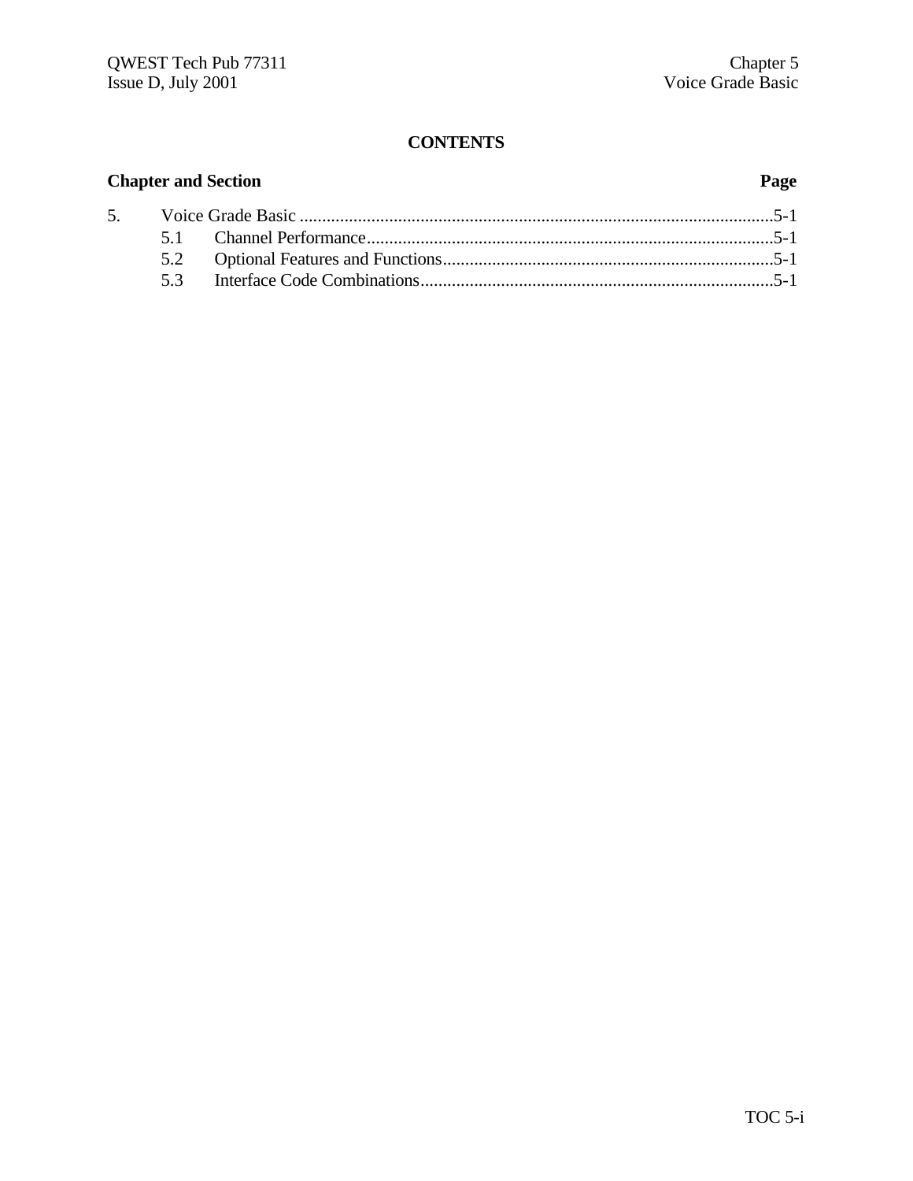# CONTENTS

**Chapter and Section** **Page**

| | | Page |
|---|---|---|
| 5. | Voice Grade Basic | 5-1 |
| 5.1 | Channel Performance | 5-1 |
| 5.2 | Optional Features and Functions | 5-1 |
| 5.3 | Interface Code Combinations | 5-1 |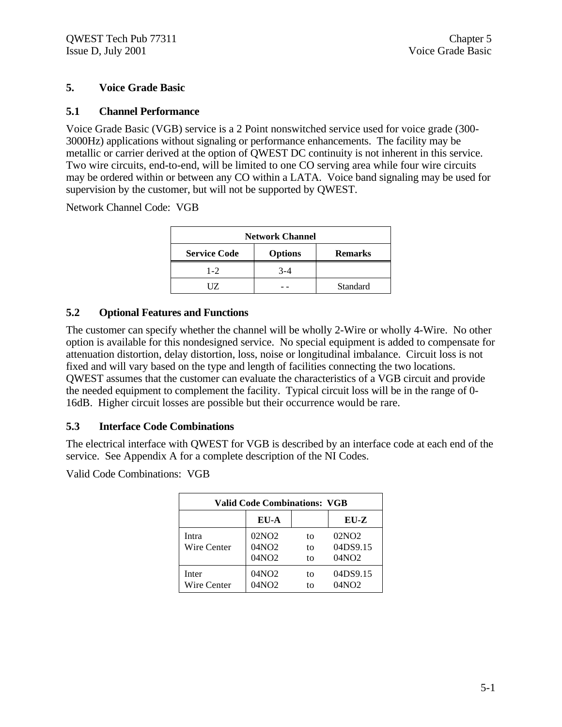## 5. Voice Grade Basic

### 5.1 Channel Performance

Voice Grade Basic (VGB) service is a 2 Point nonswitched service used for voice grade (300-3000Hz) applications without signaling or performance enhancements. The facility may be metallic or carrier derived at the option of QWEST DC continuity is not inherent in this service. Two wire circuits, end-to-end, will be limited to one CO serving area while four wire circuits may be ordered within or between any CO within a LATA. Voice band signaling may be used for supervision by the customer, but will not be supported by QWEST.

Network Channel Code: VGB

| Network Channel | | |
|---|---|---|
| **Service Code** | **Options** | **Remarks** |
| 1-2 | 3-4 | |
| UZ | - - | Standard |

### 5.2 Optional Features and Functions

The customer can specify whether the channel will be wholly 2-Wire or wholly 4-Wire. No other option is available for this nondesigned service. No special equipment is added to compensate for attenuation distortion, delay distortion, loss, noise or longitudinal imbalance. Circuit loss is not fixed and will vary based on the type and length of facilities connecting the two locations. QWEST assumes that the customer can evaluate the characteristics of a VGB circuit and provide the needed equipment to complement the facility. Typical circuit loss will be in the range of 0-16dB. Higher circuit losses are possible but their occurrence would be rare.

### 5.3 Interface Code Combinations

The electrical interface with QWEST for VGB is described by an interface code at each end of the service. See Appendix A for a complete description of the NI Codes.

Valid Code Combinations: VGB

| Valid Code Combinations: VGB | | | |
|---|---|---|---|
| | **EU-A** | | **EU-Z** |
| Intra Wire Center | 02NO2 | to | 02NO2 |
| | 04NO2 | to | 04DS9.15 |
| | 04NO2 | to | 04NO2 |
| Inter Wire Center | 04NO2 | to | 04DS9.15 |
| | 04NO2 | to | 04NO2 |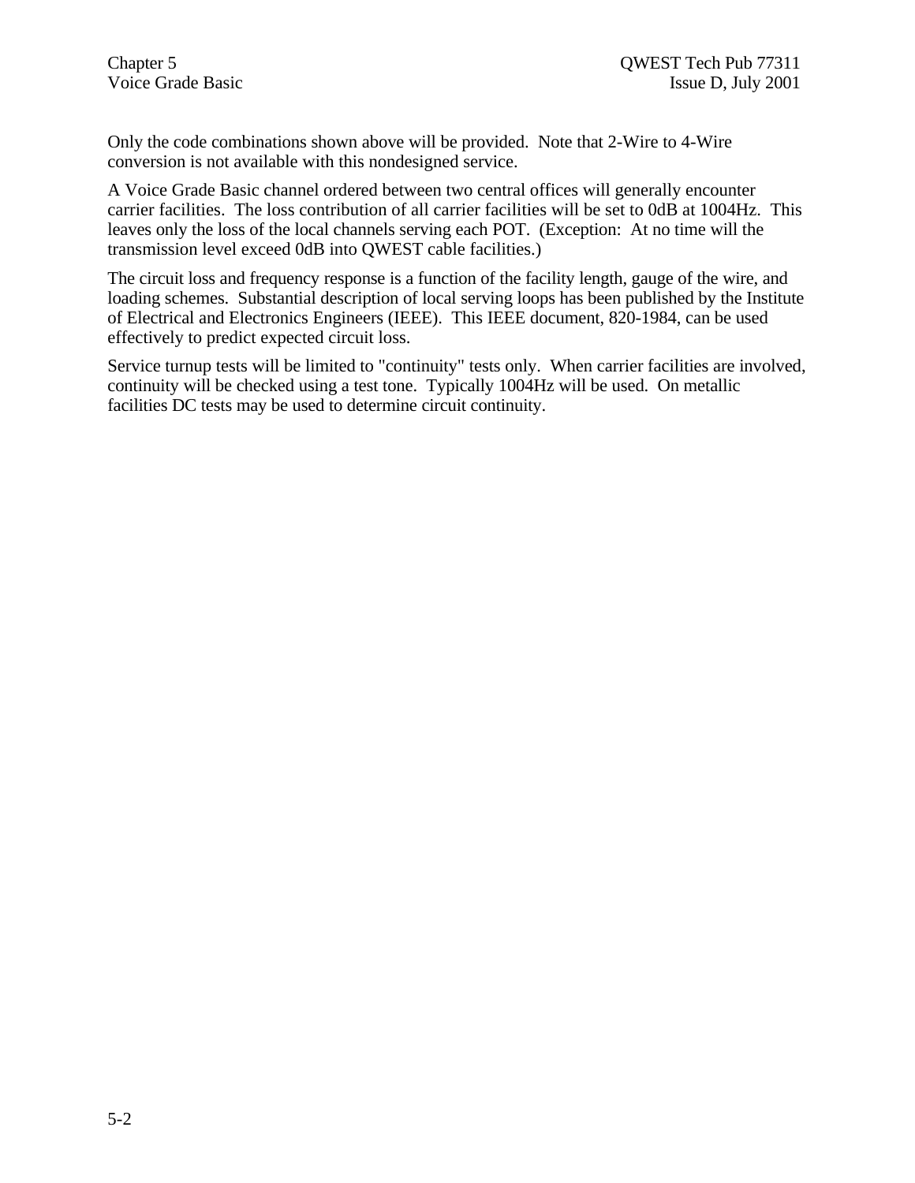Only the code combinations shown above will be provided. Note that 2-Wire to 4-Wire conversion is not available with this nondesigned service.

A Voice Grade Basic channel ordered between two central offices will generally encounter carrier facilities. The loss contribution of all carrier facilities will be set to 0dB at 1004Hz. This leaves only the loss of the local channels serving each POT. (Exception: At no time will the transmission level exceed 0dB into QWEST cable facilities.)

The circuit loss and frequency response is a function of the facility length, gauge of the wire, and loading schemes. Substantial description of local serving loops has been published by the Institute of Electrical and Electronics Engineers (IEEE). This IEEE document, 820-1984, can be used effectively to predict expected circuit loss.

Service turnup tests will be limited to "continuity" tests only. When carrier facilities are involved, continuity will be checked using a test tone. Typically 1004Hz will be used. On metallic facilities DC tests may be used to determine circuit continuity.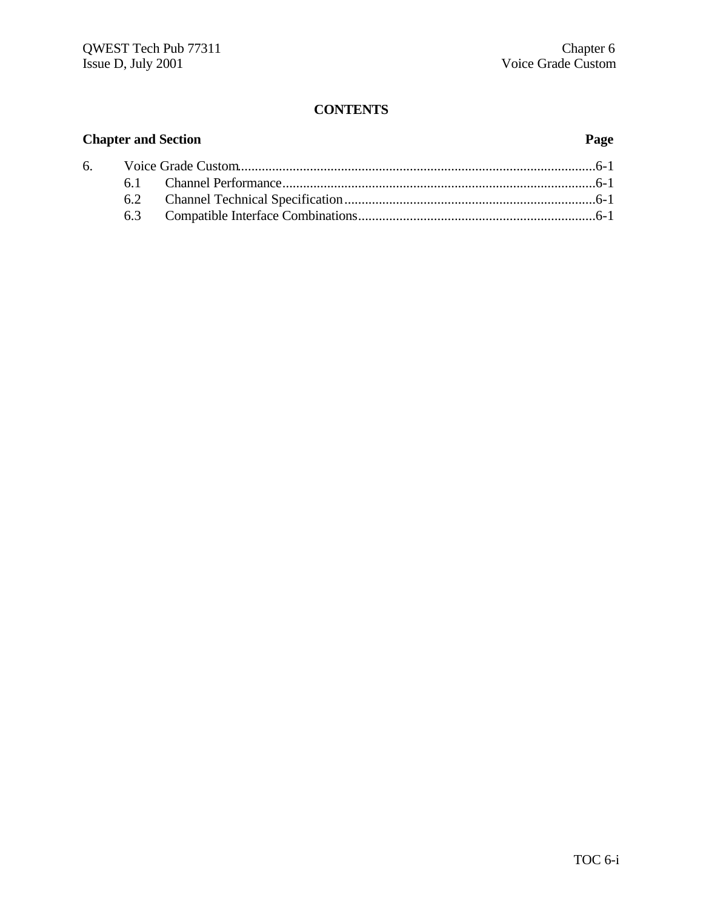**CONTENTS**

**Chapter and Section** **Page**

6. Voice Grade Custom........................................................................................................6-1
   - 6.1 Channel Performance...........................................................................................6-1
   - 6.2 Channel Technical Specification.........................................................................6-1
   - 6.3 Compatible Interface Combinations.....................................................................6-1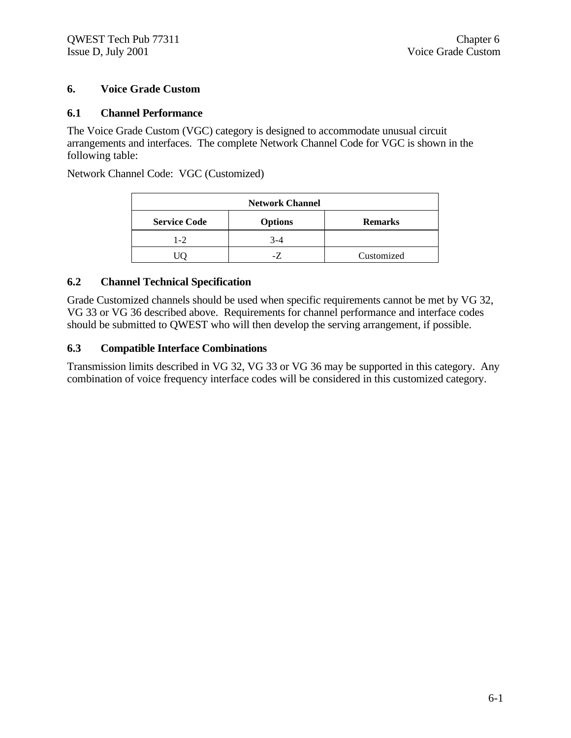# 6. Voice Grade Custom

## 6.1 Channel Performance

The Voice Grade Custom (VGC) category is designed to accommodate unusual circuit arrangements and interfaces. The complete Network Channel Code for VGC is shown in the following table:

Network Channel Code: VGC (Customized)

| Network Channel | | |
|---|---|---|
| **Service Code** | **Options** | **Remarks** |
| 1-2 | 3-4 | |
| UQ | -Z | Customized |

## 6.2 Channel Technical Specification

Grade Customized channels should be used when specific requirements cannot be met by VG 32, VG 33 or VG 36 described above. Requirements for channel performance and interface codes should be submitted to QWEST who will then develop the serving arrangement, if possible.

## 6.3 Compatible Interface Combinations

Transmission limits described in VG 32, VG 33 or VG 36 may be supported in this category. Any combination of voice frequency interface codes will be considered in this customized category.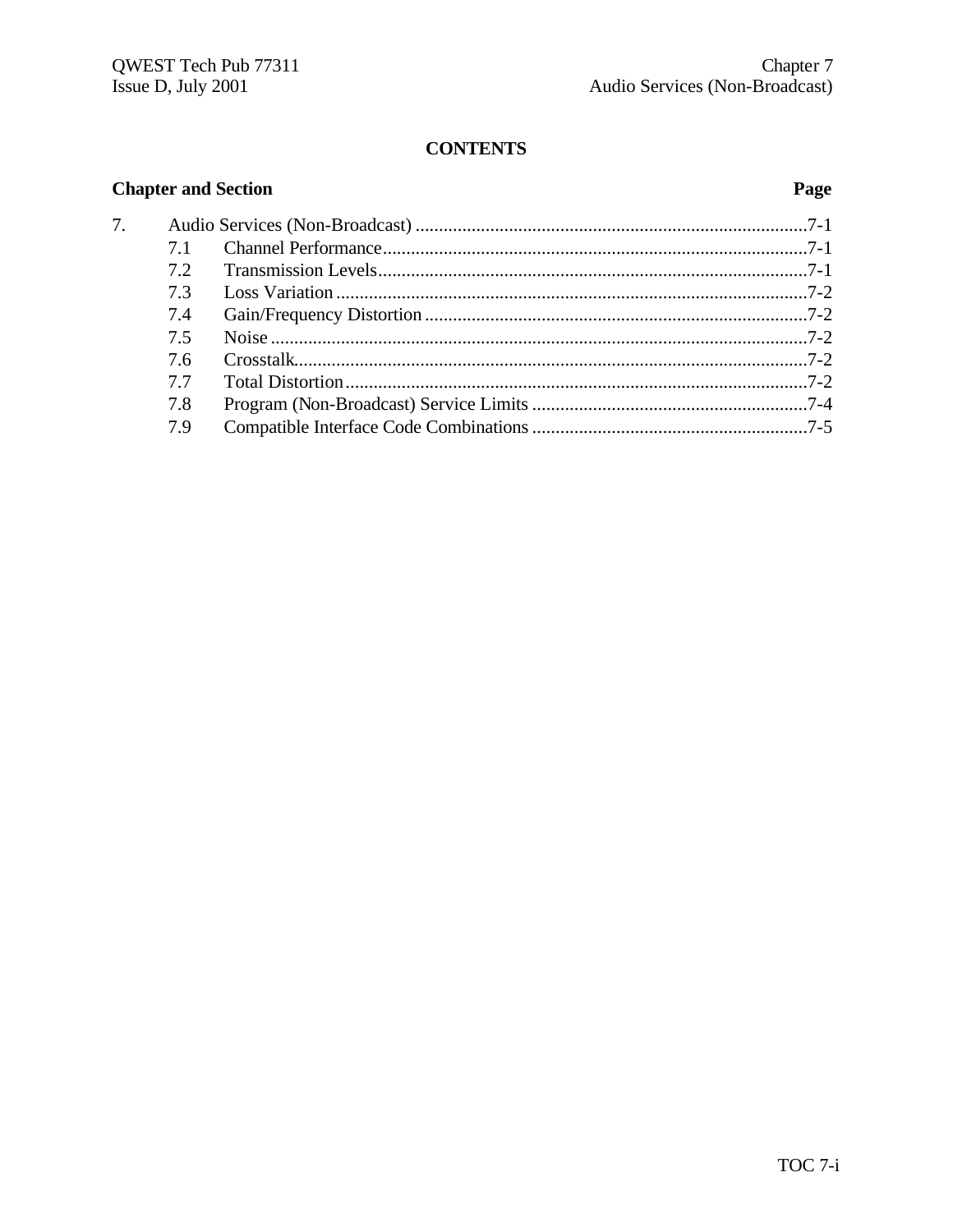# CONTENTS

| Chapter and Section | | Page |
|---|---|---|
| 7. | Audio Services (Non-Broadcast) | 7-1 |
| 7.1 | Channel Performance | 7-1 |
| 7.2 | Transmission Levels | 7-1 |
| 7.3 | Loss Variation | 7-2 |
| 7.4 | Gain/Frequency Distortion | 7-2 |
| 7.5 | Noise | 7-2 |
| 7.6 | Crosstalk | 7-2 |
| 7.7 | Total Distortion | 7-2 |
| 7.8 | Program (Non-Broadcast) Service Limits | 7-4 |
| 7.9 | Compatible Interface Code Combinations | 7-5 |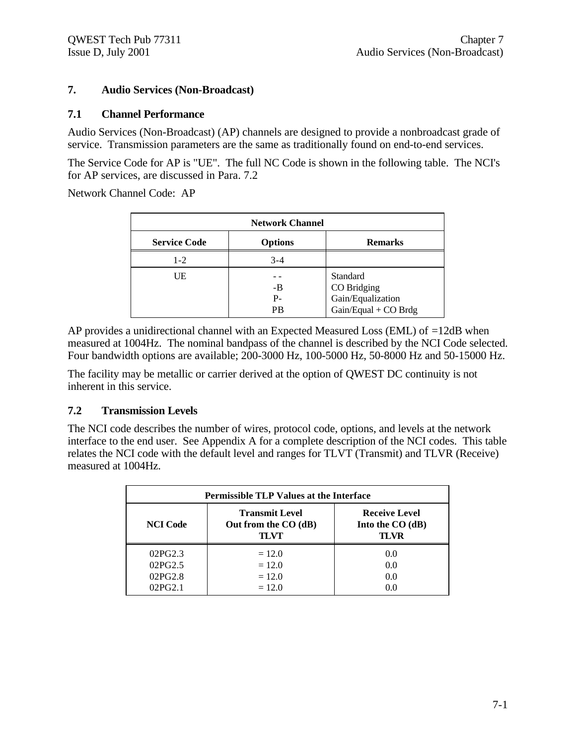# 7. Audio Services (Non-Broadcast)

## 7.1 Channel Performance

Audio Services (Non-Broadcast) (AP) channels are designed to provide a nonbroadcast grade of service. Transmission parameters are the same as traditionally found on end-to-end services.

The Service Code for AP is "UE". The full NC Code is shown in the following table. The NCI's for AP services, are discussed in Para. 7.2

Network Channel Code: AP

| Network Channel | | |
|---|---|---|
| **Service Code** | **Options** | **Remarks** |
| 1-2 | 3-4 | |
| UE | - -<br>-B<br>P-<br>PB | Standard<br>CO Bridging<br>Gain/Equalization<br>Gain/Equal + CO Brdg |

AP provides a unidirectional channel with an Expected Measured Loss (EML) of =12dB when measured at 1004Hz. The nominal bandpass of the channel is described by the NCI Code selected. Four bandwidth options are available; 200-3000 Hz, 100-5000 Hz, 50-8000 Hz and 50-15000 Hz.

The facility may be metallic or carrier derived at the option of QWEST DC continuity is not inherent in this service.

## 7.2 Transmission Levels

The NCI code describes the number of wires, protocol code, options, and levels at the network interface to the end user. See Appendix A for a complete description of the NCI codes. This table relates the NCI code with the default level and ranges for TLVT (Transmit) and TLVR (Receive) measured at 1004Hz.

| Permissible TLP Values at the Interface | | |
|---|---|---|
| **NCI Code** | **Transmit Level Out from the CO (dB) TLVT** | **Receive Level Into the CO (dB) TLVR** |
| 02PG2.3<br>02PG2.5<br>02PG2.8<br>02PG2.1 | = 12.0<br>= 12.0<br>= 12.0<br>= 12.0 | 0.0<br>0.0<br>0.0<br>0.0 |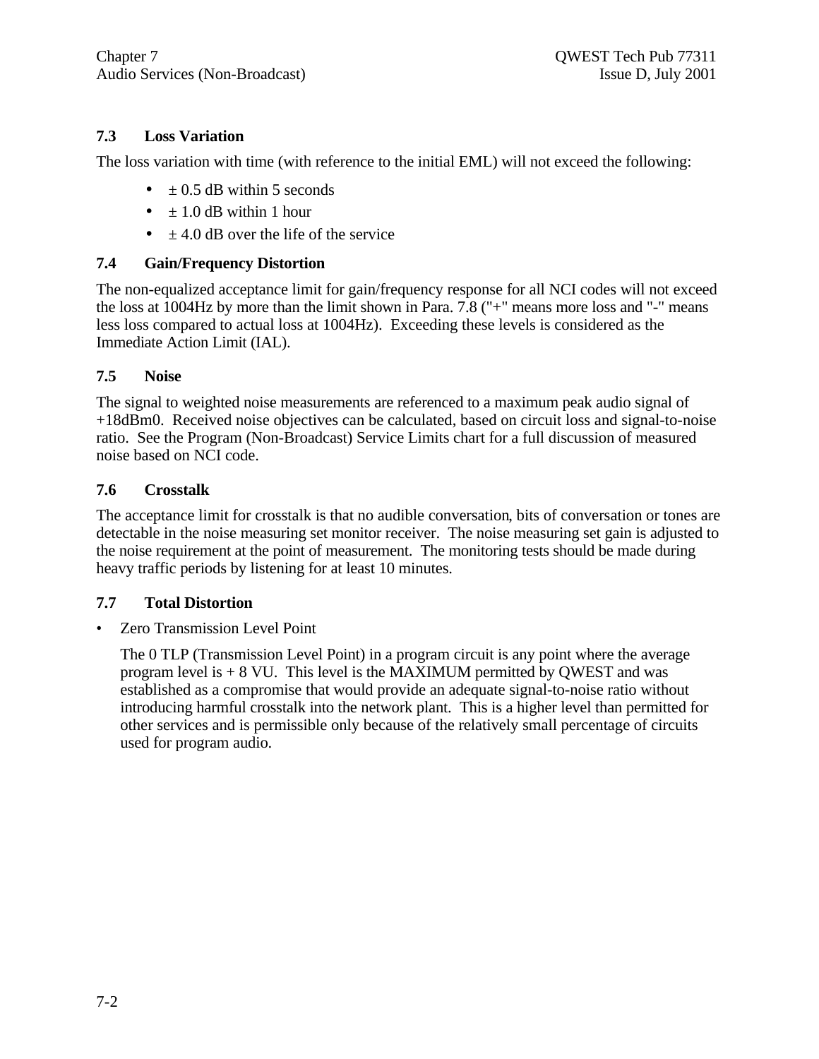### 7.3 Loss Variation

The loss variation with time (with reference to the initial EML) will not exceed the following:

- ± 0.5 dB within 5 seconds
- ± 1.0 dB within 1 hour
- ± 4.0 dB over the life of the service

### 7.4 Gain/Frequency Distortion

The non-equalized acceptance limit for gain/frequency response for all NCI codes will not exceed the loss at 1004Hz by more than the limit shown in Para. 7.8 ("+" means more loss and "-" means less loss compared to actual loss at 1004Hz). Exceeding these levels is considered as the Immediate Action Limit (IAL).

### 7.5 Noise

The signal to weighted noise measurements are referenced to a maximum peak audio signal of +18dBm0. Received noise objectives can be calculated, based on circuit loss and signal-to-noise ratio. See the Program (Non-Broadcast) Service Limits chart for a full discussion of measured noise based on NCI code.

### 7.6 Crosstalk

The acceptance limit for crosstalk is that no audible conversation, bits of conversation or tones are detectable in the noise measuring set monitor receiver. The noise measuring set gain is adjusted to the noise requirement at the point of measurement. The monitoring tests should be made during heavy traffic periods by listening for at least 10 minutes.

### 7.7 Total Distortion

- Zero Transmission Level Point

  The 0 TLP (Transmission Level Point) in a program circuit is any point where the average program level is + 8 VU. This level is the MAXIMUM permitted by QWEST and was established as a compromise that would provide an adequate signal-to-noise ratio without introducing harmful crosstalk into the network plant. This is a higher level than permitted for other services and is permissible only because of the relatively small percentage of circuits used for program audio.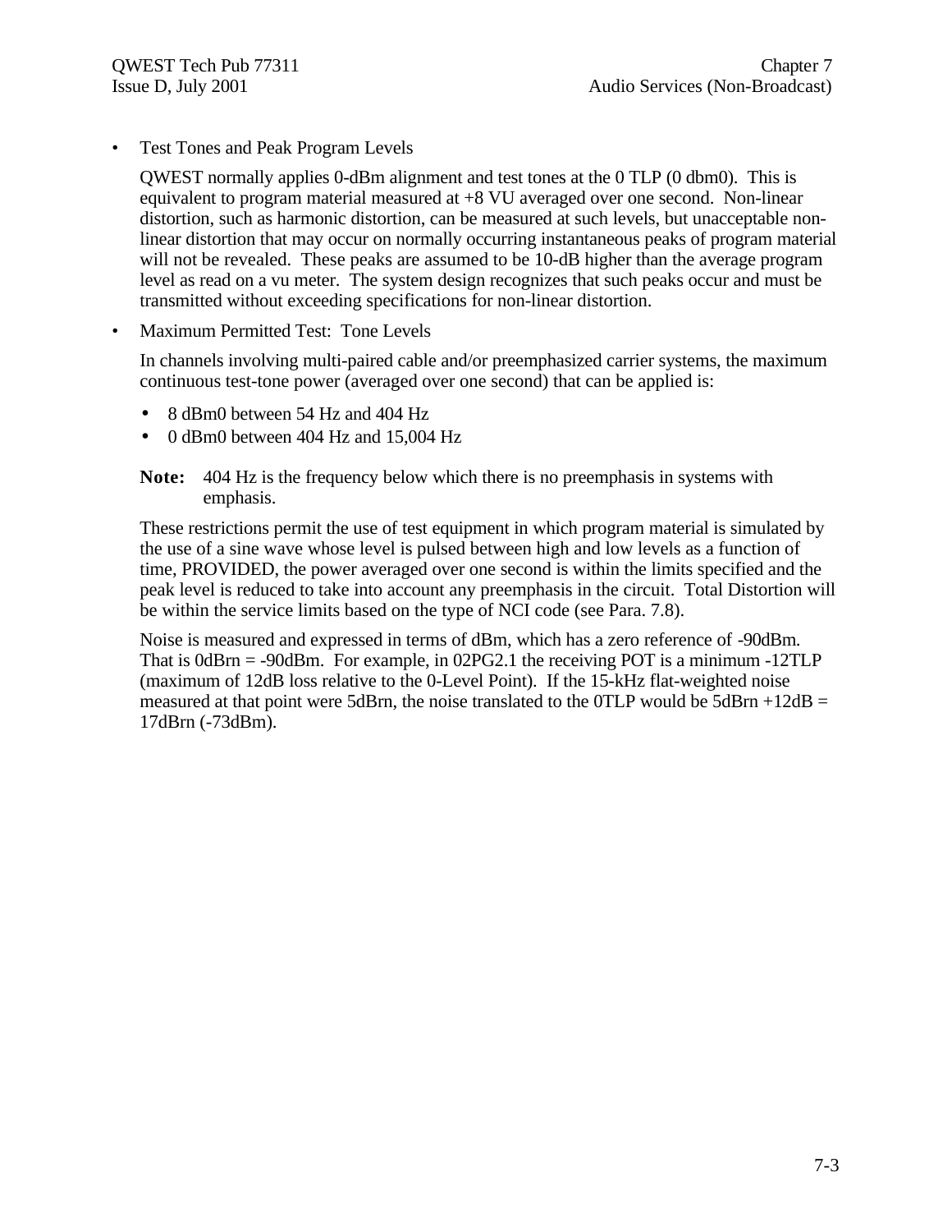- Test Tones and Peak Program Levels

  QWEST normally applies 0-dBm alignment and test tones at the 0 TLP (0 dbm0). This is equivalent to program material measured at +8 VU averaged over one second. Non-linear distortion, such as harmonic distortion, can be measured at such levels, but unacceptable non-linear distortion that may occur on normally occurring instantaneous peaks of program material will not be revealed. These peaks are assumed to be 10-dB higher than the average program level as read on a vu meter. The system design recognizes that such peaks occur and must be transmitted without exceeding specifications for non-linear distortion.

- Maximum Permitted Test: Tone Levels

  In channels involving multi-paired cable and/or preemphasized carrier systems, the maximum continuous test-tone power (averaged over one second) that can be applied is:

  - 8 dBm0 between 54 Hz and 404 Hz
  - 0 dBm0 between 404 Hz and 15,004 Hz

  **Note:** 404 Hz is the frequency below which there is no preemphasis in systems with emphasis.

  These restrictions permit the use of test equipment in which program material is simulated by the use of a sine wave whose level is pulsed between high and low levels as a function of time, PROVIDED, the power averaged over one second is within the limits specified and the peak level is reduced to take into account any preemphasis in the circuit. Total Distortion will be within the service limits based on the type of NCI code (see Para. 7.8).

  Noise is measured and expressed in terms of dBm, which has a zero reference of -90dBm. That is 0dBrn = -90dBm. For example, in 02PG2.1 the receiving POT is a minimum -12TLP (maximum of 12dB loss relative to the 0-Level Point). If the 15-kHz flat-weighted noise measured at that point were 5dBrn, the noise translated to the 0TLP would be 5dBrn +12dB = 17dBrn (-73dBm).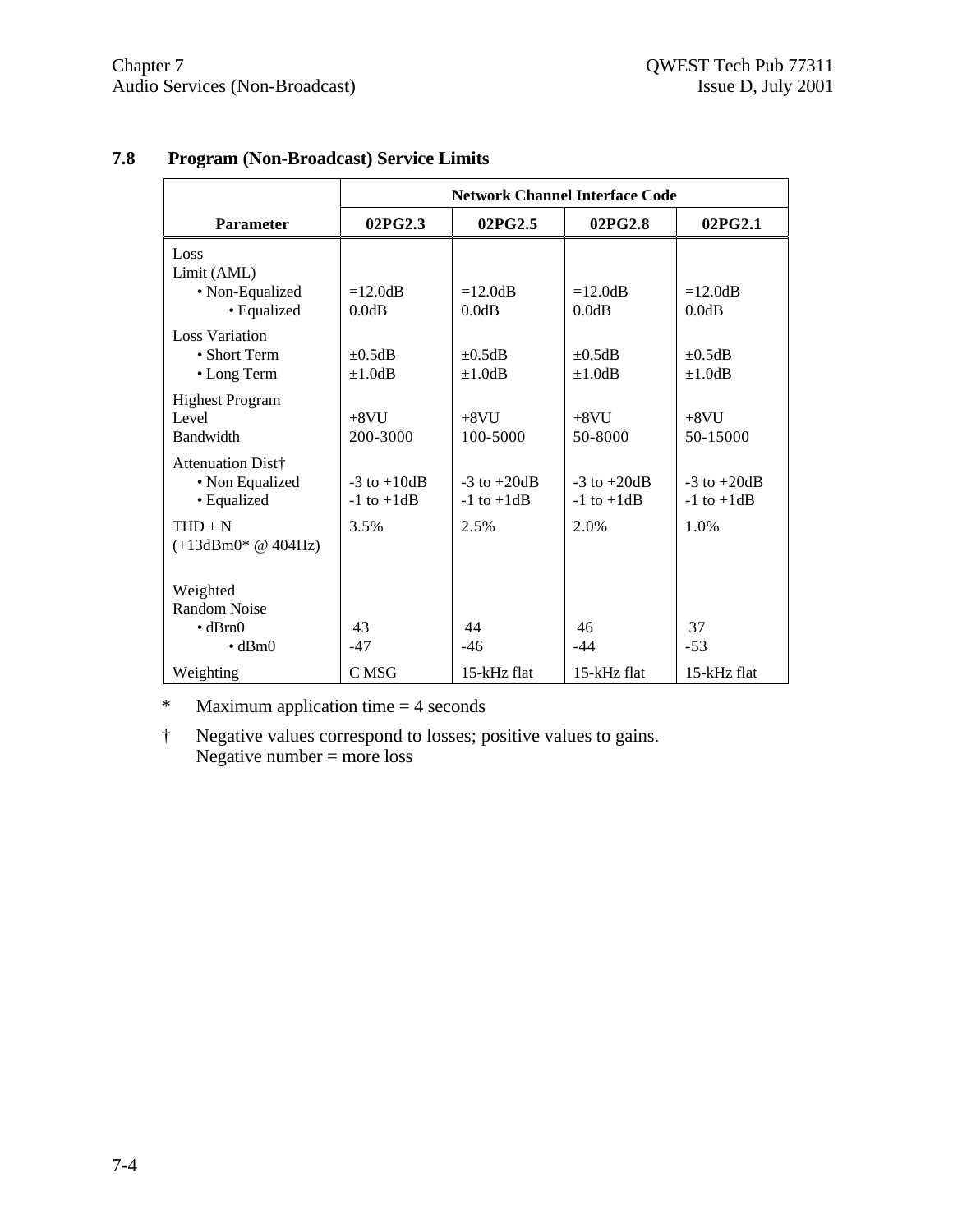## 7.8 Program (Non-Broadcast) Service Limits

| Parameter | Network Channel Interface Code | | | |
|---|---|---|---|---|
| | **02PG2.3** | **02PG2.5** | **02PG2.8** | **02PG2.1** |
| Loss<br>Limit (AML)<br>• Non-Equalized<br>• Equalized | <br><br>=12.0dB<br>0.0dB | <br><br>=12.0dB<br>0.0dB | <br><br>=12.0dB<br>0.0dB | <br><br>=12.0dB<br>0.0dB |
| Loss Variation<br>• Short Term<br>• Long Term | <br>±0.5dB<br>±1.0dB | <br>±0.5dB<br>±1.0dB | <br>±0.5dB<br>±1.0dB | <br>±0.5dB<br>±1.0dB |
| Highest Program<br>Level<br>Bandwidth | <br>+8VU<br>200-3000 | <br>+8VU<br>100-5000 | <br>+8VU<br>50-8000 | <br>+8VU<br>50-15000 |
| Attenuation Dist†<br>• Non Equalized<br>• Equalized | <br>-3 to +10dB<br>-1 to +1dB | <br>-3 to +20dB<br>-1 to +1dB | <br>-3 to +20dB<br>-1 to +1dB | <br>-3 to +20dB<br>-1 to +1dB |
| THD + N<br>(+13dBm0* @ 404Hz) | 3.5% | 2.5% | 2.0% | 1.0% |
| Weighted<br>Random Noise<br>• dBrn0<br>• dBm0 | <br><br>43<br>-47 | <br><br>44<br>-46 | <br><br>46<br>-44 | <br><br>37<br>-53 |
| Weighting | C MSG | 15-kHz flat | 15-kHz flat | 15-kHz flat |

\* Maximum application time = 4 seconds

† Negative values correspond to losses; positive values to gains.
Negative number = more loss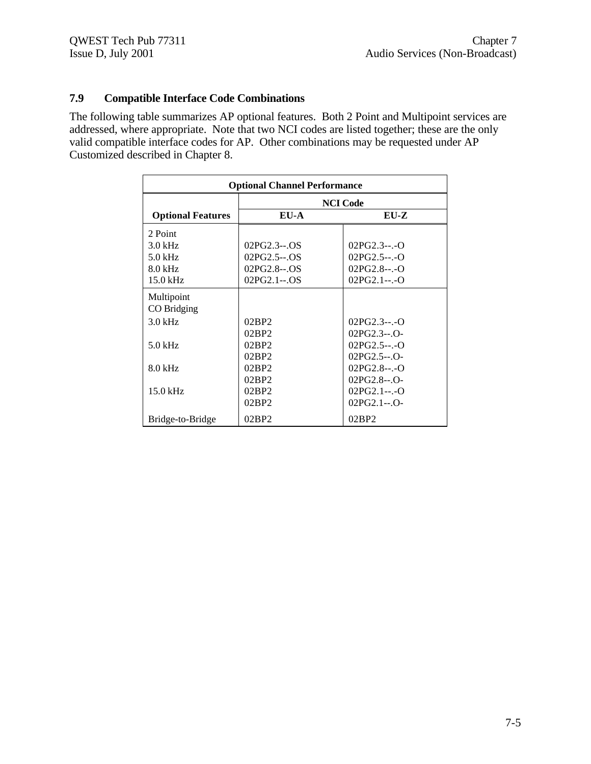## 7.9 Compatible Interface Code Combinations

The following table summarizes AP optional features. Both 2 Point and Multipoint services are addressed, where appropriate. Note that two NCI codes are listed together; these are the only valid compatible interface codes for AP. Other combinations may be requested under AP Customized described in Chapter 8.

| Optional Channel Performance | | |
|---|---|---|
| | NCI Code | |
| **Optional Features** | **EU-A** | **EU-Z** |
| 2 Point | | |
| 3.0 kHz | 02PG2.3--.OS | 02PG2.3--.-O |
| 5.0 kHz | 02PG2.5--.OS | 02PG2.5--.-O |
| 8.0 kHz | 02PG2.8--.OS | 02PG2.8--.-O |
| 15.0 kHz | 02PG2.1--.OS | 02PG2.1--.-O |
| Multipoint CO Bridging | | |
| 3.0 kHz | 02BP2 | 02PG2.3--.-O |
| | 02BP2 | 02PG2.3--.O- |
| 5.0 kHz | 02BP2 | 02PG2.5--.-O |
| | 02BP2 | 02PG2.5--.O- |
| 8.0 kHz | 02BP2 | 02PG2.8--.-O |
| | 02BP2 | 02PG2.8--.O- |
| 15.0 kHz | 02BP2 | 02PG2.1--.-O |
| | 02BP2 | 02PG2.1--.O- |
| Bridge-to-Bridge | 02BP2 | 02BP2 |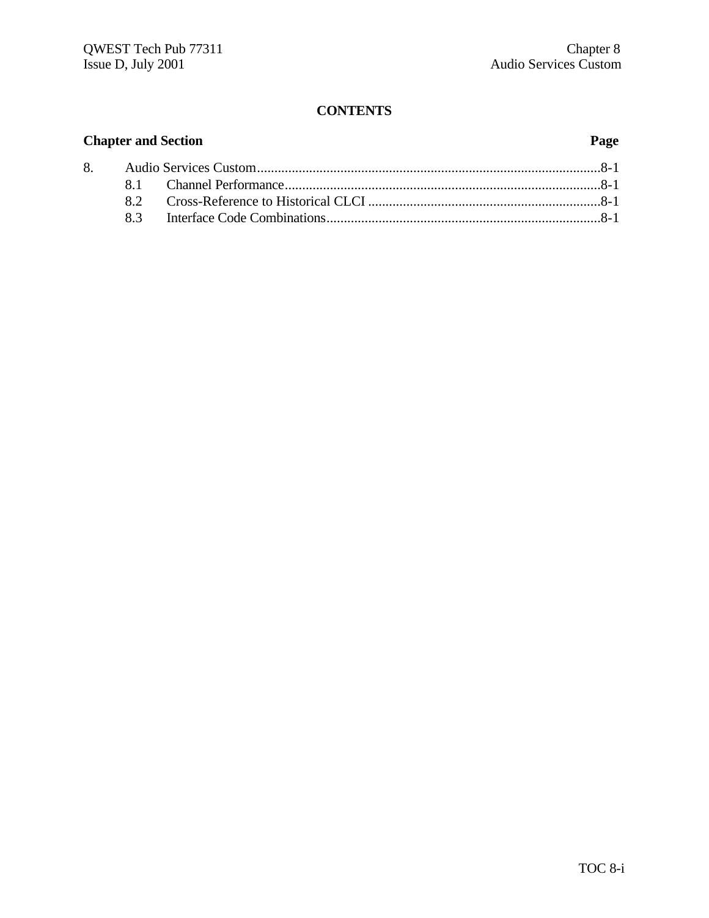# CONTENTS

**Chapter and Section** **Page**

| | | |
|---|---|---|
| 8. | Audio Services Custom | 8-1 |
| 8.1 | Channel Performance | 8-1 |
| 8.2 | Cross-Reference to Historical CLCI | 8-1 |
| 8.3 | Interface Code Combinations | 8-1 |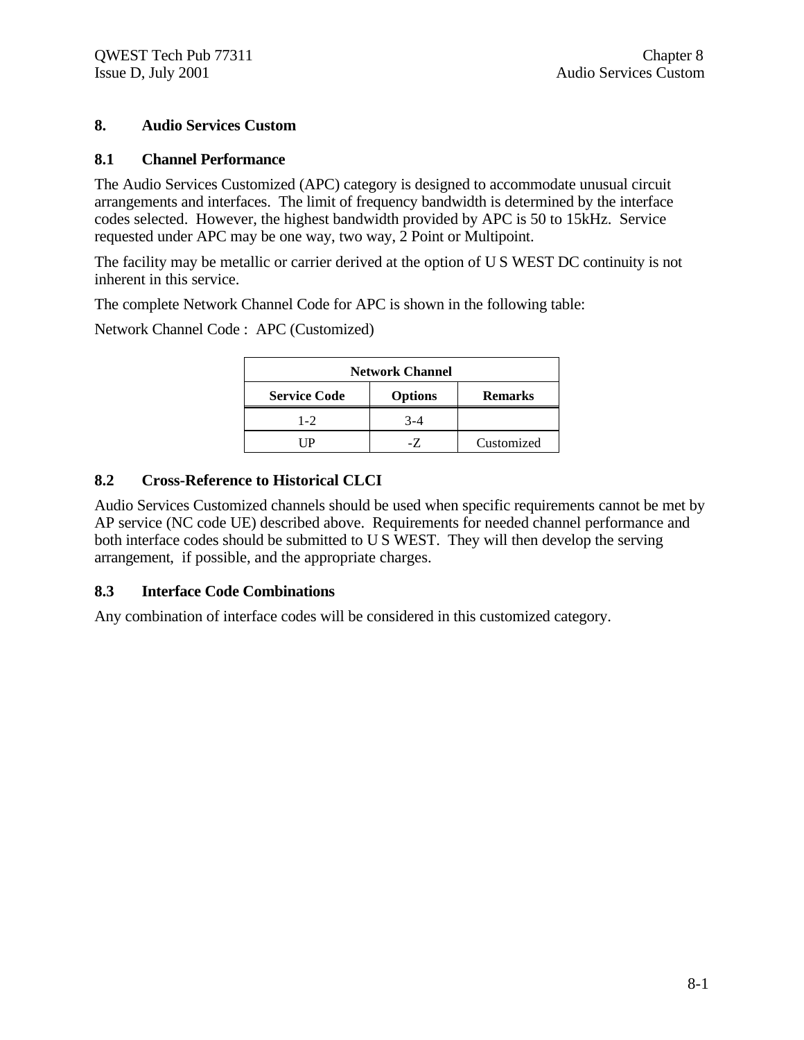# 8. Audio Services Custom

## 8.1 Channel Performance

The Audio Services Customized (APC) category is designed to accommodate unusual circuit arrangements and interfaces. The limit of frequency bandwidth is determined by the interface codes selected. However, the highest bandwidth provided by APC is 50 to 15kHz. Service requested under APC may be one way, two way, 2 Point or Multipoint.

The facility may be metallic or carrier derived at the option of U S WEST DC continuity is not inherent in this service.

The complete Network Channel Code for APC is shown in the following table:

Network Channel Code : APC (Customized)

| Network Channel | | |
|---|---|---|
| **Service Code** | **Options** | **Remarks** |
| 1-2 | 3-4 | |
| UP | -Z | Customized |

## 8.2 Cross-Reference to Historical CLCI

Audio Services Customized channels should be used when specific requirements cannot be met by AP service (NC code UE) described above. Requirements for needed channel performance and both interface codes should be submitted to U S WEST. They will then develop the serving arrangement, if possible, and the appropriate charges.

## 8.3 Interface Code Combinations

Any combination of interface codes will be considered in this customized category.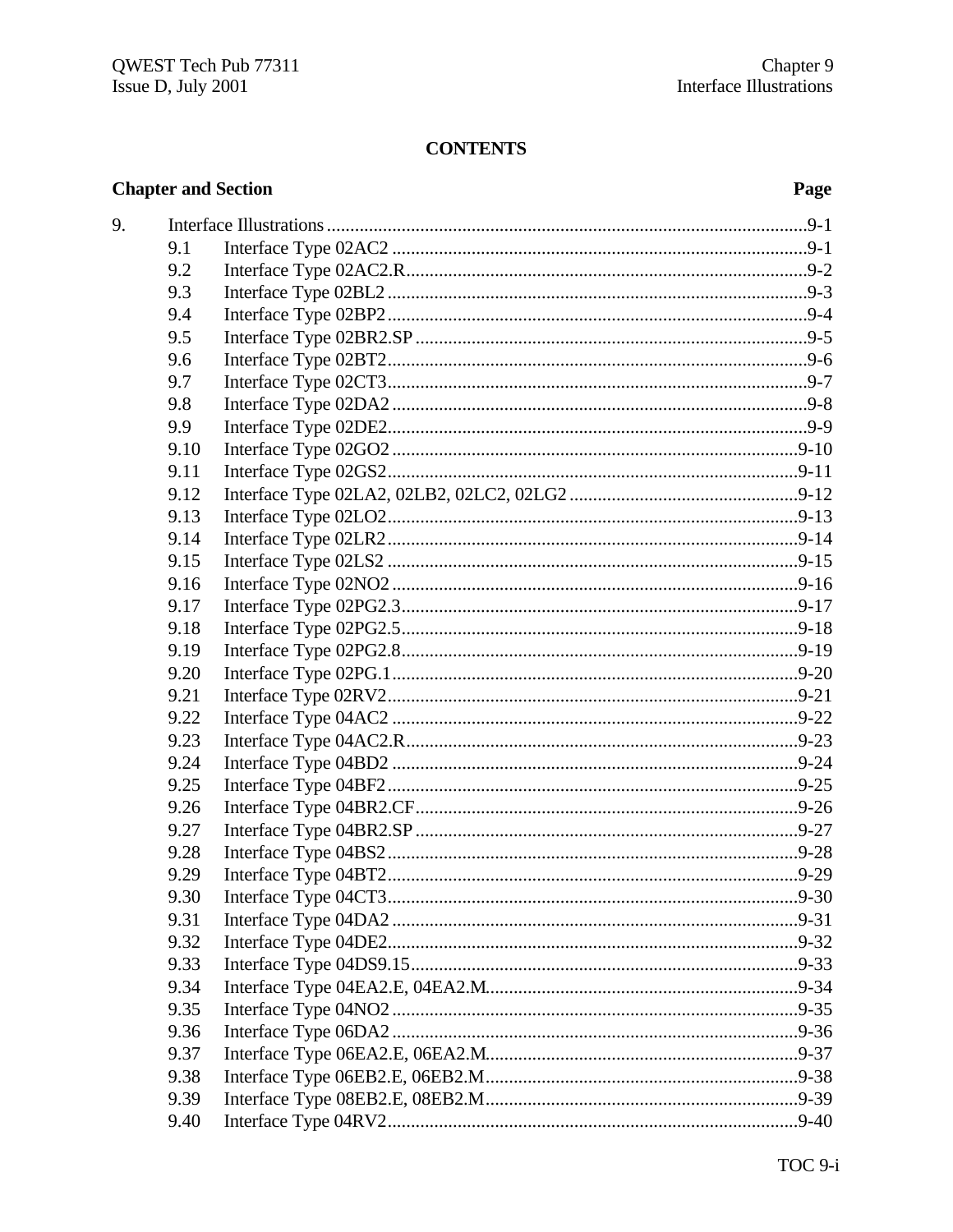## CONTENTS

| Chapter and Section | | | Page |
|---|---|---|---|
| 9. | Interface Illustrations | | 9-1 |
| | 9.1 | Interface Type 02AC2 | 9-1 |
| | 9.2 | Interface Type 02AC2.R | 9-2 |
| | 9.3 | Interface Type 02BL2 | 9-3 |
| | 9.4 | Interface Type 02BP2 | 9-4 |
| | 9.5 | Interface Type 02BR2.SP | 9-5 |
| | 9.6 | Interface Type 02BT2 | 9-6 |
| | 9.7 | Interface Type 02CT3 | 9-7 |
| | 9.8 | Interface Type 02DA2 | 9-8 |
| | 9.9 | Interface Type 02DE2 | 9-9 |
| | 9.10 | Interface Type 02GO2 | 9-10 |
| | 9.11 | Interface Type 02GS2 | 9-11 |
| | 9.12 | Interface Type 02LA2, 02LB2, 02LC2, 02LG2 | 9-12 |
| | 9.13 | Interface Type 02LO2 | 9-13 |
| | 9.14 | Interface Type 02LR2 | 9-14 |
| | 9.15 | Interface Type 02LS2 | 9-15 |
| | 9.16 | Interface Type 02NO2 | 9-16 |
| | 9.17 | Interface Type 02PG2.3 | 9-17 |
| | 9.18 | Interface Type 02PG2.5 | 9-18 |
| | 9.19 | Interface Type 02PG2.8 | 9-19 |
| | 9.20 | Interface Type 02PG.1 | 9-20 |
| | 9.21 | Interface Type 02RV2 | 9-21 |
| | 9.22 | Interface Type 04AC2 | 9-22 |
| | 9.23 | Interface Type 04AC2.R | 9-23 |
| | 9.24 | Interface Type 04BD2 | 9-24 |
| | 9.25 | Interface Type 04BF2 | 9-25 |
| | 9.26 | Interface Type 04BR2.CF | 9-26 |
| | 9.27 | Interface Type 04BR2.SP | 9-27 |
| | 9.28 | Interface Type 04BS2 | 9-28 |
| | 9.29 | Interface Type 04BT2 | 9-29 |
| | 9.30 | Interface Type 04CT3 | 9-30 |
| | 9.31 | Interface Type 04DA2 | 9-31 |
| | 9.32 | Interface Type 04DE2 | 9-32 |
| | 9.33 | Interface Type 04DS9.15 | 9-33 |
| | 9.34 | Interface Type 04EA2.E, 04EA2.M | 9-34 |
| | 9.35 | Interface Type 04NO2 | 9-35 |
| | 9.36 | Interface Type 06DA2 | 9-36 |
| | 9.37 | Interface Type 06EA2.E, 06EA2.M | 9-37 |
| | 9.38 | Interface Type 06EB2.E, 06EB2.M | 9-38 |
| | 9.39 | Interface Type 08EB2.E, 08EB2.M | 9-39 |
| | 9.40 | Interface Type 04RV2 | 9-40 |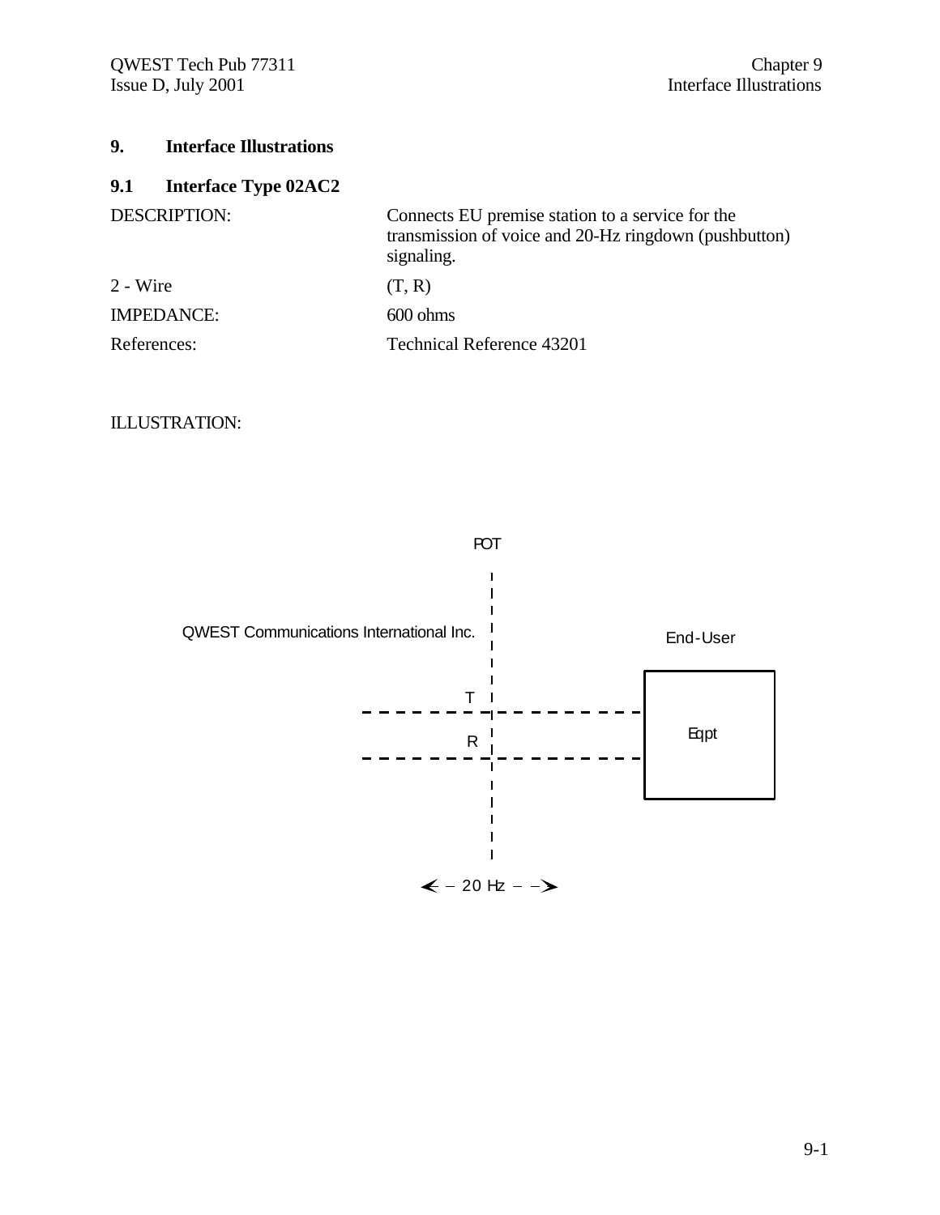# 9. Interface Illustrations

## 9.1 Interface Type 02AC2

| | |
|---|---|
| DESCRIPTION: | Connects EU premise station to a service for the transmission of voice and 20-Hz ringdown (pushbutton) signaling. |
| 2 - Wire | (T, R) |
| IMPEDANCE: | 600 ohms |
| References: | Technical Reference 43201 |

ILLUSTRATION:

POT

QWEST Communications International Inc.

End-User

T

R

Eqpt

← – 20 Hz – – →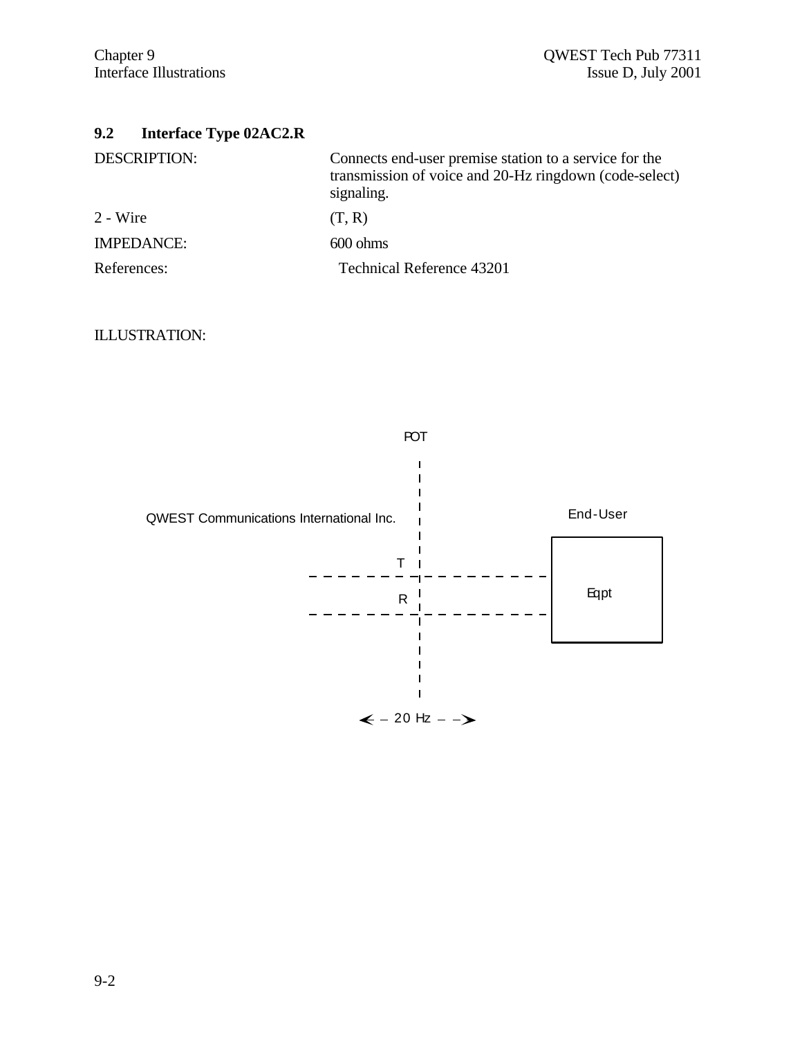## 9.2 Interface Type 02AC2.R

| | |
|---|---|
| DESCRIPTION: | Connects end-user premise station to a service for the transmission of voice and 20-Hz ringdown (code-select) signaling. |
| 2 - Wire | (T, R) |
| IMPEDANCE: | 600 ohms |
| References: | Technical Reference 43201 |

ILLUSTRATION:

POT

QWEST Communications International Inc.

End-User

T

R

Eqpt

← 20 Hz →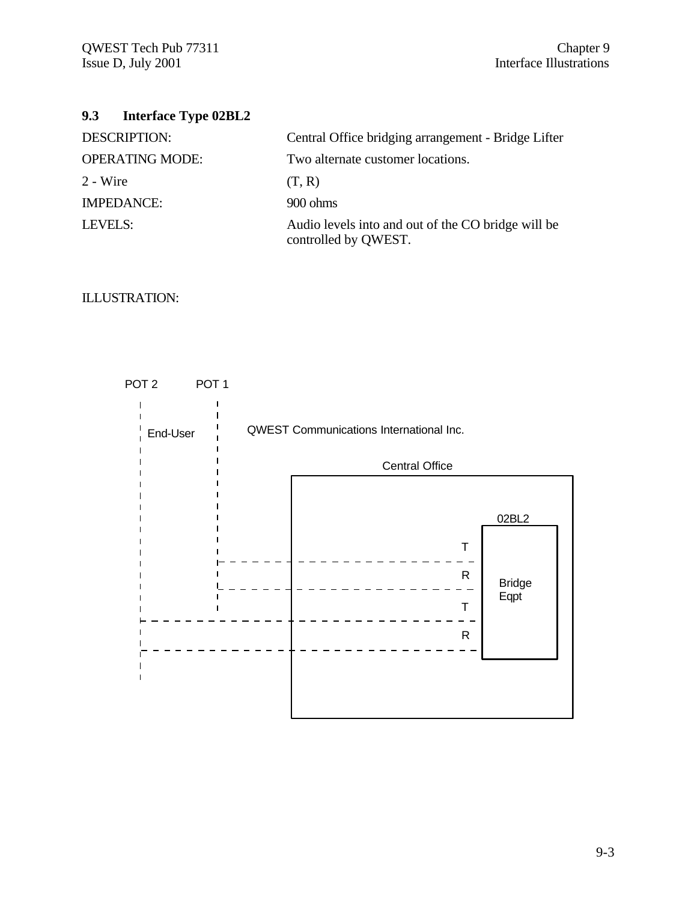## 9.3 Interface Type 02BL2

| | |
|---|---|
| DESCRIPTION: | Central Office bridging arrangement - Bridge Lifter |
| OPERATING MODE: | Two alternate customer locations. |
| 2 - Wire | (T, R) |
| IMPEDANCE: | 900 ohms |
| LEVELS: | Audio levels into and out of the CO bridge will be controlled by QWEST. |

ILLUSTRATION:

POT 2 POT 1

End-User

QWEST Communications International Inc.

Central Office

02BL2

T
R
T
R

Bridge Eqpt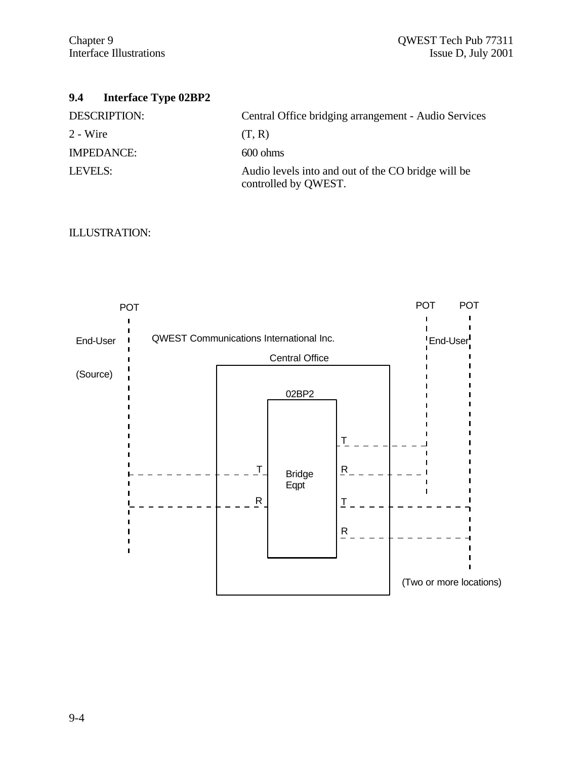### 9.4 Interface Type 02BP2

| | |
|---|---|
| DESCRIPTION: | Central Office bridging arrangement - Audio Services |
| 2 - Wire | (T, R) |
| IMPEDANCE: | 600 ohms |
| LEVELS: | Audio levels into and out of the CO bridge will be controlled by QWEST. |

ILLUSTRATION:

POT

End-User

(Source)

QWEST Communications International Inc.

Central Office

02BP2

Bridge Eqpt

T R

T R T R

POT POT

End-User

(Two or more locations)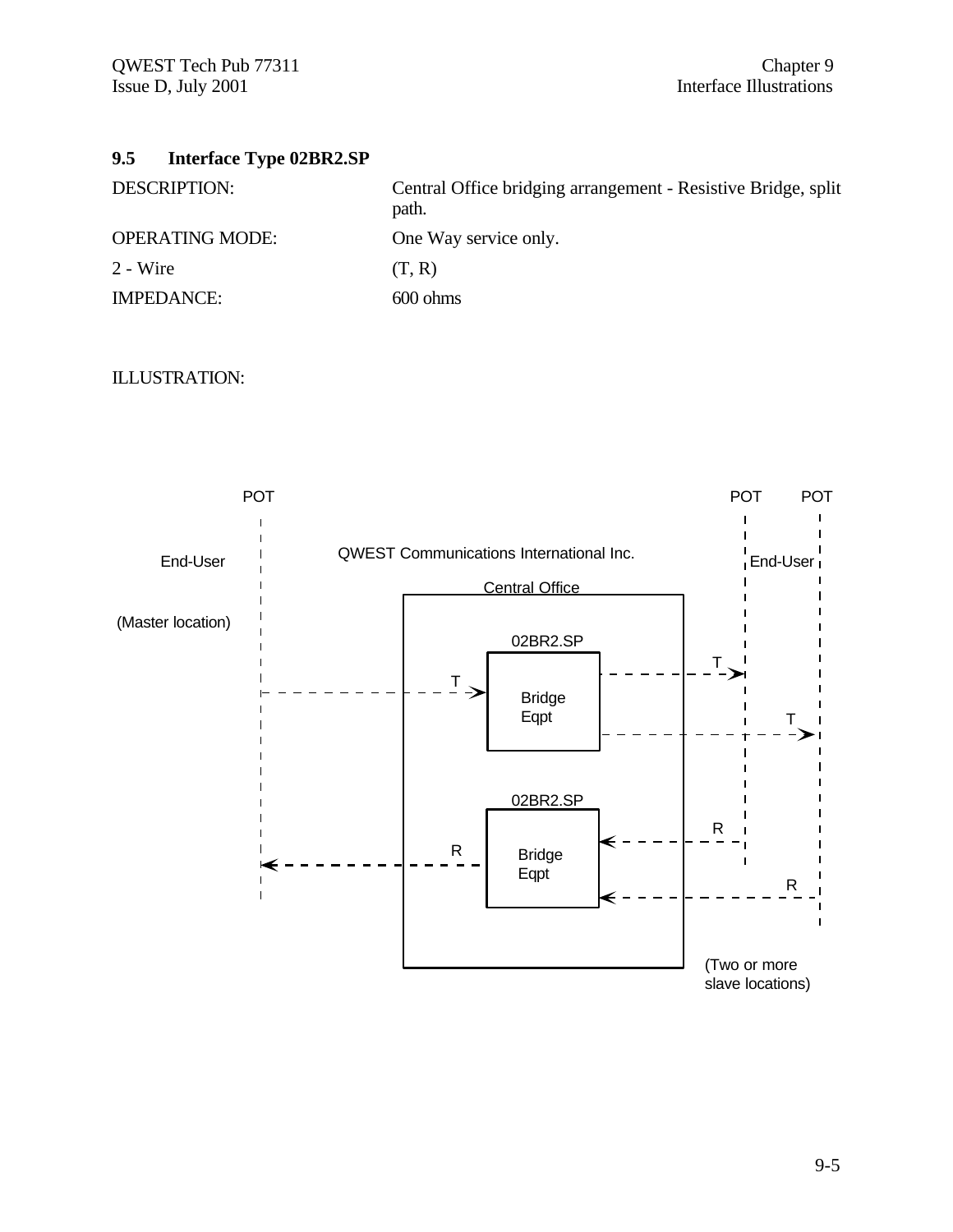## 9.5 Interface Type 02BR2.SP

| | |
|---|---|
| DESCRIPTION: | Central Office bridging arrangement - Resistive Bridge, split path. |
| OPERATING MODE: | One Way service only. |
| 2 - Wire | (T, R) |
| IMPEDANCE: | 600 ohms |

ILLUSTRATION:

POT

End-User

(Master location)

QWEST Communications International Inc.

Central Office

02BR2.SP

Bridge Eqpt

02BR2.SP

Bridge Eqpt

T

R

T

T

R

R

POT POT

End-User

(Two or more slave locations)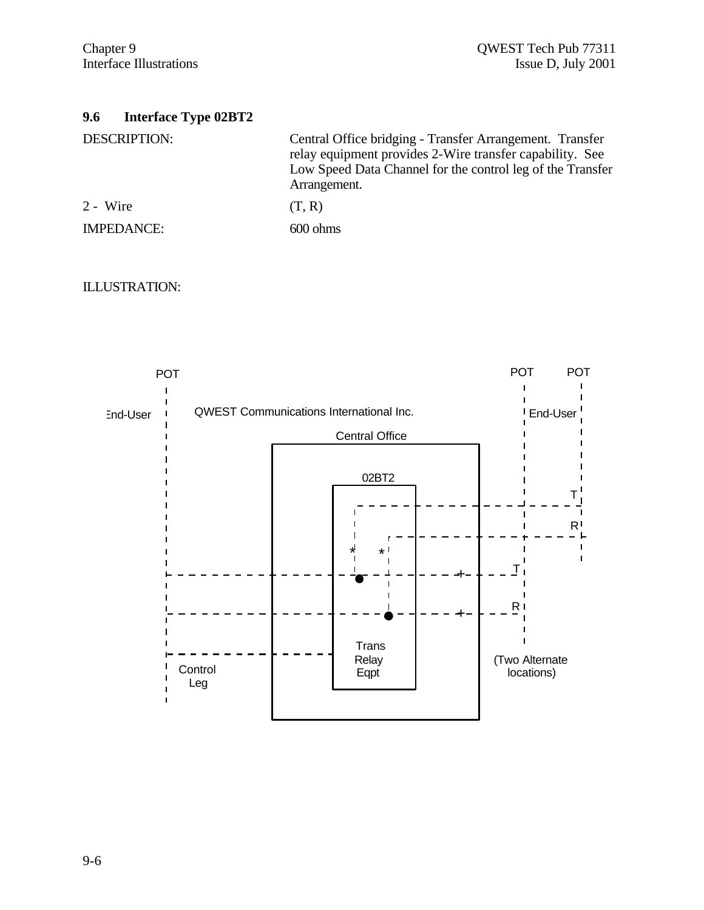### 9.6 Interface Type 02BT2

| | |
|---|---|
| DESCRIPTION: | Central Office bridging - Transfer Arrangement. Transfer relay equipment provides 2-Wire transfer capability. See Low Speed Data Channel for the control leg of the Transfer Arrangement. |
| 2 - Wire | (T, R) |
| IMPEDANCE: | 600 ohms |

ILLUSTRATION:

POT

End-User

QWEST Communications International Inc.

Central Office

02BT2

Trans Relay Eqpt

Control Leg

POT POT

End-User

T

R

T

R

(Two Alternate locations)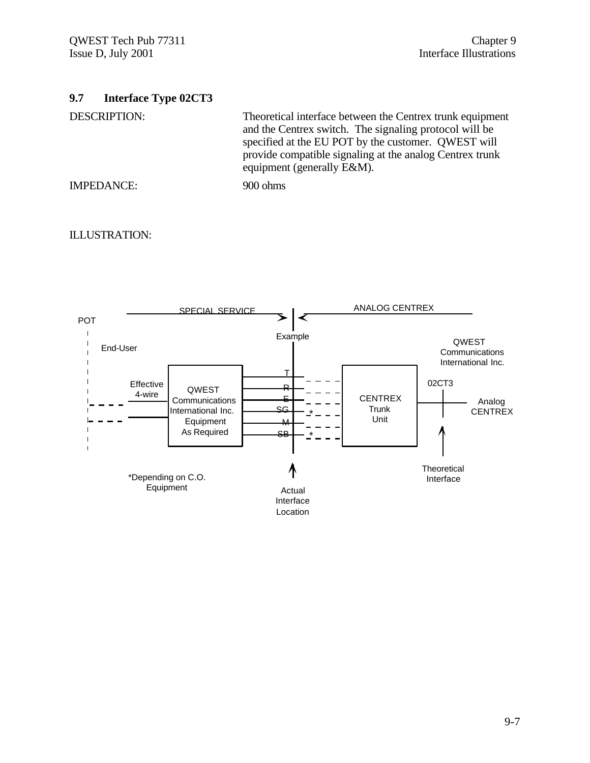## 9.7 Interface Type 02CT3

DESCRIPTION: Theoretical interface between the Centrex trunk equipment and the Centrex switch. The signaling protocol will be specified at the EU POT by the customer. QWEST will provide compatible signaling at the analog Centrex trunk equipment (generally E&M).

IMPEDANCE: 900 ohms

ILLUSTRATION:

SPECIAL SERVICE | ANALOG CENTREX

POT

Example

End-User

QWEST Communications International Inc.

T

R

E

SG

M

SB

Effective 4-wire

QWEST Communications International Inc. Equipment As Required

CENTREX Trunk Unit

02CT3

Analog CENTREX

*Depending on C.O. Equipment

Actual Interface Location

Theoretical Interface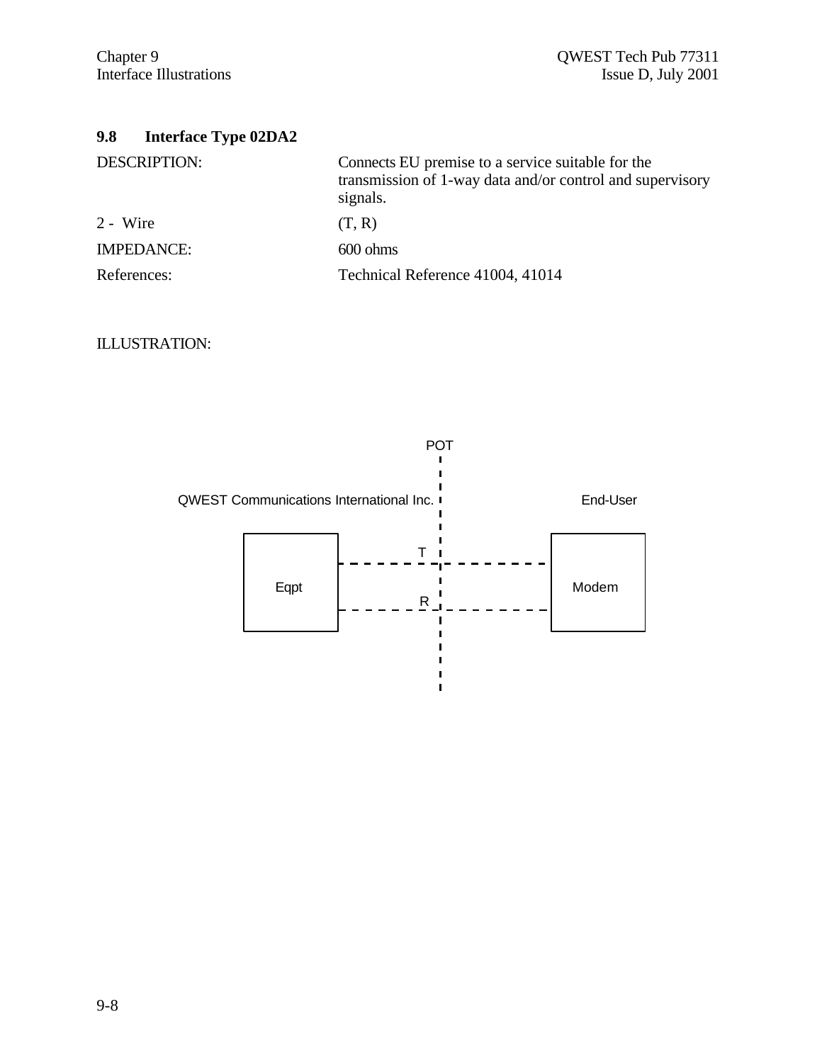## 9.8 Interface Type 02DA2

| | |
|---|---|
| DESCRIPTION: | Connects EU premise to a service suitable for the transmission of 1-way data and/or control and supervisory signals. |
| 2 - Wire | (T, R) |
| IMPEDANCE: | 600 ohms |
| References: | Technical Reference 41004, 41014 |

ILLUSTRATION:

POT

QWEST Communications International Inc. | End-User

Eqpt — T — Modem

Eqpt — R — Modem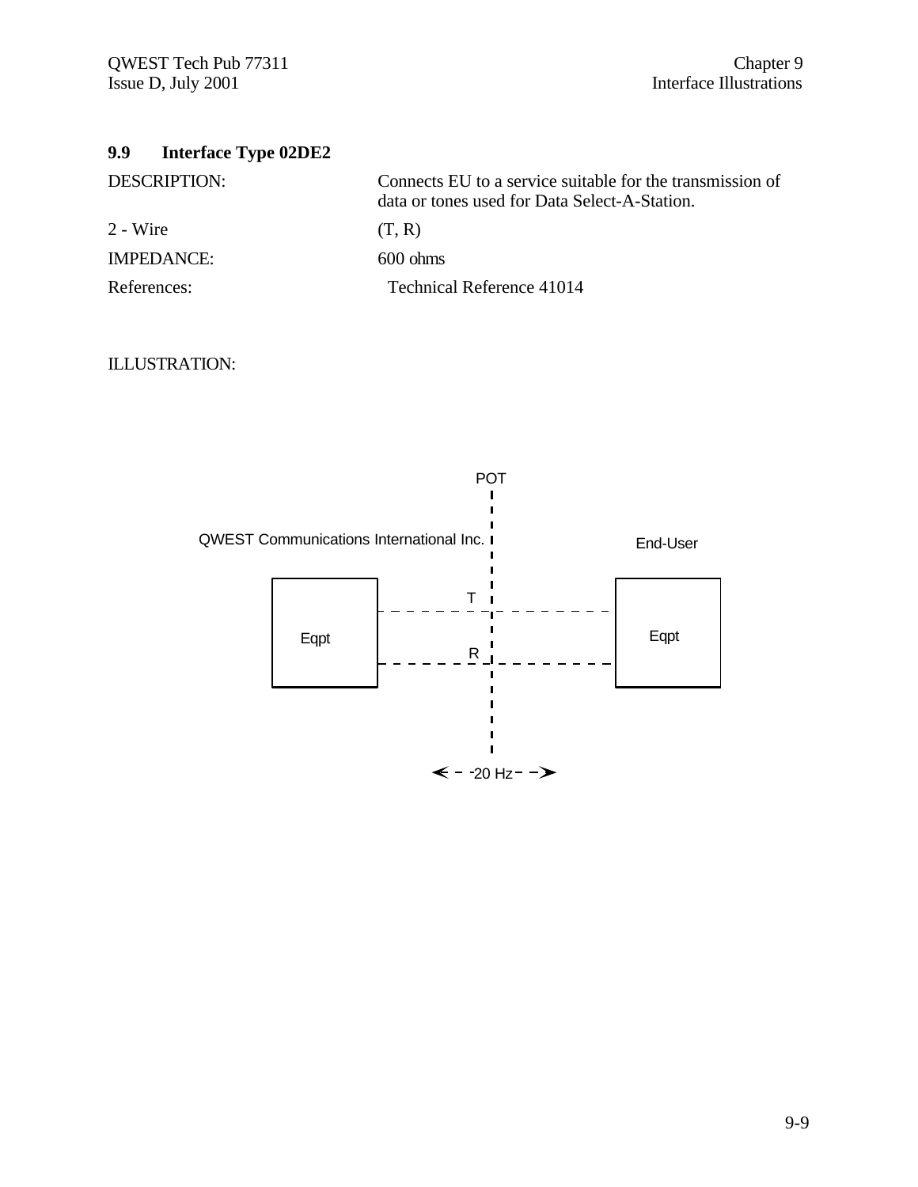## 9.9 Interface Type 02DE2

| | |
|---|---|
| DESCRIPTION: | Connects EU to a service suitable for the transmission of data or tones used for Data Select-A-Station. |
| 2 - Wire | (T, R) |
| IMPEDANCE: | 600 ohms |
| References: | Technical Reference 41014 |

ILLUSTRATION:

POT

QWEST Communications International Inc.

End-User

Eqpt

T

R

Eqpt

20 Hz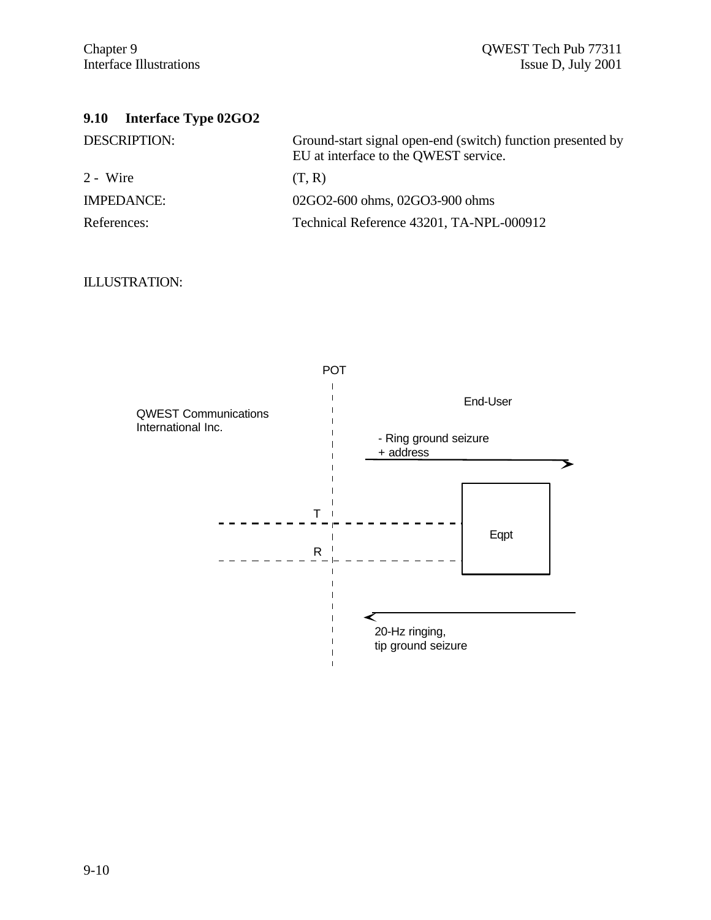## 9.10 Interface Type 02GO2

| | |
|---|---|
| DESCRIPTION: | Ground-start signal open-end (switch) function presented by EU at interface to the QWEST service. |
| 2 - Wire | (T, R) |
| IMPEDANCE: | 02GO2-600 ohms, 02GO3-900 ohms |
| References: | Technical Reference 43201, TA-NPL-000912 |

ILLUSTRATION:

POT

QWEST Communications International Inc.

End-User

- Ring ground seizure
+ address

T

R

Eqpt

20-Hz ringing,
tip ground seizure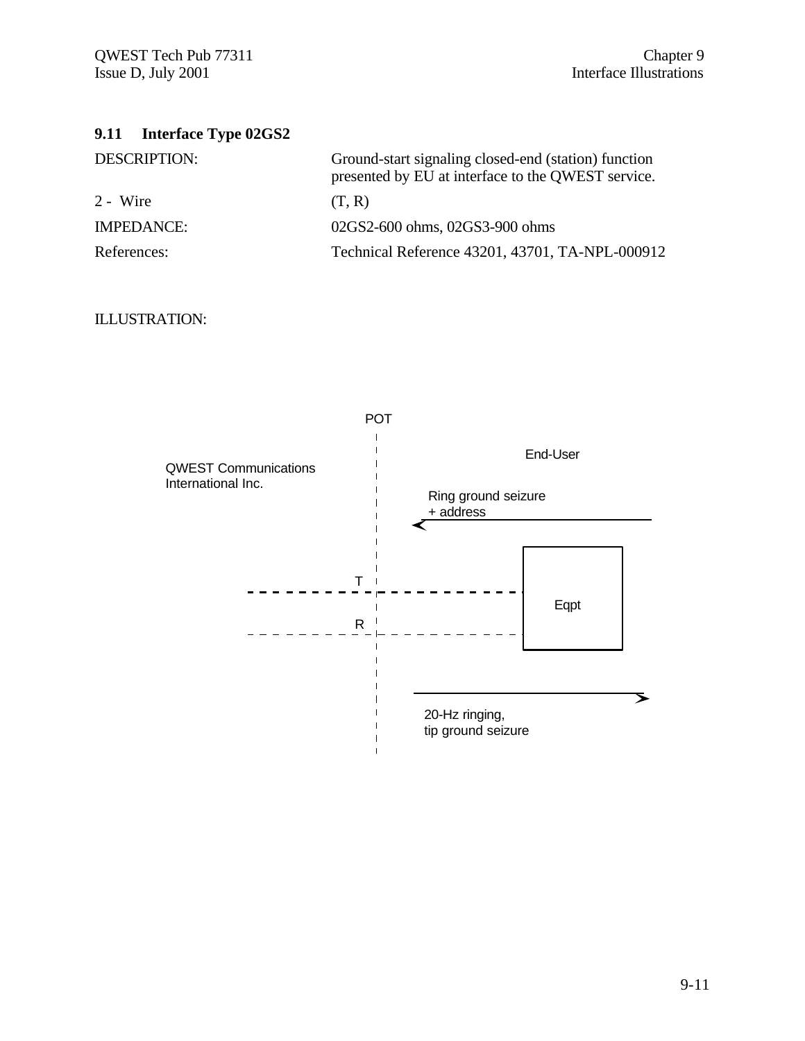## 9.11 Interface Type 02GS2

| | |
|---|---|
| DESCRIPTION: | Ground-start signaling closed-end (station) function presented by EU at interface to the QWEST service. |
| 2 - Wire | (T, R) |
| IMPEDANCE: | 02GS2-600 ohms, 02GS3-900 ohms |
| References: | Technical Reference 43201, 43701, TA-NPL-000912 |

ILLUSTRATION:

POT

QWEST Communications International Inc.

End-User

Ring ground seizure + address

T

R

Eqpt

20-Hz ringing, tip ground seizure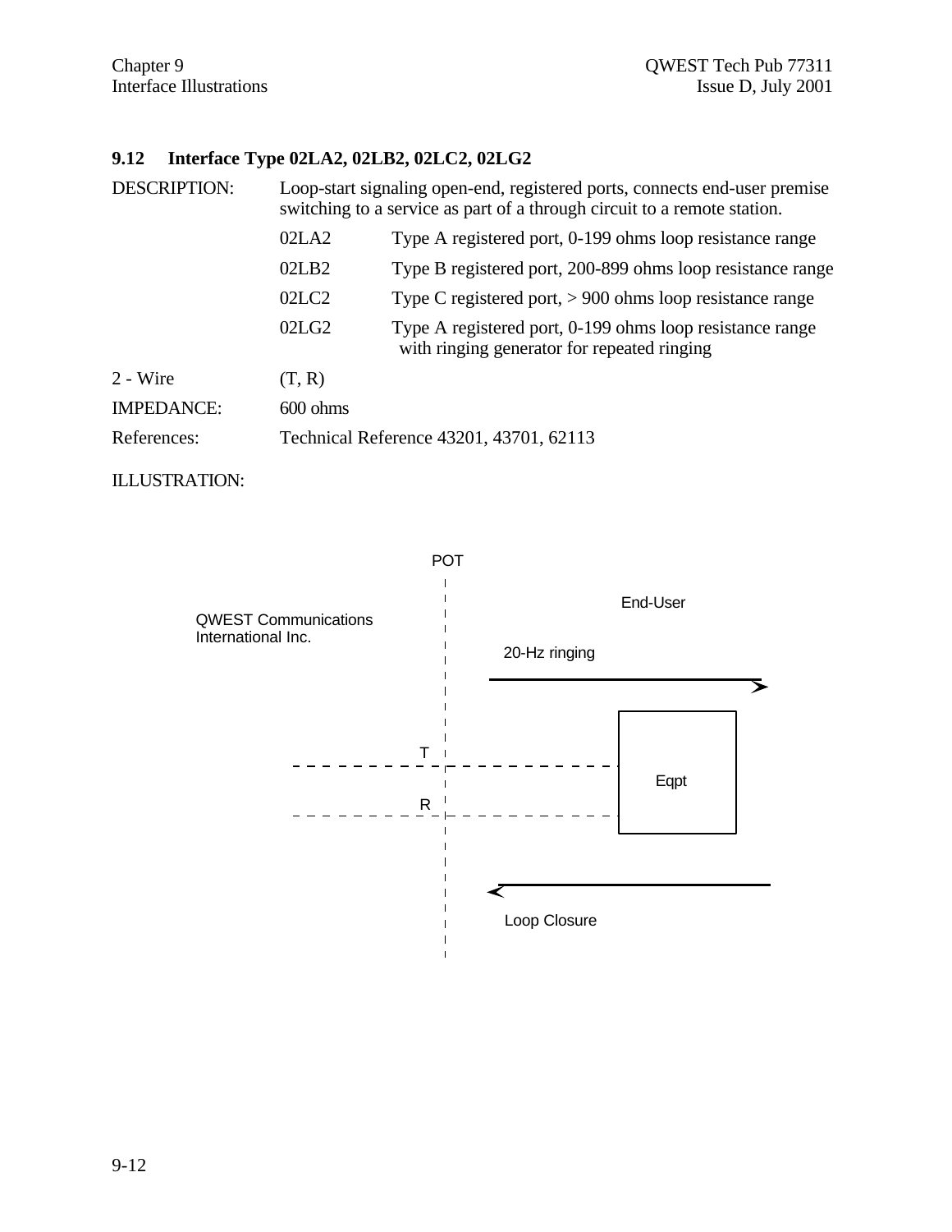### 9.12 Interface Type 02LA2, 02LB2, 02LC2, 02LG2

| | |
|---|---|
| DESCRIPTION: | Loop-start signaling open-end, registered ports, connects end-user premise switching to a service as part of a through circuit to a remote station. |
| | 02LA2 — Type A registered port, 0-199 ohms loop resistance range |
| | 02LB2 — Type B registered port, 200-899 ohms loop resistance range |
| | 02LC2 — Type C registered port, > 900 ohms loop resistance range |
| | 02LG2 — Type A registered port, 0-199 ohms loop resistance range with ringing generator for repeated ringing |
| 2 - Wire | (T, R) |
| IMPEDANCE: | 600 ohms |
| References: | Technical Reference 43201, 43701, 62113 |

ILLUSTRATION:

POT

QWEST Communications International Inc.

End-User

20-Hz ringing

T

R

Eqpt

Loop Closure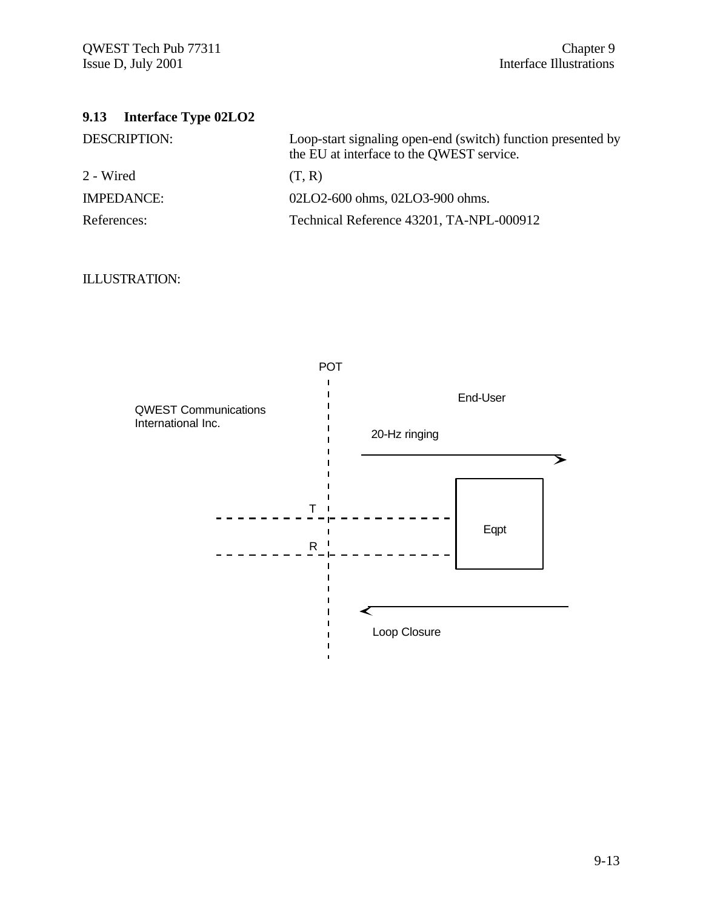### 9.13 Interface Type 02LO2

| | |
|---|---|
| DESCRIPTION: | Loop-start signaling open-end (switch) function presented by the EU at interface to the QWEST service. |
| 2 - Wired | (T, R) |
| IMPEDANCE: | 02LO2-600 ohms, 02LO3-900 ohms. |
| References: | Technical Reference 43201, TA-NPL-000912 |

ILLUSTRATION:

POT

QWEST Communications International Inc.

End-User

20-Hz ringing

T

R

Eqpt

Loop Closure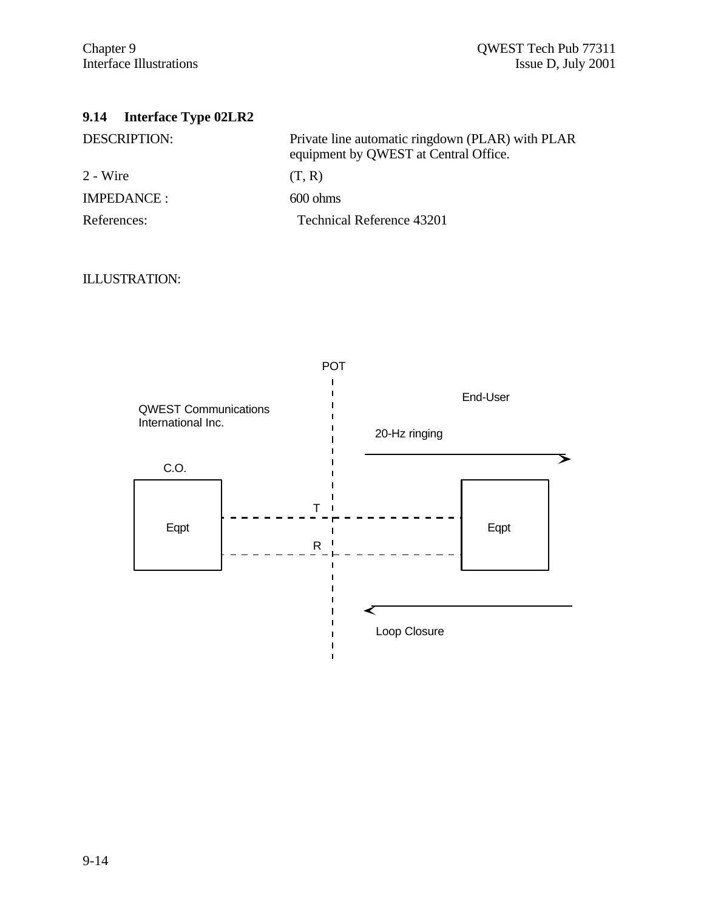### 9.14 Interface Type 02LR2

| | |
|---|---|
| DESCRIPTION: | Private line automatic ringdown (PLAR) with PLAR equipment by QWEST at Central Office. |
| 2 - Wire | (T, R) |
| IMPEDANCE : | 600 ohms |
| References: | Technical Reference 43201 |

ILLUSTRATION:

POT

QWEST Communications International Inc.

End-User

20-Hz ringing

C.O.

Eqpt

T

R

Eqpt

Loop Closure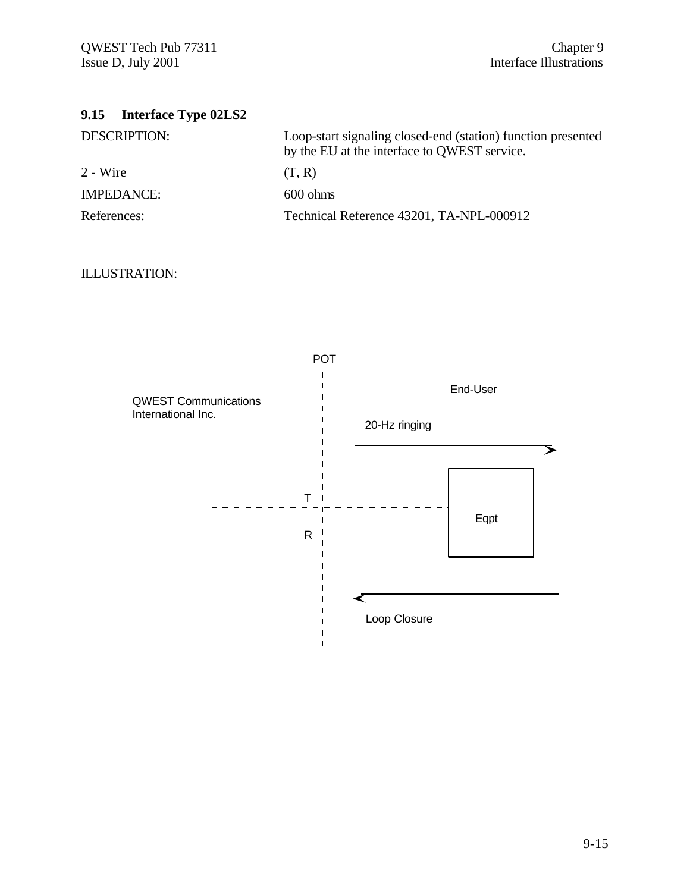## 9.15 Interface Type 02LS2

| | |
|---|---|
| DESCRIPTION: | Loop-start signaling closed-end (station) function presented by the EU at the interface to QWEST service. |
| 2 - Wire | (T, R) |
| IMPEDANCE: | 600 ohms |
| References: | Technical Reference 43201, TA-NPL-000912 |

ILLUSTRATION:

POT

QWEST Communications International Inc.

End-User

20-Hz ringing

T

R

Eqpt

Loop Closure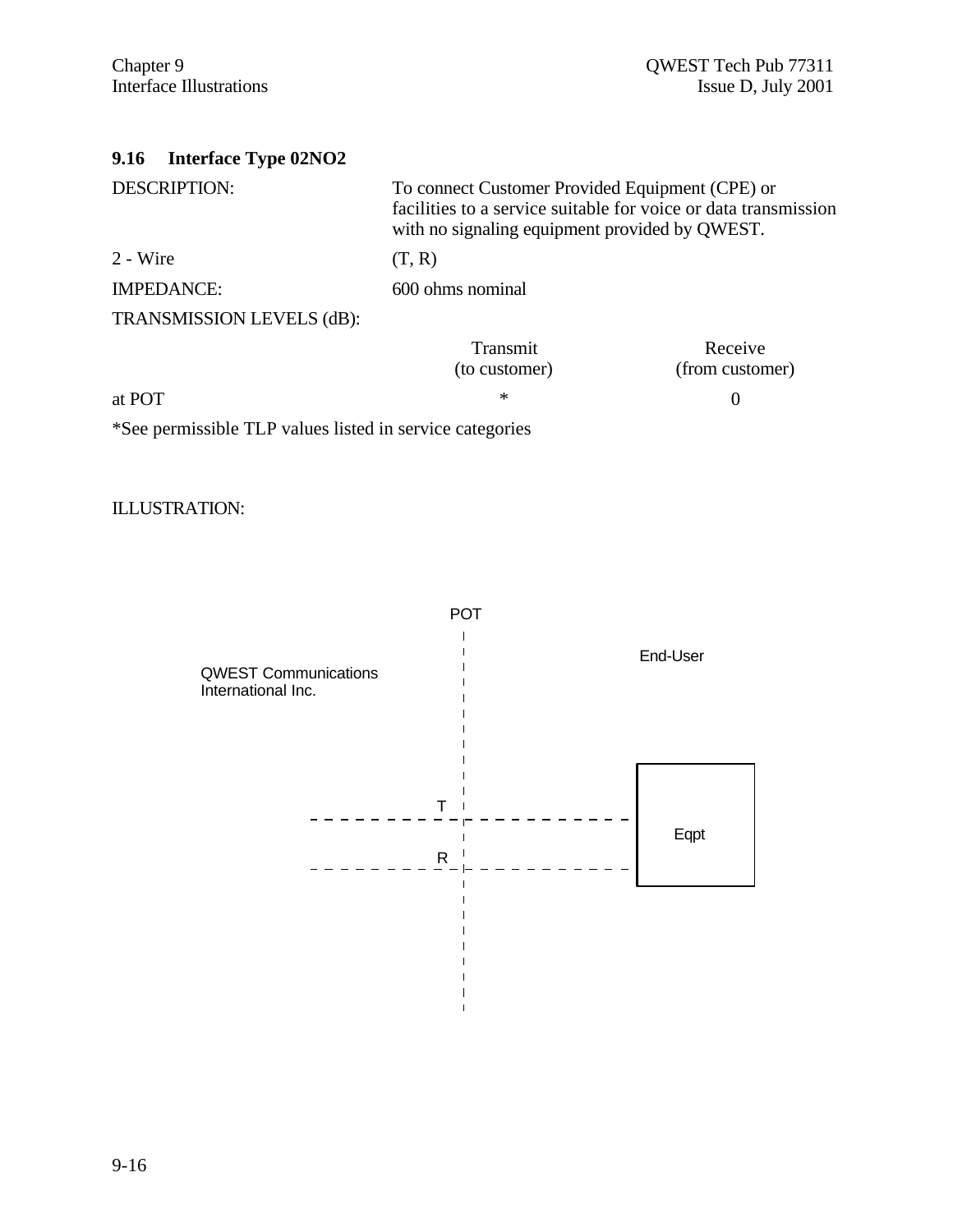## 9.16 Interface Type 02NO2

DESCRIPTION: To connect Customer Provided Equipment (CPE) or facilities to a service suitable for voice or data transmission with no signaling equipment provided by QWEST.

2 - Wire (T, R)

IMPEDANCE: 600 ohms nominal

TRANSMISSION LEVELS (dB):

| | Transmit (to customer) | Receive (from customer) |
|---|---|---|
| at POT | * | 0 |

*See permissible TLP values listed in service categories

ILLUSTRATION:

POT

QWEST Communications International Inc.

End-User

T

R

Eqpt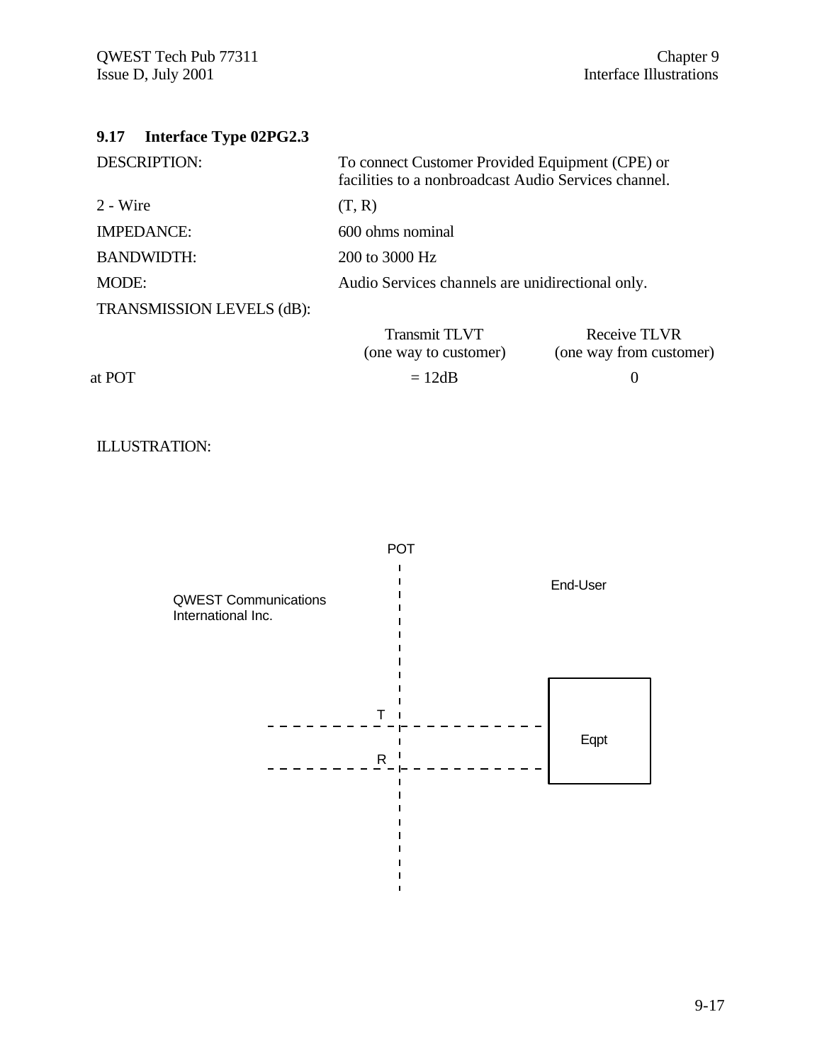## 9.17 Interface Type 02PG2.3

| | |
|---|---|
| DESCRIPTION: | To connect Customer Provided Equipment (CPE) or facilities to a nonbroadcast Audio Services channel. |
| 2 - Wire | (T, R) |
| IMPEDANCE: | 600 ohms nominal |
| BANDWIDTH: | 200 to 3000 Hz |
| MODE: | Audio Services channels are unidirectional only. |

TRANSMISSION LEVELS (dB):

| | Transmit TLVT (one way to customer) | Receive TLVR (one way from customer) |
|---|---|---|
| at POT | = 12dB | 0 |

ILLUSTRATION:

POT

QWEST Communications International Inc.

End-User

T

R

Eqpt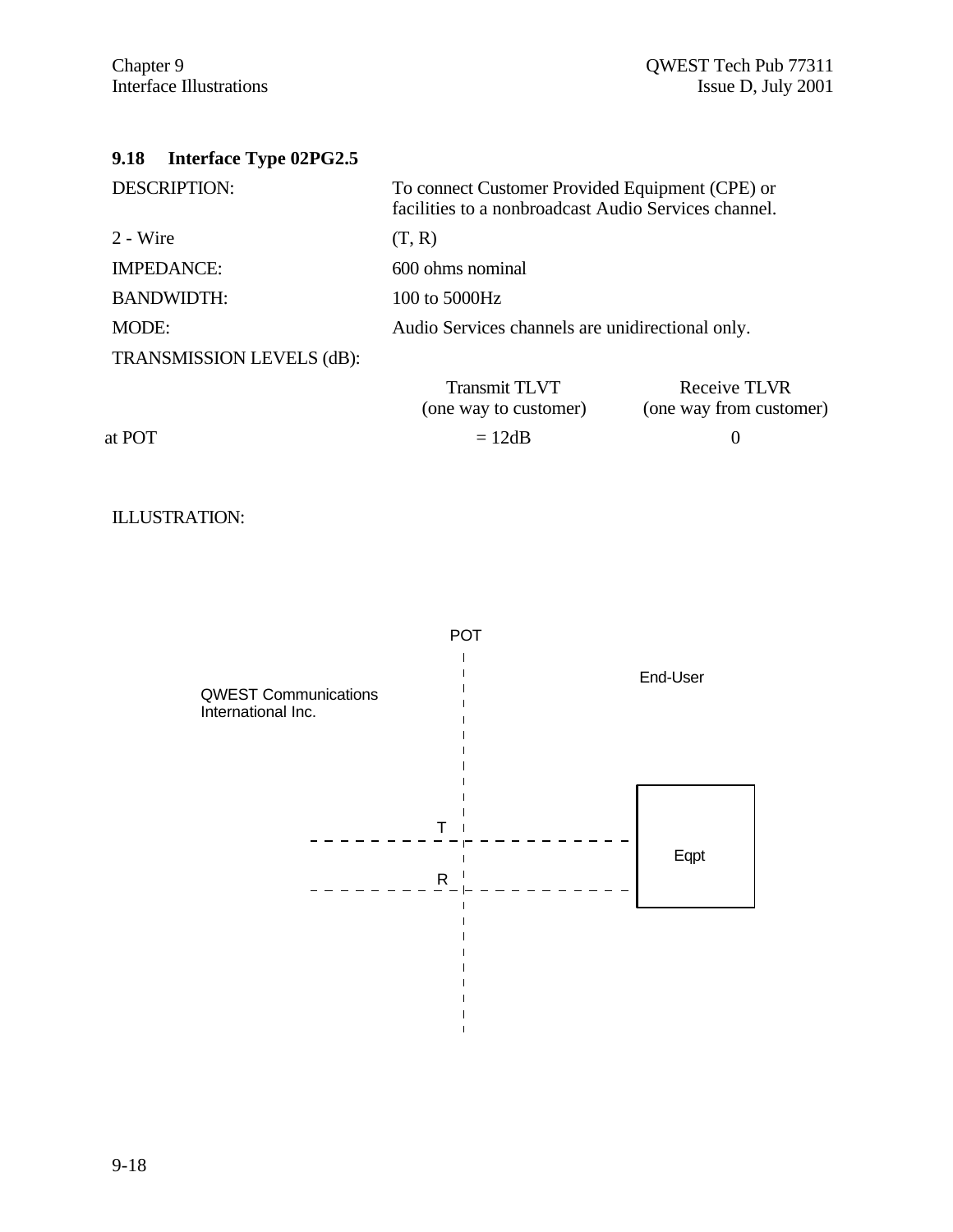## 9.18 Interface Type 02PG2.5

| | |
|---|---|
| DESCRIPTION: | To connect Customer Provided Equipment (CPE) or facilities to a nonbroadcast Audio Services channel. |
| 2 - Wire | (T, R) |
| IMPEDANCE: | 600 ohms nominal |
| BANDWIDTH: | 100 to 5000Hz |
| MODE: | Audio Services channels are unidirectional only. |

TRANSMISSION LEVELS (dB):

| | Transmit TLVT (one way to customer) | Receive TLVR (one way from customer) |
|---|---|---|
| at POT | = 12dB | 0 |

ILLUSTRATION:

POT

QWEST Communications International Inc.

End-User

T

R

Eqpt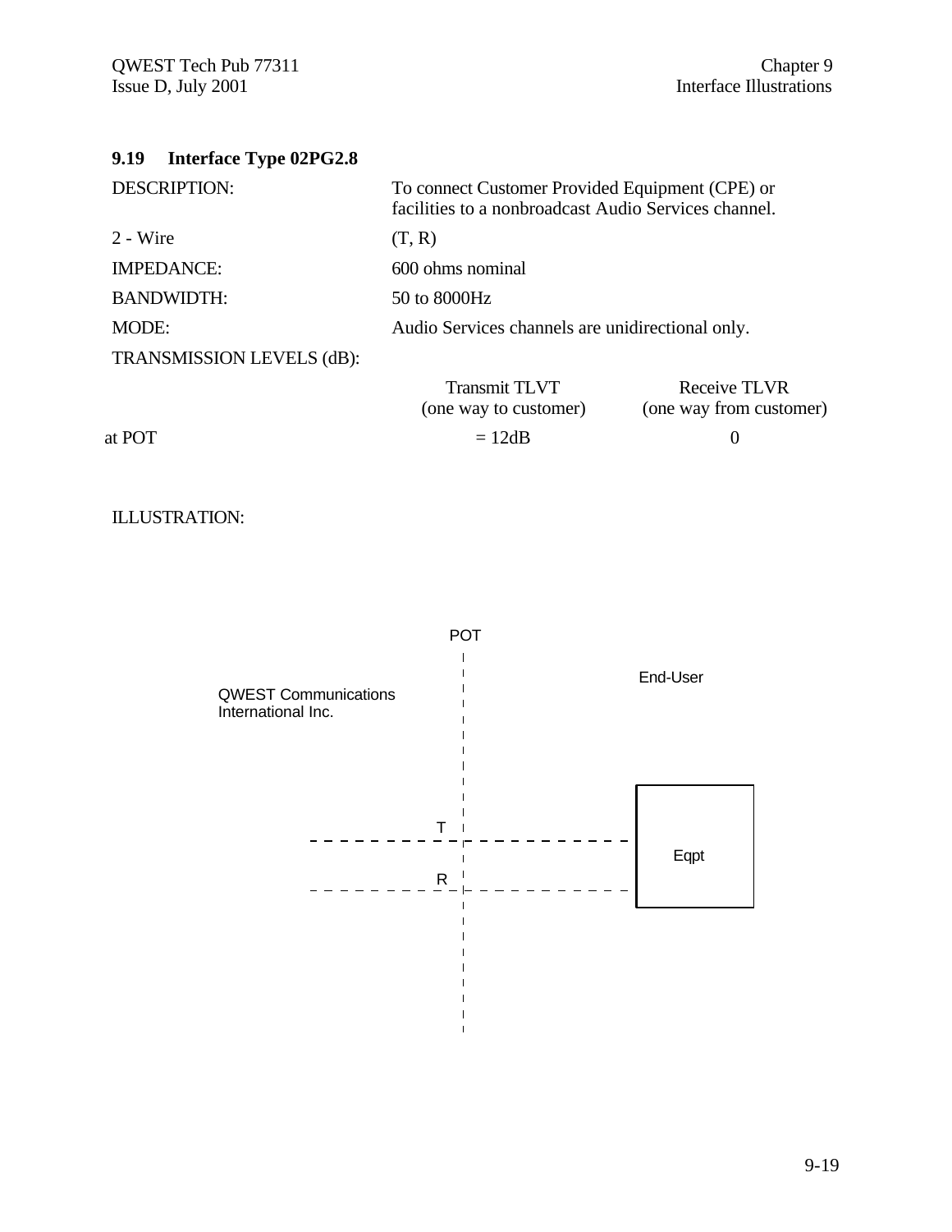## 9.19 Interface Type 02PG2.8

| | |
|---|---|
| DESCRIPTION: | To connect Customer Provided Equipment (CPE) or facilities to a nonbroadcast Audio Services channel. |
| 2 - Wire | (T, R) |
| IMPEDANCE: | 600 ohms nominal |
| BANDWIDTH: | 50 to 8000Hz |
| MODE: | Audio Services channels are unidirectional only. |

TRANSMISSION LEVELS (dB):

| | Transmit TLVT (one way to customer) | Receive TLVR (one way from customer) |
|---|---|---|
| at POT | = 12dB | 0 |

ILLUSTRATION:

POT

QWEST Communications International Inc.

End-User

T

R

Eqpt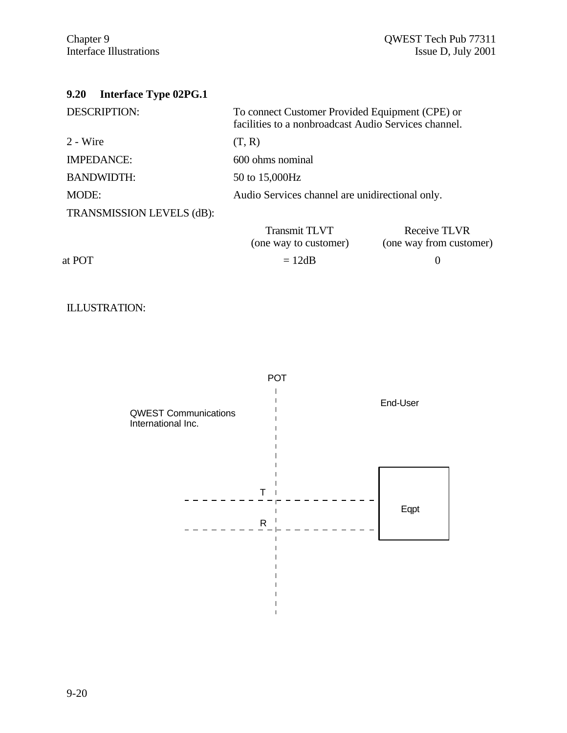## 9.20 Interface Type 02PG.1

| | |
|---|---|
| DESCRIPTION: | To connect Customer Provided Equipment (CPE) or facilities to a nonbroadcast Audio Services channel. |
| 2 - Wire | (T, R) |
| IMPEDANCE: | 600 ohms nominal |
| BANDWIDTH: | 50 to 15,000Hz |
| MODE: | Audio Services channel are unidirectional only. |

TRANSMISSION LEVELS (dB):

| | Transmit TLVT (one way to customer) | Receive TLVR (one way from customer) |
|---|---|---|
| at POT | = 12dB | 0 |

ILLUSTRATION:

POT

QWEST Communications International Inc.

End-User

T

R

Eqpt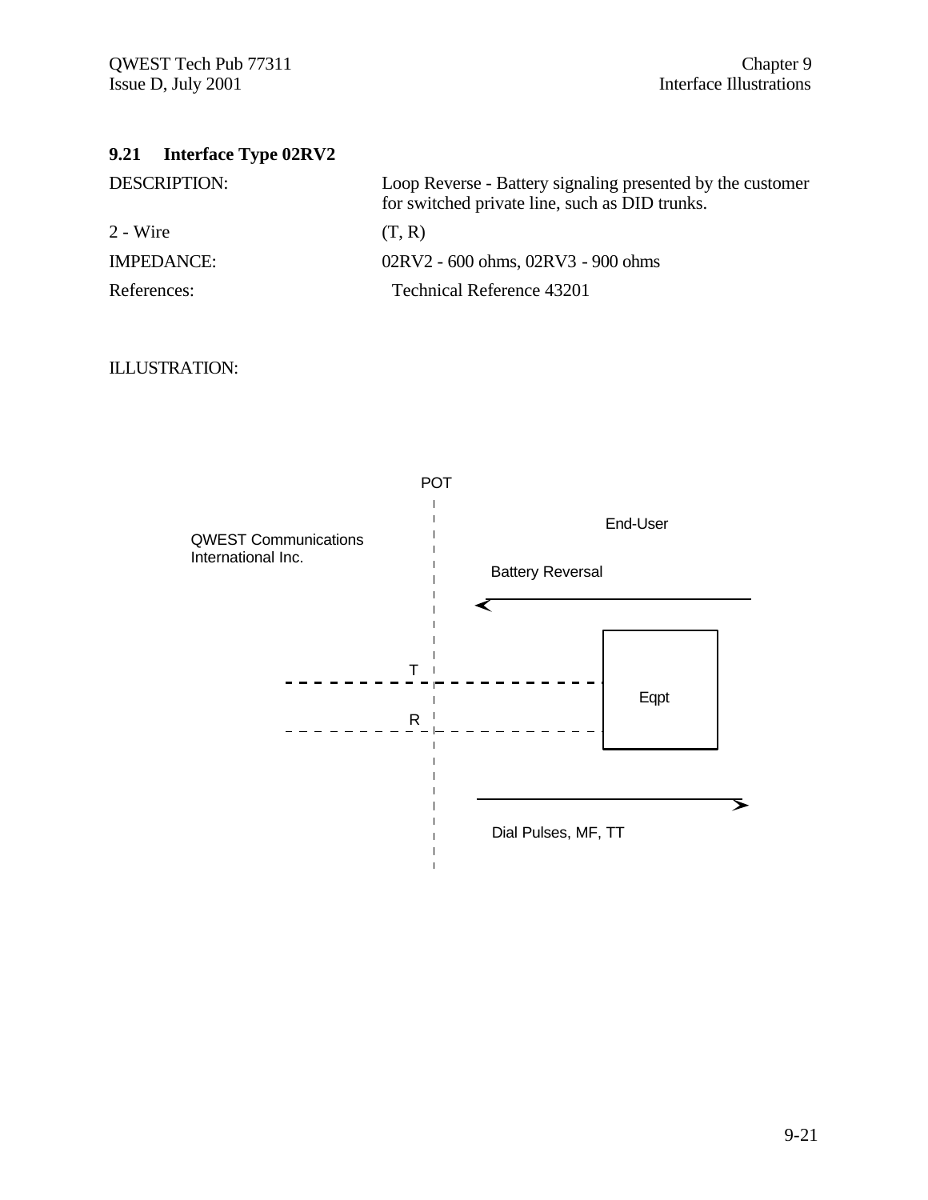## 9.21 Interface Type 02RV2

| | |
|---|---|
| DESCRIPTION: | Loop Reverse - Battery signaling presented by the customer for switched private line, such as DID trunks. |
| 2 - Wire | (T, R) |
| IMPEDANCE: | 02RV2 - 600 ohms, 02RV3 - 900 ohms |
| References: | Technical Reference 43201 |

ILLUSTRATION:

POT

QWEST Communications International Inc.

End-User

Battery Reversal

T

R

Eqpt

Dial Pulses, MF, TT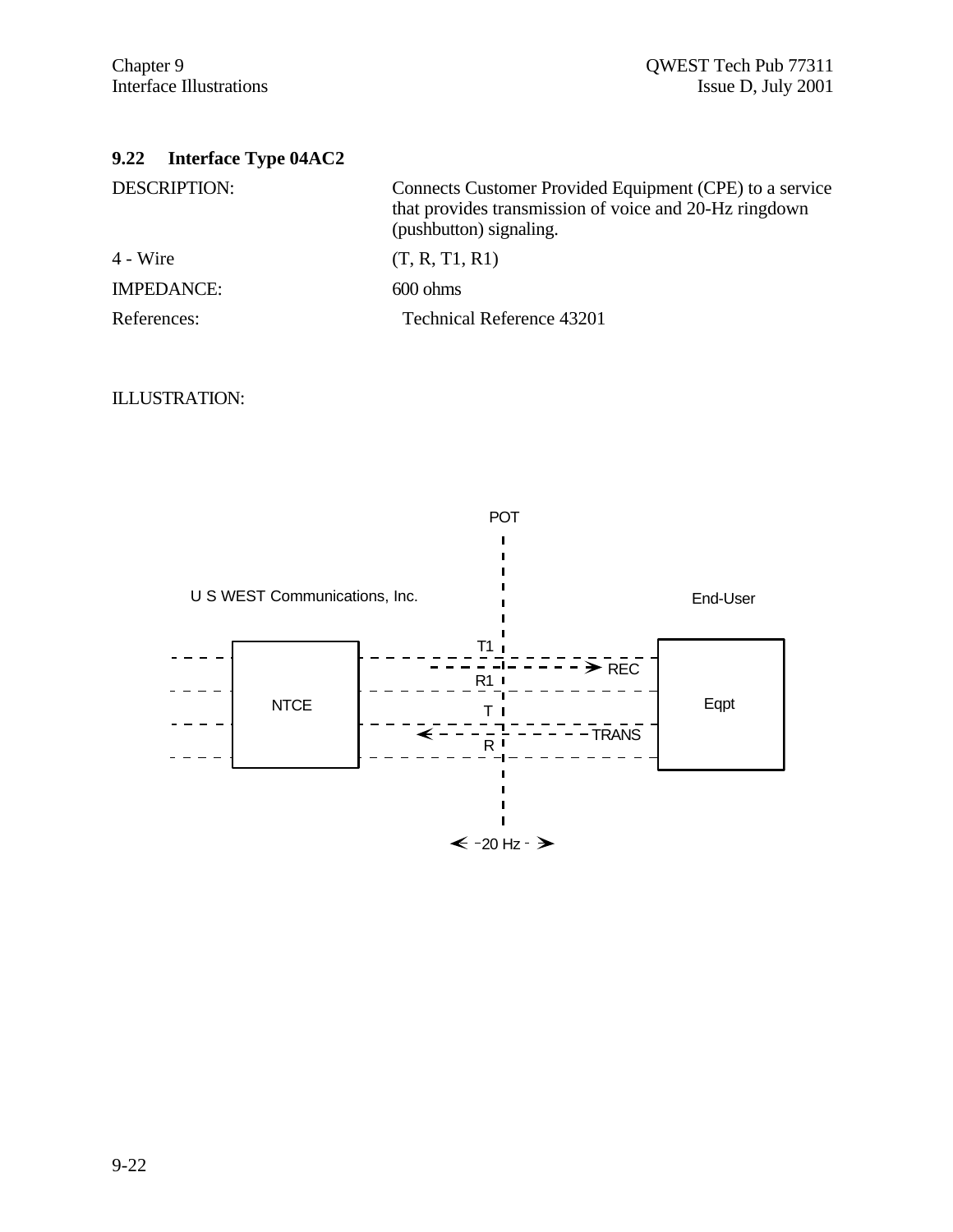## 9.22 Interface Type 04AC2

| | |
|---|---|
| DESCRIPTION: | Connects Customer Provided Equipment (CPE) to a service that provides transmission of voice and 20-Hz ringdown (pushbutton) signaling. |
| 4 - Wire | (T, R, T1, R1) |
| IMPEDANCE: | 600 ohms |
| References: | Technical Reference 43201 |

ILLUSTRATION:

POT

U S WEST Communications, Inc.

End-User

NTCE

T1

R1

T

R

REC

TRANS

Eqpt

20 Hz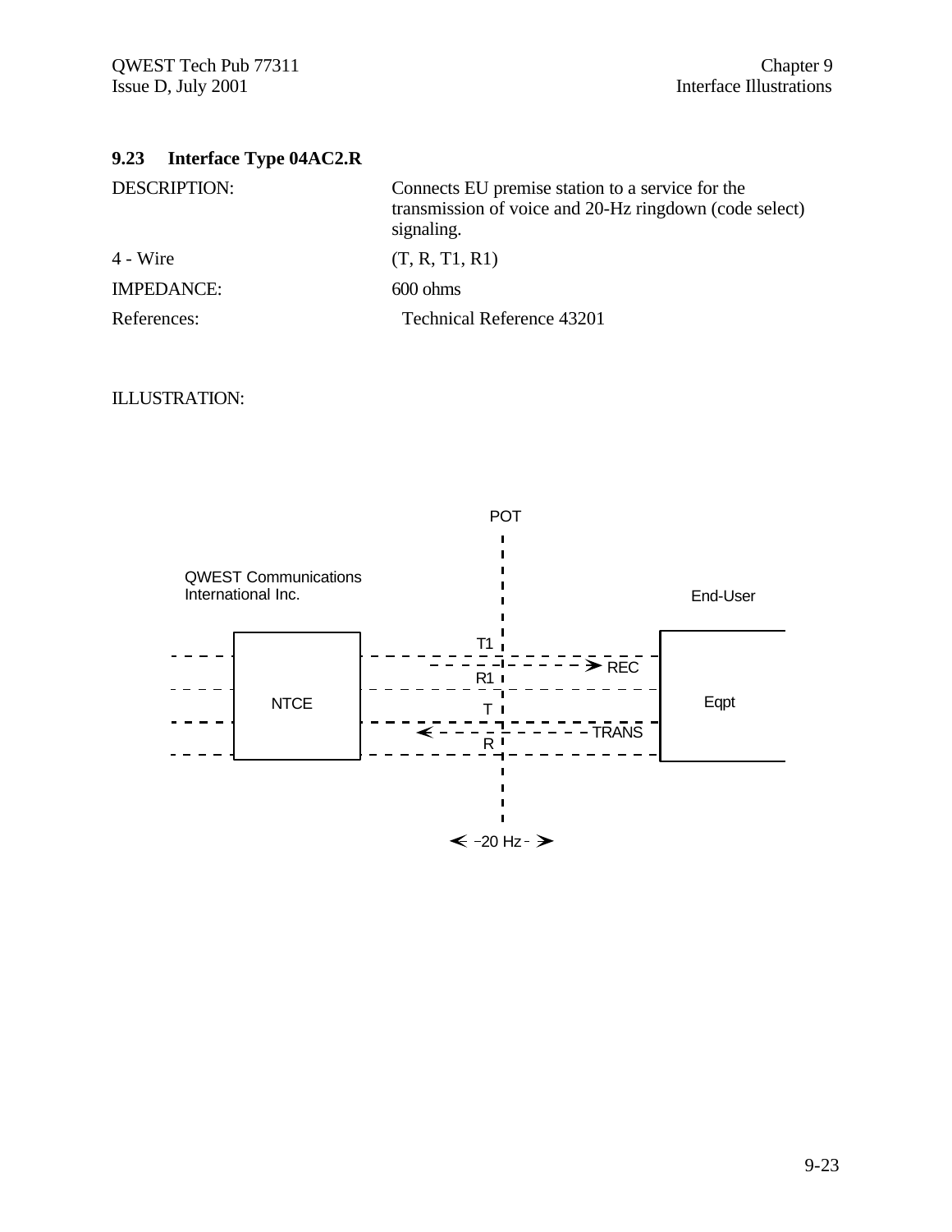### 9.23 Interface Type 04AC2.R

| | |
|---|---|
| DESCRIPTION: | Connects EU premise station to a service for the transmission of voice and 20-Hz ringdown (code select) signaling. |
| 4 - Wire | (T, R, T1, R1) |
| IMPEDANCE: | 600 ohms |
| References: | Technical Reference 43201 |

ILLUSTRATION:

POT

QWEST Communications International Inc.

End-User

NTCE

Eqpt

T1

R1

T

R

REC

TRANS

20 Hz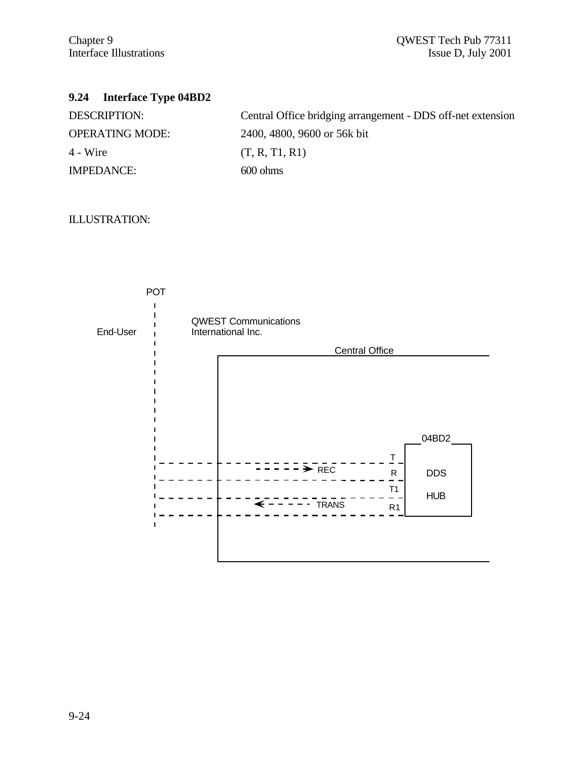### 9.24 Interface Type 04BD2

| | |
|---|---|
| DESCRIPTION: | Central Office bridging arrangement - DDS off-net extension |
| OPERATING MODE: | 2400, 4800, 9600 or 56k bit |
| 4 - Wire | (T, R, T1, R1) |
| IMPEDANCE: | 600 ohms |

ILLUSTRATION:

POT

End-User

QWEST Communications International Inc.

Central Office

04BD2

DDS HUB

T R T1 R1

REC

TRANS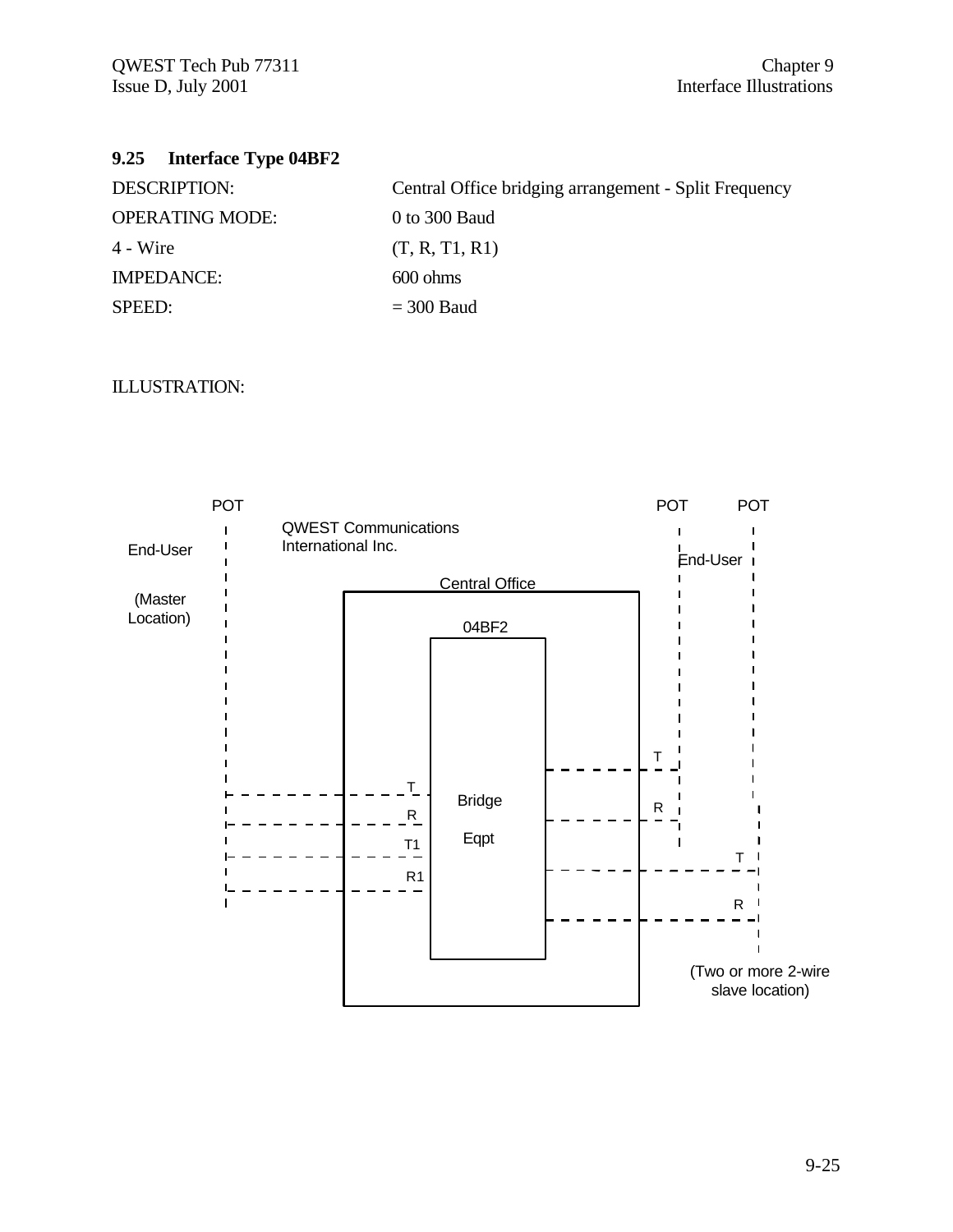## 9.25 Interface Type 04BF2

| | |
|---|---|
| DESCRIPTION: | Central Office bridging arrangement - Split Frequency |
| OPERATING MODE: | 0 to 300 Baud |
| 4 - Wire | (T, R, T1, R1) |
| IMPEDANCE: | 600 ohms |
| SPEED: | = 300 Baud |

ILLUSTRATION:

POT

End-User

(Master Location)

QWEST Communications International Inc.

Central Office

04BF2

Bridge

Eqpt

T
R
T1
R1

POT POT

End-User

T
R

T
R

(Two or more 2-wire slave location)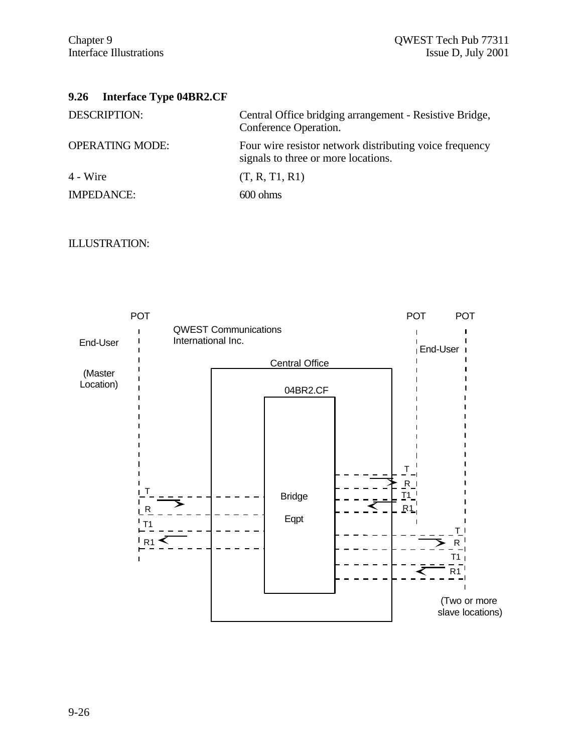## 9.26 Interface Type 04BR2.CF

| | |
|---|---|
| DESCRIPTION: | Central Office bridging arrangement - Resistive Bridge, Conference Operation. |
| OPERATING MODE: | Four wire resistor network distributing voice frequency signals to three or more locations. |
| 4 - Wire | (T, R, T1, R1) |
| IMPEDANCE: | 600 ohms |

ILLUSTRATION:

POT

End-User

(Master Location)

QWEST Communications International Inc.

Central Office

04BR2.CF

Bridge

Eqpt

T
R
T1
R1

POT

End-User

T
R
T1
R1

POT

T
R
T1
R1

(Two or more slave locations)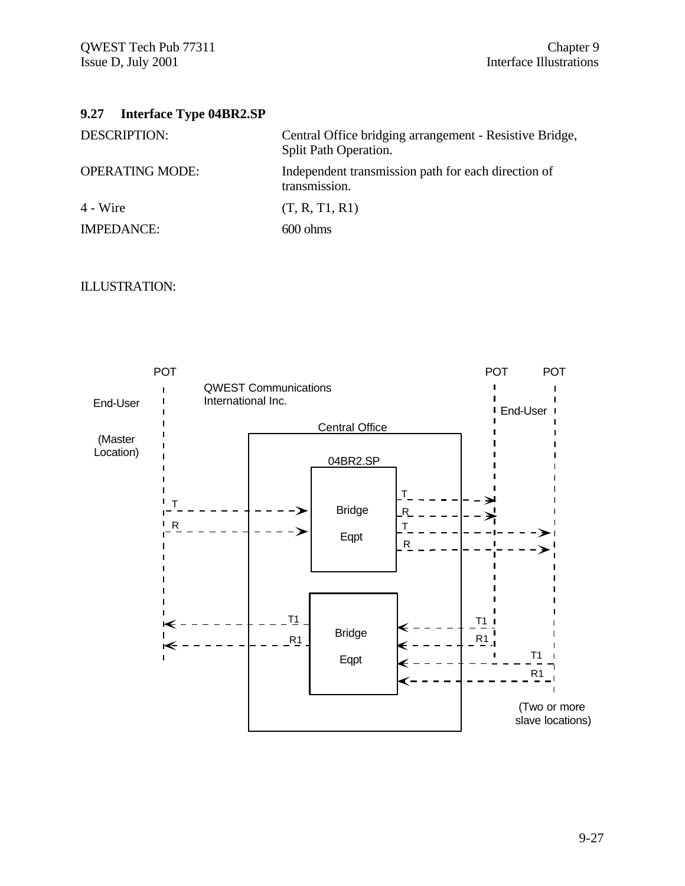## 9.27 Interface Type 04BR2.SP

| | |
|---|---|
| DESCRIPTION: | Central Office bridging arrangement - Resistive Bridge, Split Path Operation. |
| OPERATING MODE: | Independent transmission path for each direction of transmission. |
| 4 - Wire | (T, R, T1, R1) |
| IMPEDANCE: | 600 ohms |

ILLUSTRATION:

POT

End-User

(Master Location)

QWEST Communications International Inc.

Central Office

04BR2.SP

Bridge Eqpt

Bridge Eqpt

T R T R

T1 R1

T1 R1

T1 R1

POT POT

End-User

(Two or more slave locations)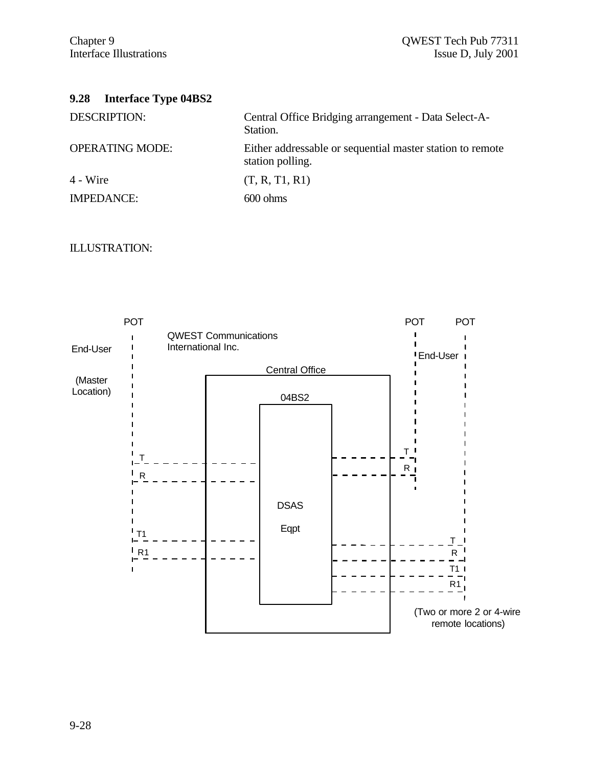## 9.28 Interface Type 04BS2

| | |
|---|---|
| DESCRIPTION: | Central Office Bridging arrangement - Data Select-A-Station. |
| OPERATING MODE: | Either addressable or sequential master station to remote station polling. |
| 4 - Wire | (T, R, T1, R1) |
| IMPEDANCE: | 600 ohms |

ILLUSTRATION:

POT

End-User

(Master Location)

QWEST Communications International Inc.

Central Office

04BS2

DSAS Eqpt

T

R

T1

R1

POT

End-User

T

R

POT

T

R

T1

R1

(Two or more 2 or 4-wire remote locations)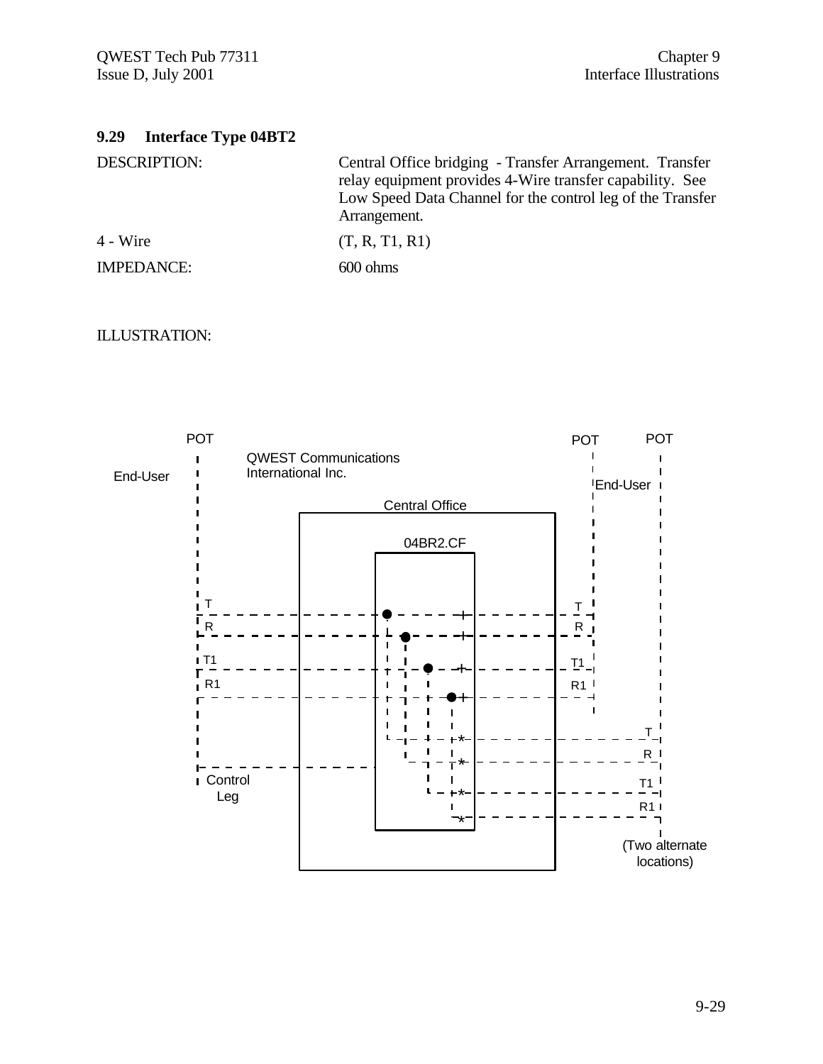## 9.29 Interface Type 04BT2

| | |
|---|---|
| DESCRIPTION: | Central Office bridging - Transfer Arrangement. Transfer relay equipment provides 4-Wire transfer capability. See Low Speed Data Channel for the control leg of the Transfer Arrangement. |
| 4 - Wire | (T, R, T1, R1) |
| IMPEDANCE: | 600 ohms |

ILLUSTRATION:

POT

End-User

QWEST Communications International Inc.

POT POT

End-User

Central Office

04BR2.CF

T R T1 R1

T R T1 R1

T R T1 R1

Control Leg

(Two alternate locations)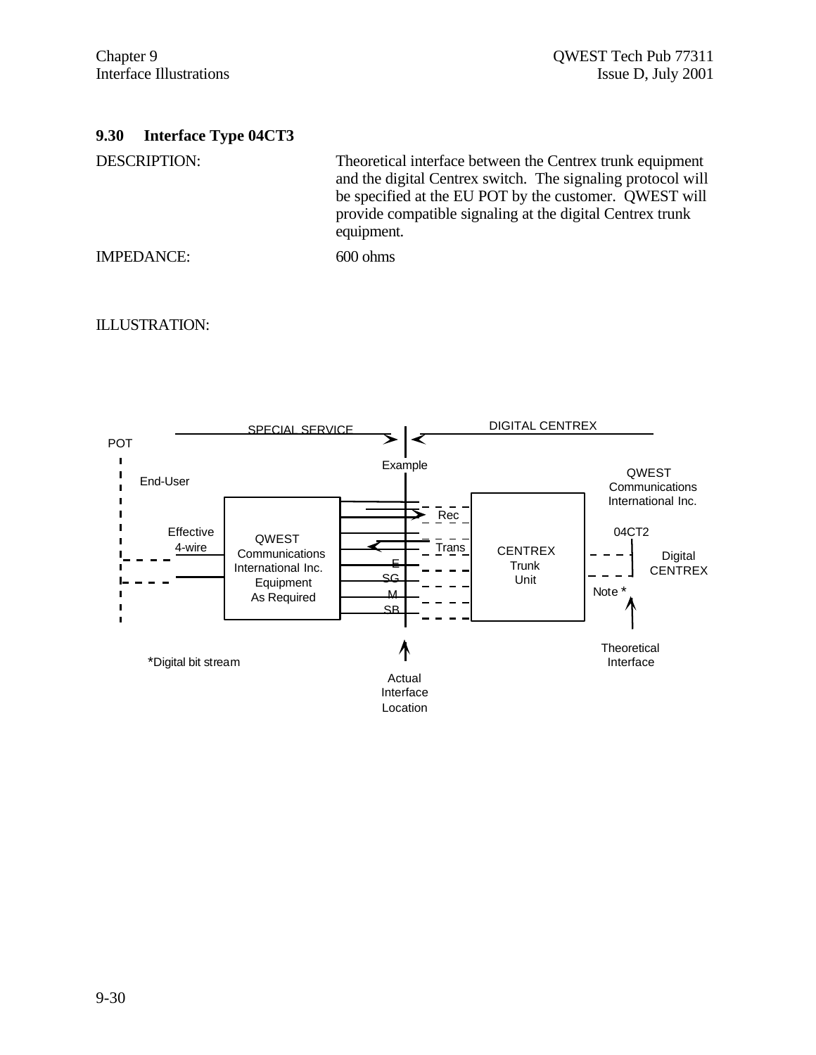## 9.30 Interface Type 04CT3

DESCRIPTION: Theoretical interface between the Centrex trunk equipment and the digital Centrex switch. The signaling protocol will be specified at the EU POT by the customer. QWEST will provide compatible signaling at the digital Centrex trunk equipment.

IMPEDANCE: 600 ohms

ILLUSTRATION:

SPECIAL SERVICE | DIGITAL CENTREX

POT

Example

End-User

QWEST Communications International Inc.

Rec

Effective 4-wire

QWEST Communications International Inc. Equipment As Required

Trans

E

SG

M

SB

CENTREX Trunk Unit

04CT2

Digital CENTREX

Note *

Theoretical Interface

*Digital bit stream

Actual Interface Location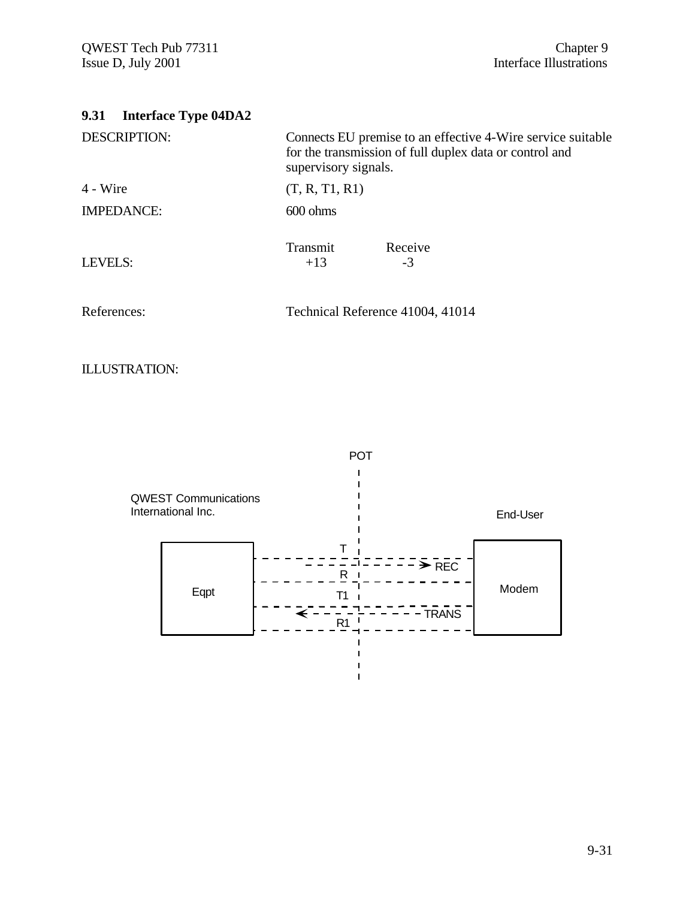## 9.31 Interface Type 04DA2

| | |
|---|---|
| DESCRIPTION: | Connects EU premise to an effective 4-Wire service suitable for the transmission of full duplex data or control and supervisory signals. |
| 4 - Wire | (T, R, T1, R1) |
| IMPEDANCE: | 600 ohms |

| | Transmit | Receive |
|---|---|---|
| LEVELS: | +13 | -3 |

References: Technical Reference 41004, 41014

ILLUSTRATION:

POT

QWEST Communications International Inc.

End-User

Eqpt

Modem

T

R

T1

R1

REC

TRANS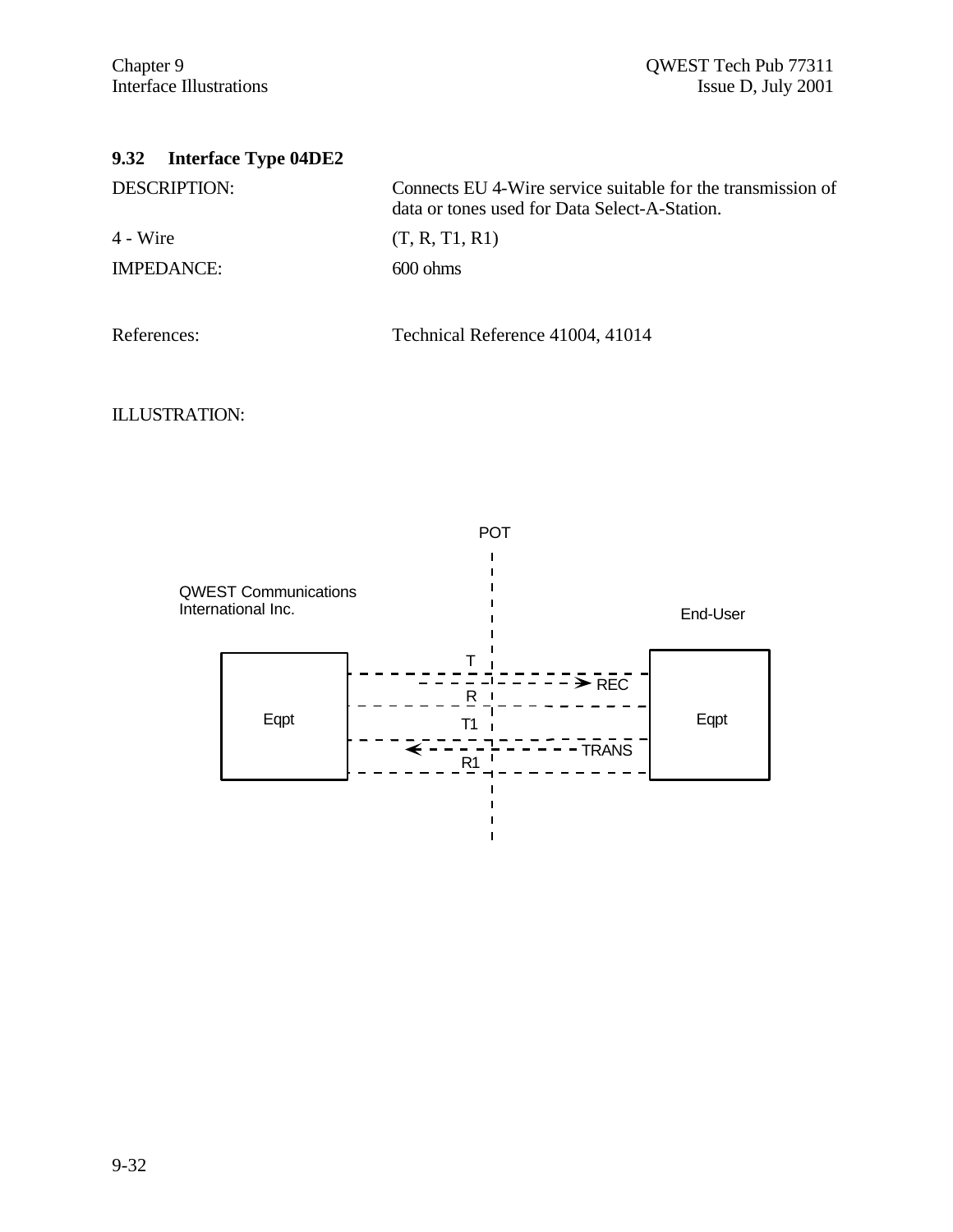### 9.32 Interface Type 04DE2

| | |
|---|---|
| DESCRIPTION: | Connects EU 4-Wire service suitable for the transmission of data or tones used for Data Select-A-Station. |
| 4 - Wire | (T, R, T1, R1) |
| IMPEDANCE: | 600 ohms |
| References: | Technical Reference 41004, 41014 |

ILLUSTRATION:

POT

QWEST Communications International Inc.

End-User

Eqpt

Eqpt

T

R

T1

R1

REC

TRANS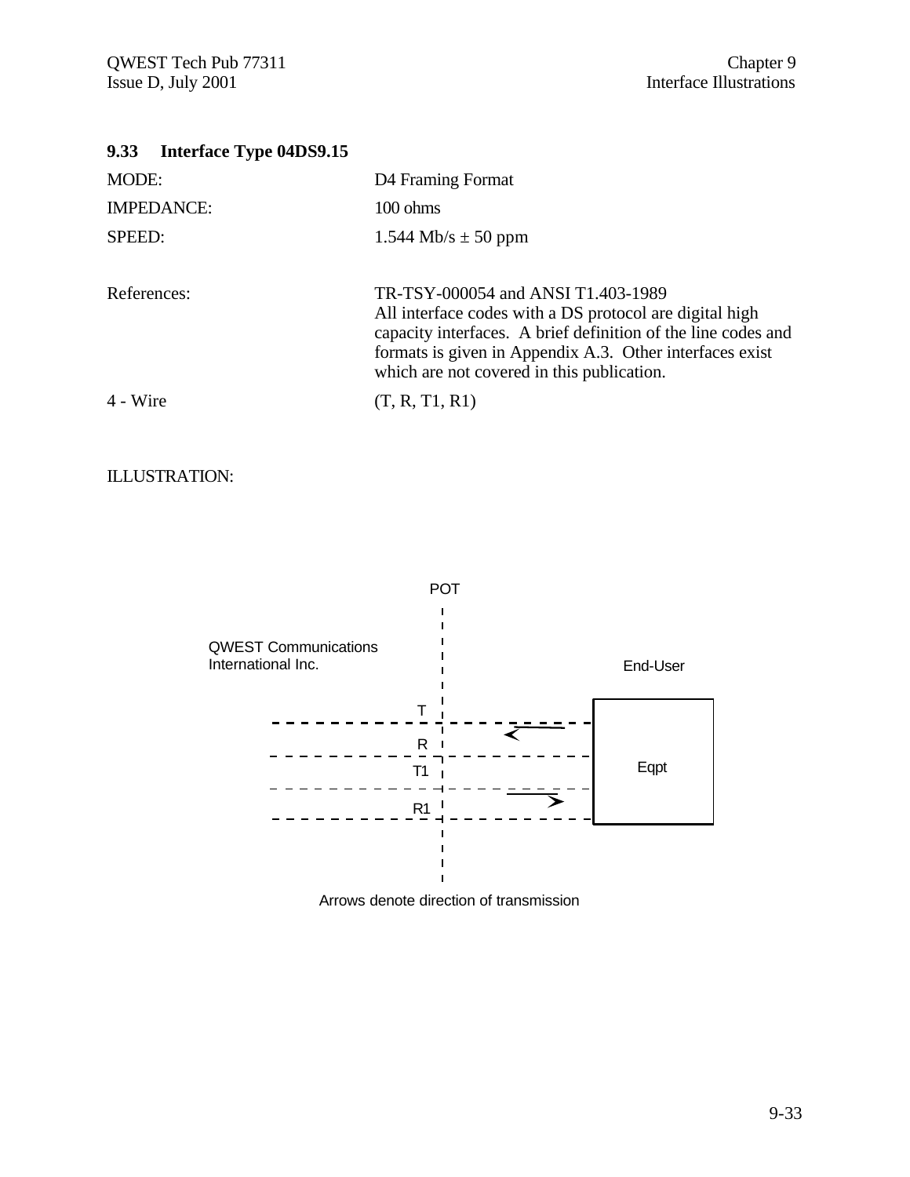### 9.33 Interface Type 04DS9.15

| | |
|---|---|
| MODE: | D4 Framing Format |
| IMPEDANCE: | 100 ohms |
| SPEED: | 1.544 Mb/s ± 50 ppm |
| References: | TR-TSY-000054 and ANSI T1.403-1989<br>All interface codes with a DS protocol are digital high capacity interfaces. A brief definition of the line codes and formats is given in Appendix A.3. Other interfaces exist which are not covered in this publication. |
| 4 - Wire | (T, R, T1, R1) |

ILLUSTRATION:

POT

QWEST Communications International Inc.

End-User

T

R

T1

R1

Eqpt

Arrows denote direction of transmission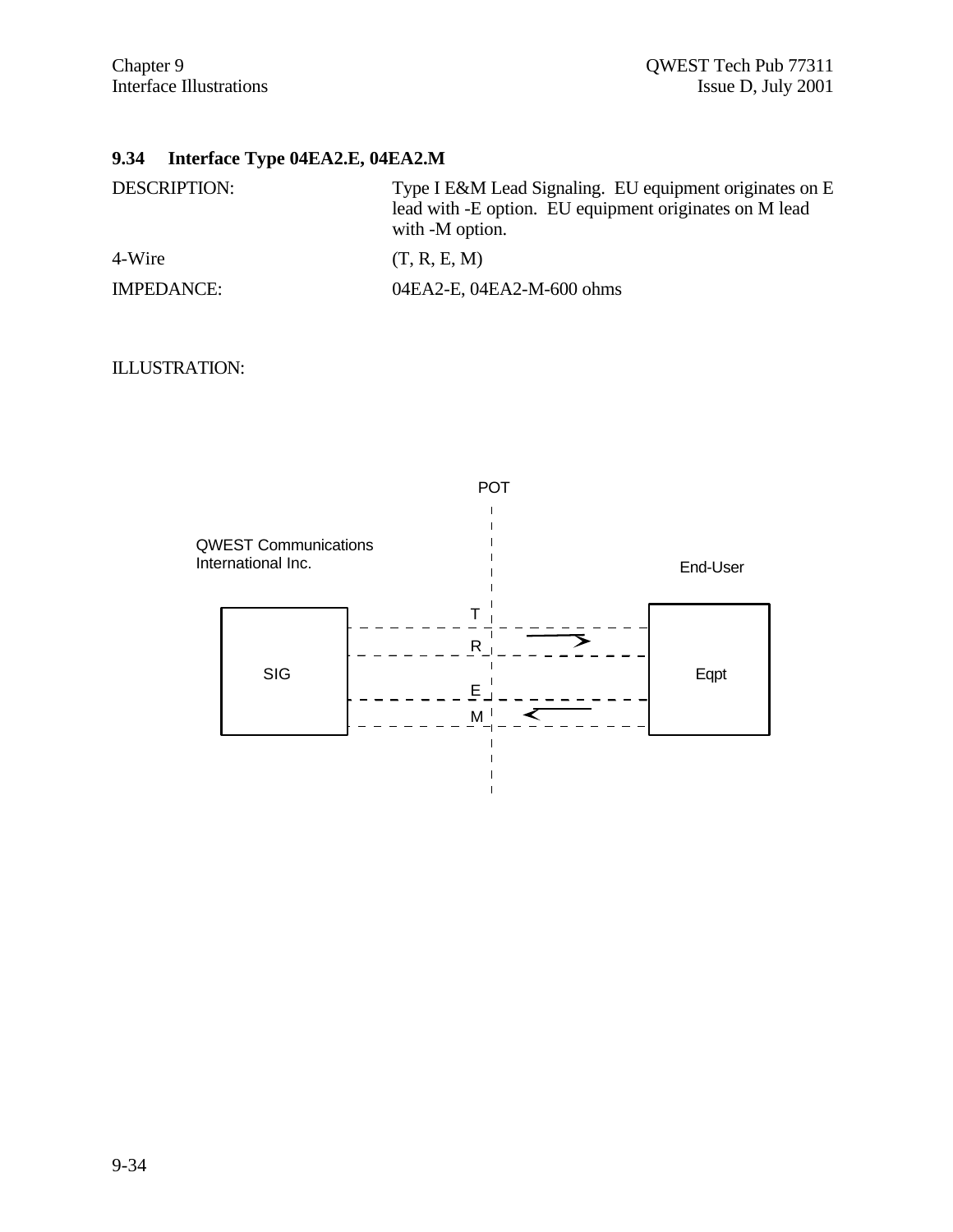## 9.34 Interface Type 04EA2.E, 04EA2.M

| | |
|---|---|
| DESCRIPTION: | Type I E&M Lead Signaling. EU equipment originates on E lead with -E option. EU equipment originates on M lead with -M option. |
| 4-Wire | (T, R, E, M) |
| IMPEDANCE: | 04EA2-E, 04EA2-M-600 ohms |

ILLUSTRATION:

POT

QWEST Communications International Inc.

End-User

SIG

Eqpt

T

R

E

M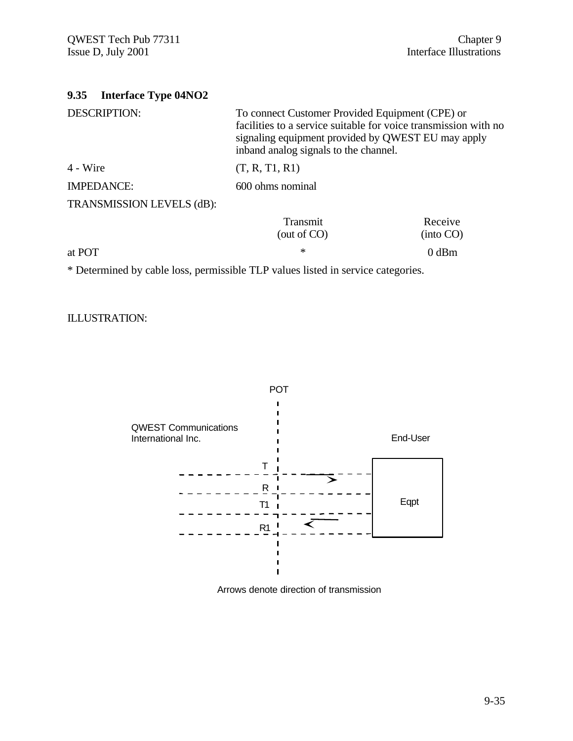## 9.35 Interface Type 04NO2

| | |
|---|---|
| DESCRIPTION: | To connect Customer Provided Equipment (CPE) or facilities to a service suitable for voice transmission with no signaling equipment provided by QWEST EU may apply inband analog signals to the channel. |
| 4 - Wire | (T, R, T1, R1) |
| IMPEDANCE: | 600 ohms nominal |

TRANSMISSION LEVELS (dB):

| | Transmit (out of CO) | Receive (into CO) |
|---|---|---|
| at POT | * | 0 dBm |

* Determined by cable loss, permissible TLP values listed in service categories.

ILLUSTRATION:

POT

QWEST Communications International Inc.

End-User

T

R

T1

R1

Eqpt

Arrows denote direction of transmission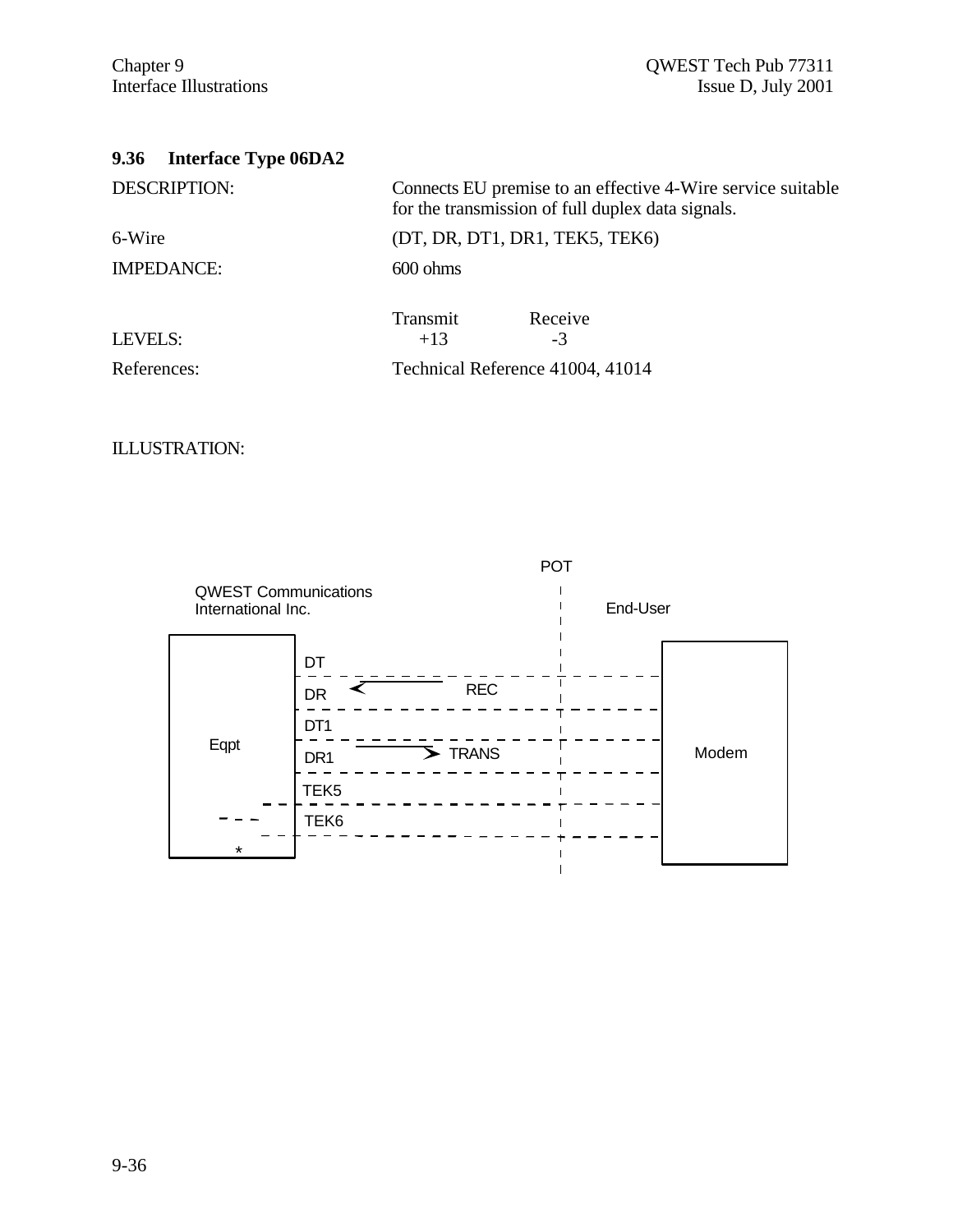### 9.36 Interface Type 06DA2

DESCRIPTION: Connects EU premise to an effective 4-Wire service suitable for the transmission of full duplex data signals.

6-Wire (DT, DR, DT1, DR1, TEK5, TEK6)

IMPEDANCE: 600 ohms

| LEVELS: | Transmit | Receive |
|---|---|---|
| | +13 | -3 |

References: Technical Reference 41004, 41014

ILLUSTRATION:

POT

QWEST Communications International Inc.

End-User

Eqpt

DT

DR ← REC

DT1

DR1 → TRANS

TEK5

TEK6

*

Modem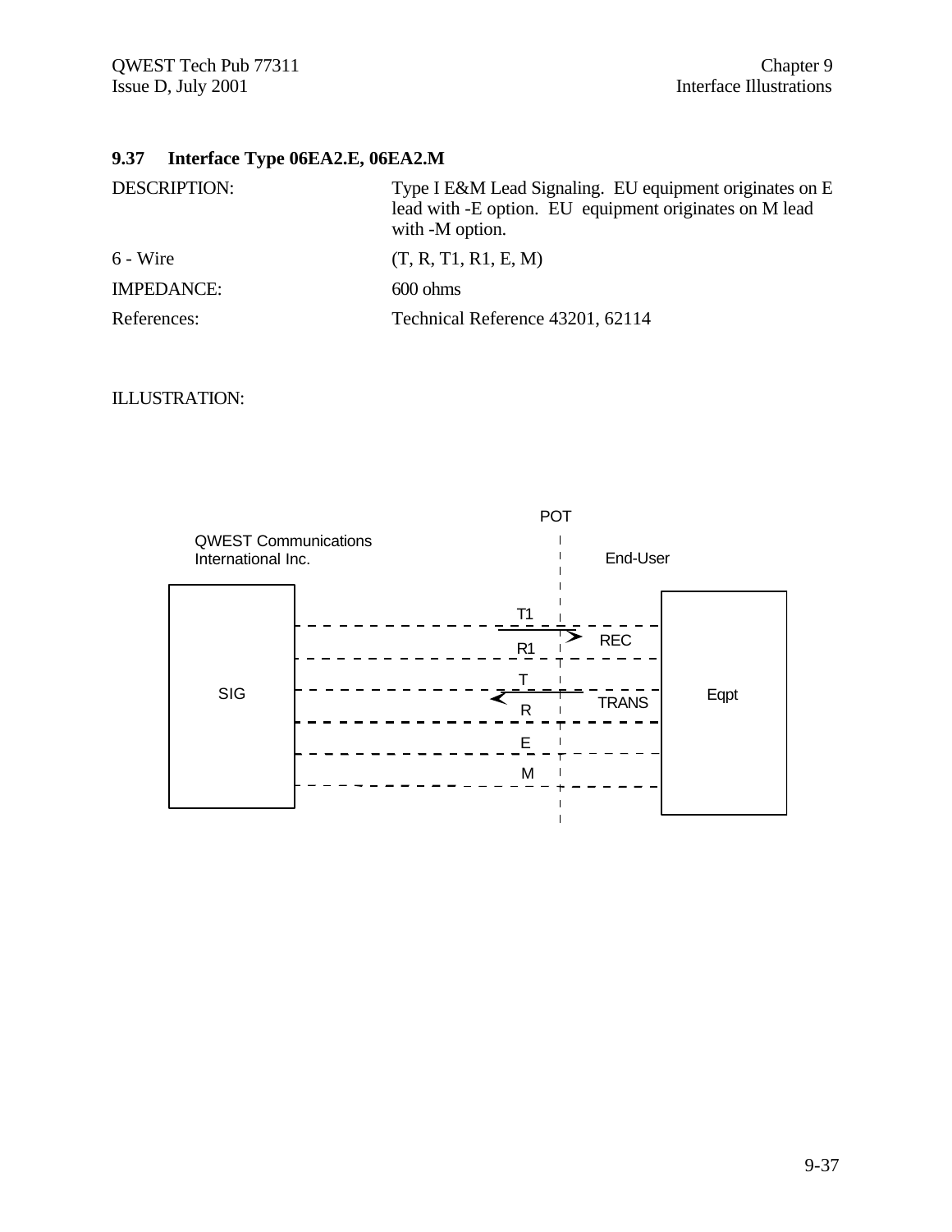## 9.37 Interface Type 06EA2.E, 06EA2.M

| | |
|---|---|
| DESCRIPTION: | Type I E&M Lead Signaling. EU equipment originates on E lead with -E option. EU equipment originates on M lead with -M option. |
| 6 - Wire | (T, R, T1, R1, E, M) |
| IMPEDANCE: | 600 ohms |
| References: | Technical Reference 43201, 62114 |

ILLUSTRATION:

POT

QWEST Communications International Inc.

End-User

SIG

T1

REC

R1

T

TRANS

R

E

M

Eqpt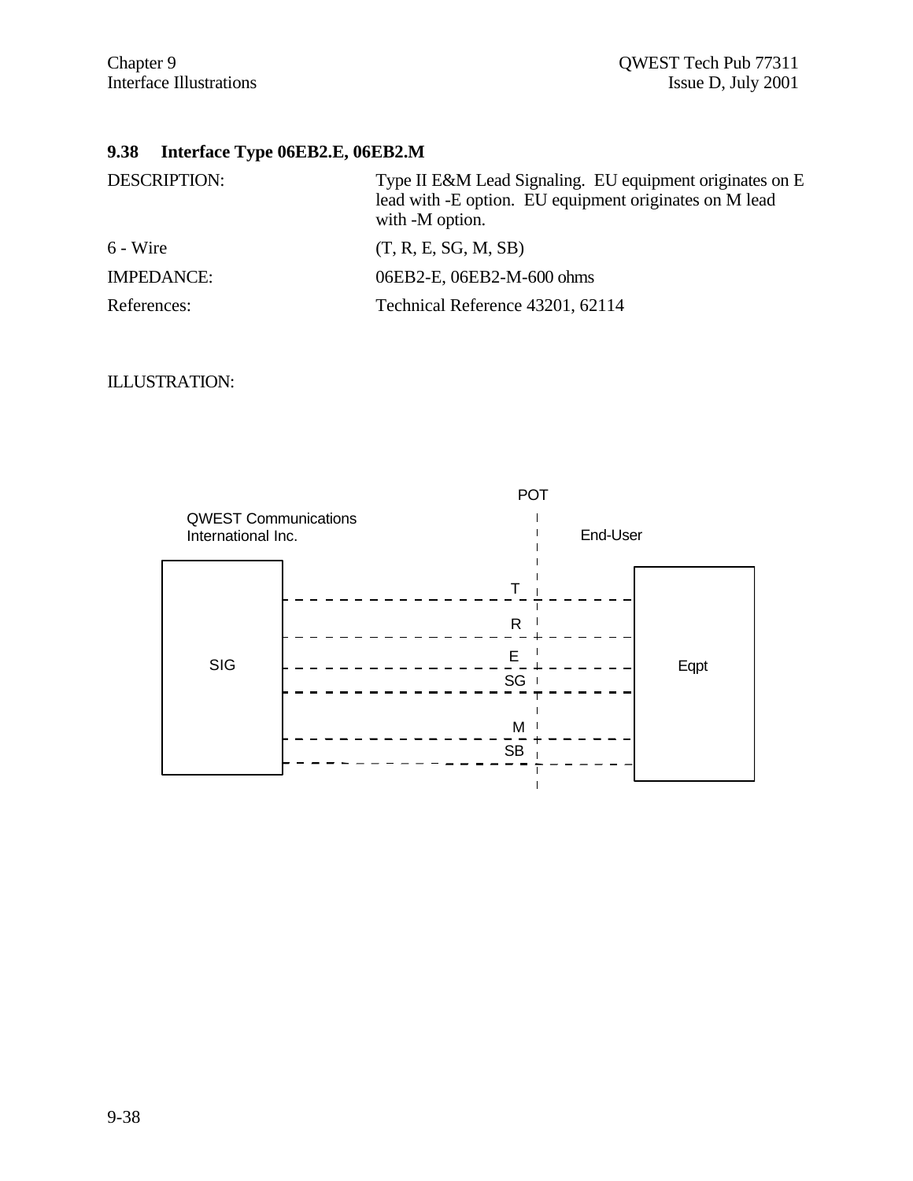### 9.38 Interface Type 06EB2.E, 06EB2.M

| | |
|---|---|
| DESCRIPTION: | Type II E&M Lead Signaling. EU equipment originates on E lead with -E option. EU equipment originates on M lead with -M option. |
| 6 - Wire | (T, R, E, SG, M, SB) |
| IMPEDANCE: | 06EB2-E, 06EB2-M-600 ohms |
| References: | Technical Reference 43201, 62114 |

ILLUSTRATION:

POT

QWEST Communications International Inc.

End-User

SIG

T

R

E

SG

M

SB

Eqpt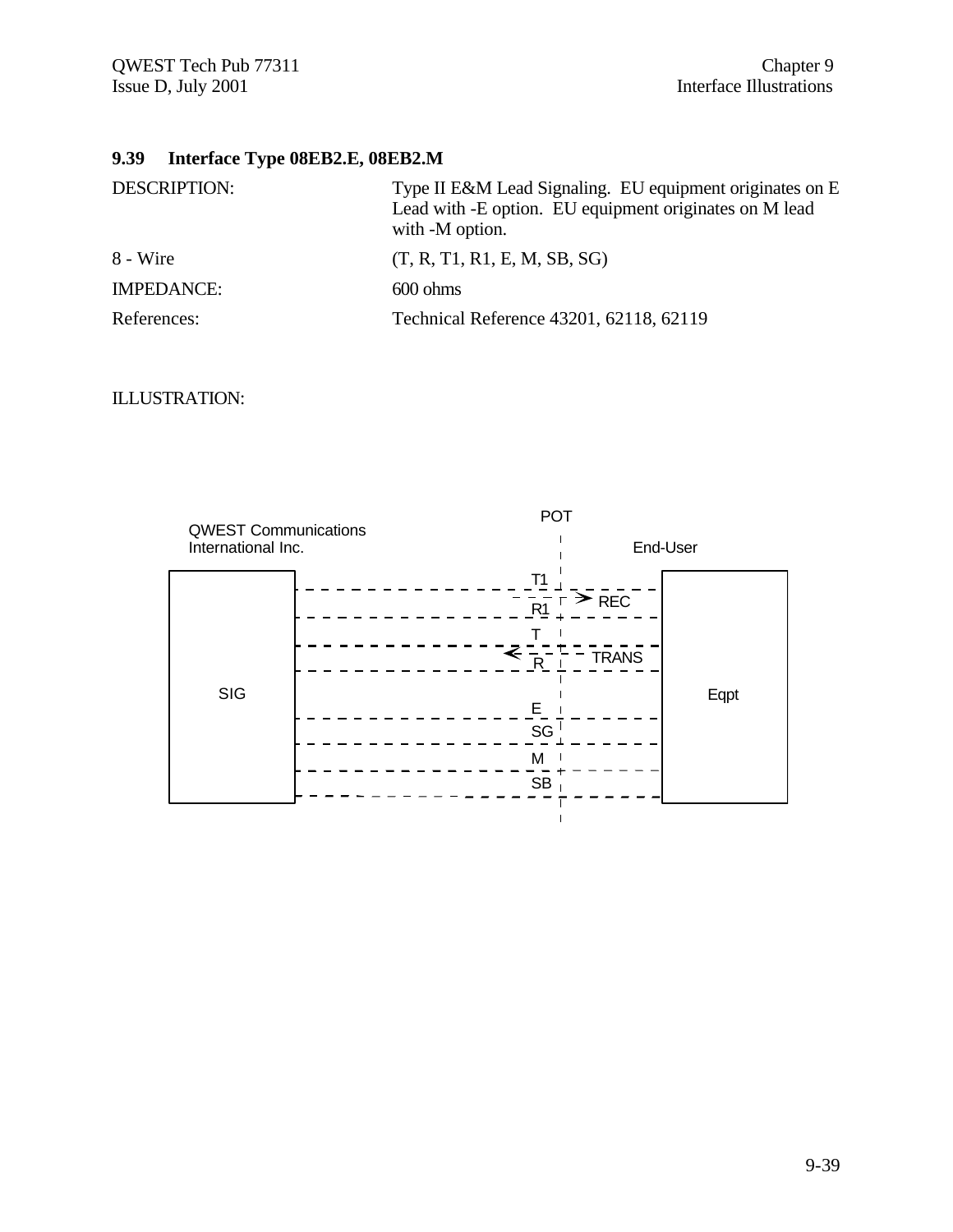### 9.39 Interface Type 08EB2.E, 08EB2.M

| | |
|---|---|
| DESCRIPTION: | Type II E&M Lead Signaling. EU equipment originates on E Lead with -E option. EU equipment originates on M lead with -M option. |
| 8 - Wire | (T, R, T1, R1, E, M, SB, SG) |
| IMPEDANCE: | 600 ohms |
| References: | Technical Reference 43201, 62118, 62119 |

ILLUSTRATION:

POT

QWEST Communications International Inc.

End-User

SIG

Eqpt

T1

R1

REC

T

R

TRANS

E

SG

M

SB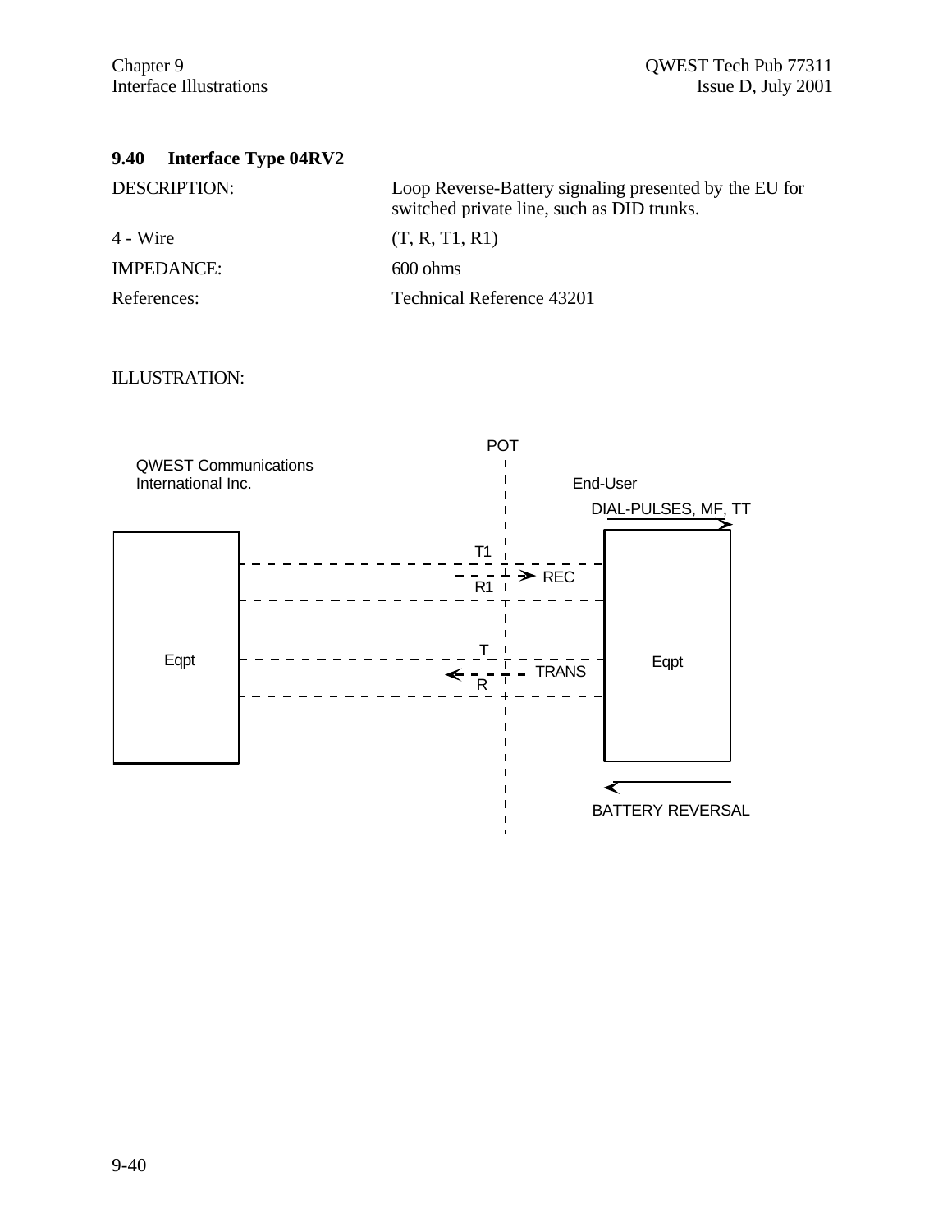## 9.40 Interface Type 04RV2

| | |
|---|---|
| DESCRIPTION: | Loop Reverse-Battery signaling presented by the EU for switched private line, such as DID trunks. |
| 4 - Wire | (T, R, T1, R1) |
| IMPEDANCE: | 600 ohms |
| References: | Technical Reference 43201 |

ILLUSTRATION:

POT

QWEST Communications International Inc.

End-User

DIAL-PULSES, MF, TT

T1

REC

R1

Eqpt

T

Eqpt

TRANS

R

BATTERY REVERSAL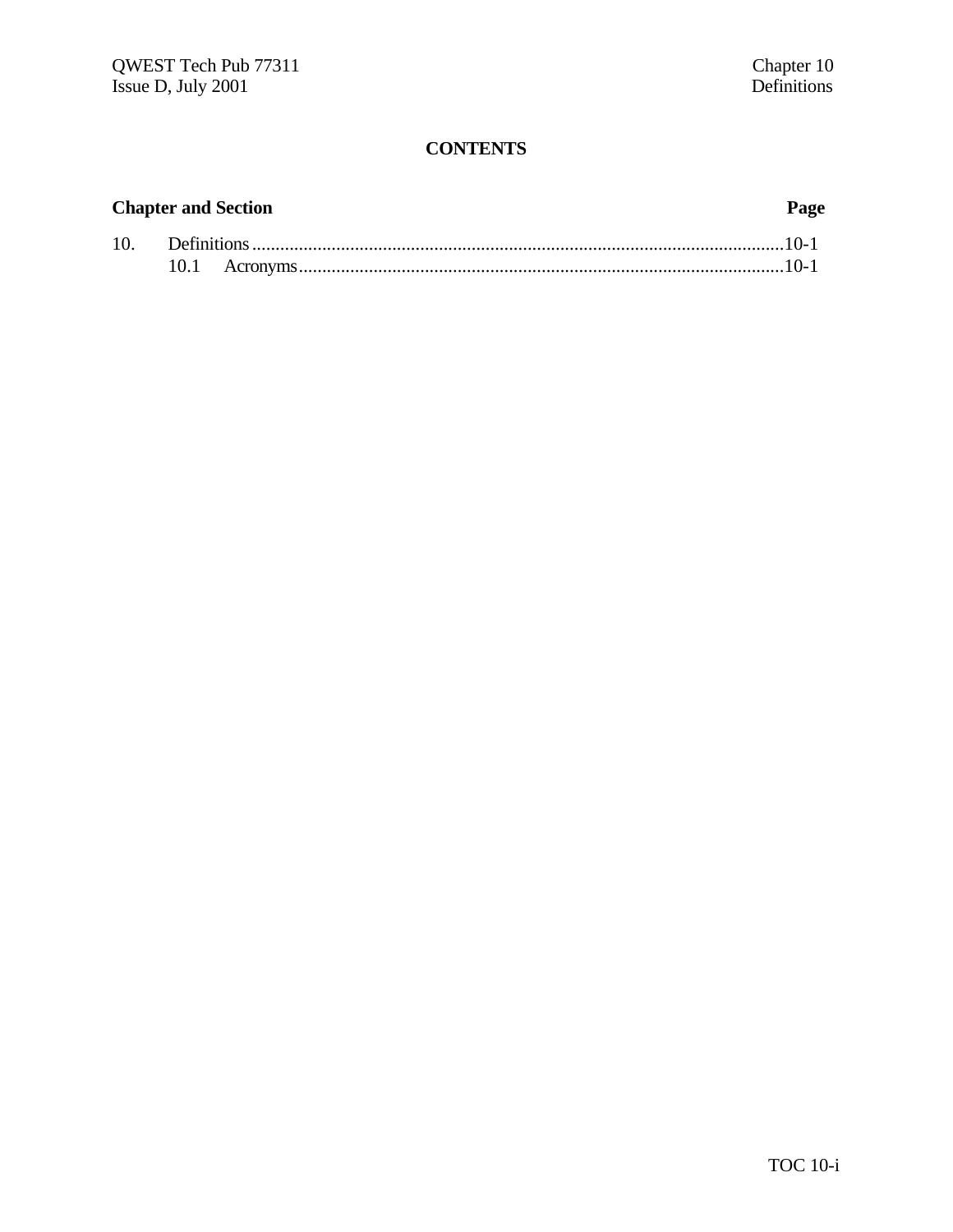# CONTENTS

**Chapter and Section** **Page**

10. Definitions ........................................................................................................10-1
    10.1 Acronyms ...............................................................................................10-1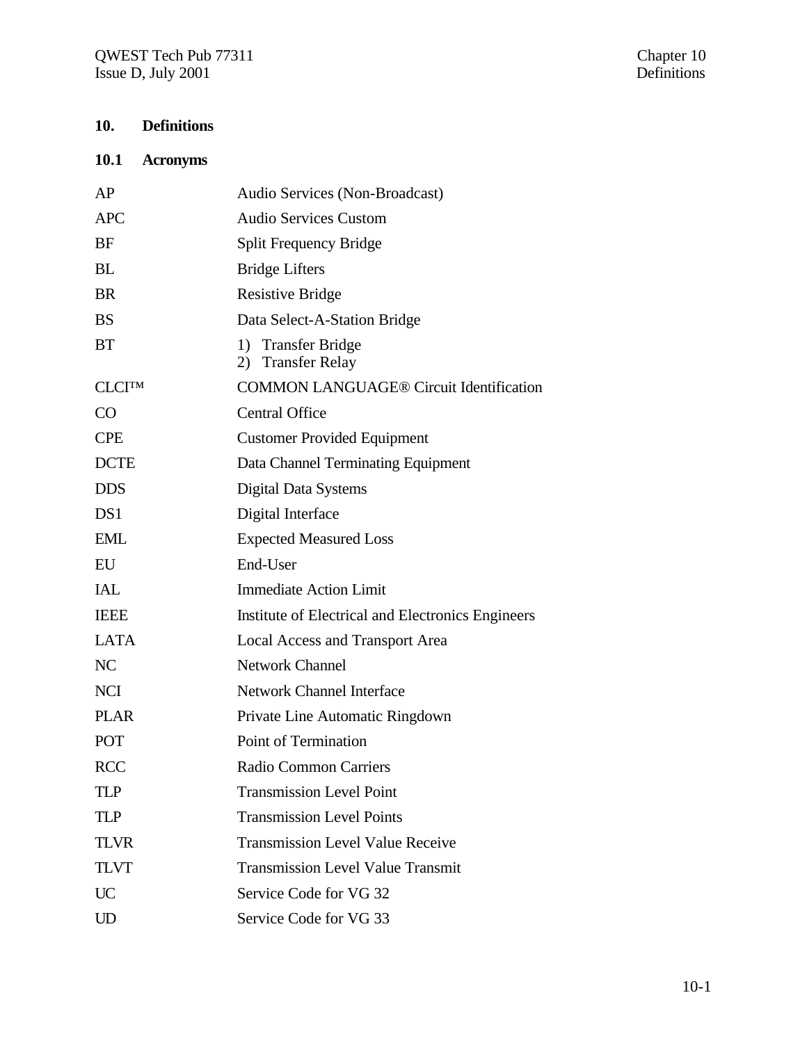# 10. Definitions

## 10.1 Acronyms

| | |
|---|---|
| AP | Audio Services (Non-Broadcast) |
| APC | Audio Services Custom |
| BF | Split Frequency Bridge |
| BL | Bridge Lifters |
| BR | Resistive Bridge |
| BS | Data Select-A-Station Bridge |
| BT | 1) Transfer Bridge<br>2) Transfer Relay |
| CLCI™ | COMMON LANGUAGE® Circuit Identification |
| CO | Central Office |
| CPE | Customer Provided Equipment |
| DCTE | Data Channel Terminating Equipment |
| DDS | Digital Data Systems |
| DS1 | Digital Interface |
| EML | Expected Measured Loss |
| EU | End-User |
| IAL | Immediate Action Limit |
| IEEE | Institute of Electrical and Electronics Engineers |
| LATA | Local Access and Transport Area |
| NC | Network Channel |
| NCI | Network Channel Interface |
| PLAR | Private Line Automatic Ringdown |
| POT | Point of Termination |
| RCC | Radio Common Carriers |
| TLP | Transmission Level Point |
| TLP | Transmission Level Points |
| TLVR | Transmission Level Value Receive |
| TLVT | Transmission Level Value Transmit |
| UC | Service Code for VG 32 |
| UD | Service Code for VG 33 |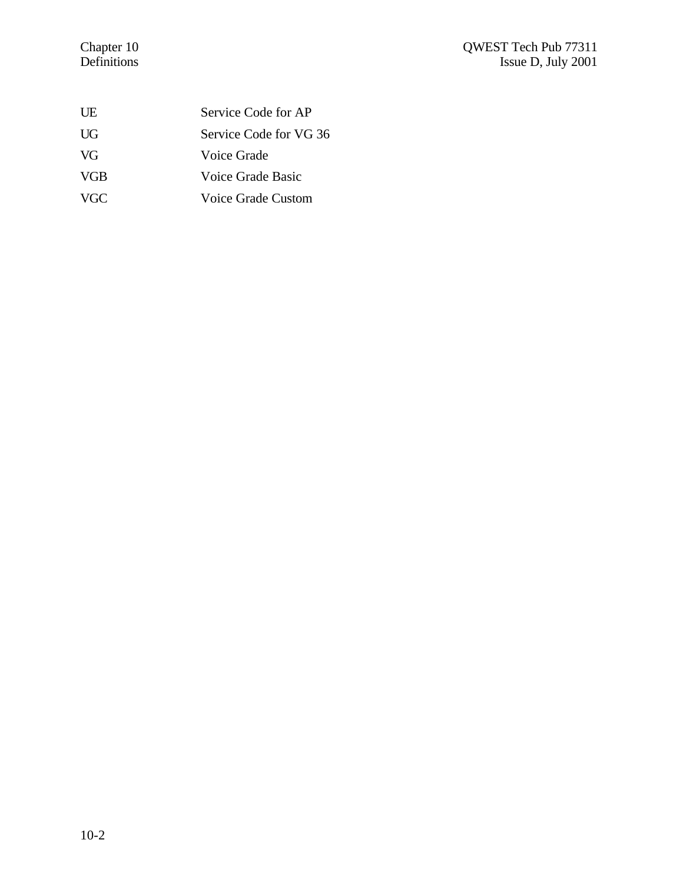| | |
|---|---|
| UE | Service Code for AP |
| UG | Service Code for VG 36 |
| VG | Voice Grade |
| VGB | Voice Grade Basic |
| VGC | Voice Grade Custom |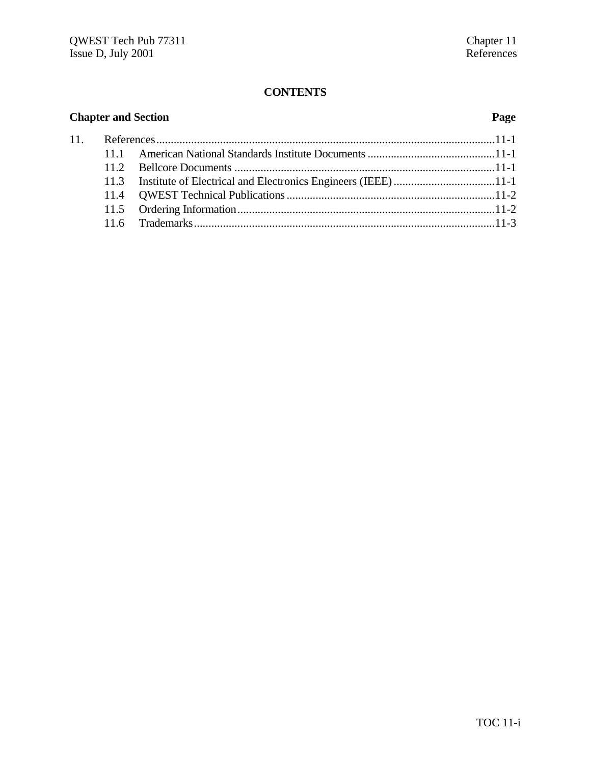**CONTENTS**

| Chapter and Section | | Page |
|---|---|---|
| 11. | References | 11-1 |
| 11.1 | American National Standards Institute Documents | 11-1 |
| 11.2 | Bellcore Documents | 11-1 |
| 11.3 | Institute of Electrical and Electronics Engineers (IEEE) | 11-1 |
| 11.4 | QWEST Technical Publications | 11-2 |
| 11.5 | Ordering Information | 11-2 |
| 11.6 | Trademarks | 11-3 |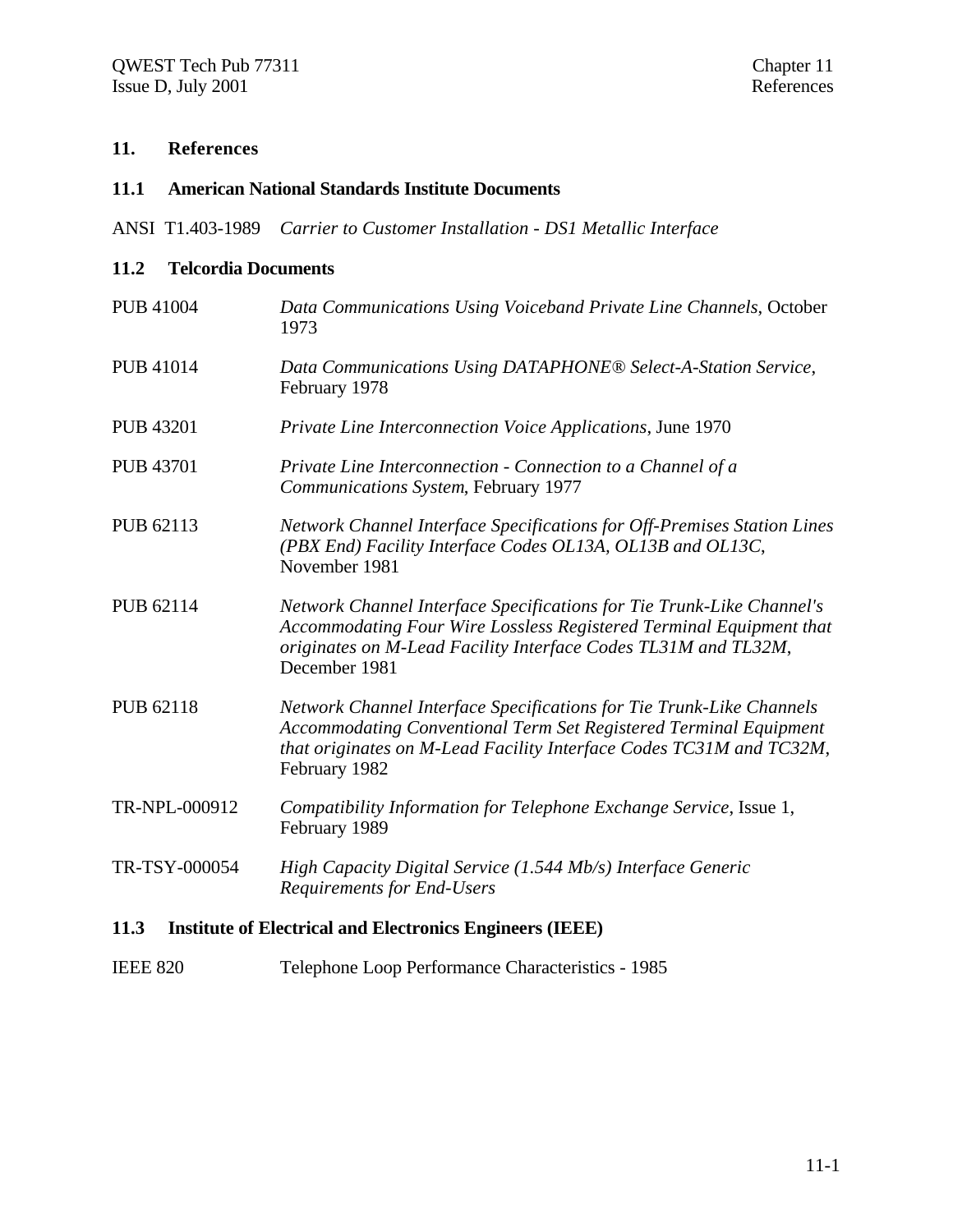# 11. References

## 11.1 American National Standards Institute Documents

ANSI T1.403-1989 *Carrier to Customer Installation - DS1 Metallic Interface*

## 11.2 Telcordia Documents

| | |
|---|---|
| PUB 41004 | *Data Communications Using Voiceband Private Line Channels*, October 1973 |
| PUB 41014 | *Data Communications Using DATAPHONE® Select-A-Station Service*, February 1978 |
| PUB 43201 | *Private Line Interconnection Voice Applications*, June 1970 |
| PUB 43701 | *Private Line Interconnection - Connection to a Channel of a Communications System*, February 1977 |
| PUB 62113 | *Network Channel Interface Specifications for Off-Premises Station Lines (PBX End) Facility Interface Codes OL13A, OL13B and OL13C*, November 1981 |
| PUB 62114 | *Network Channel Interface Specifications for Tie Trunk-Like Channel's Accommodating Four Wire Lossless Registered Terminal Equipment that originates on M-Lead Facility Interface Codes TL31M and TL32M*, December 1981 |
| PUB 62118 | *Network Channel Interface Specifications for Tie Trunk-Like Channels Accommodating Conventional Term Set Registered Terminal Equipment that originates on M-Lead Facility Interface Codes TC31M and TC32M*, February 1982 |
| TR-NPL-000912 | *Compatibility Information for Telephone Exchange Service*, Issue 1, February 1989 |
| TR-TSY-000054 | *High Capacity Digital Service (1.544 Mb/s) Interface Generic Requirements for End-Users* |

## 11.3 Institute of Electrical and Electronics Engineers (IEEE)

IEEE 820 Telephone Loop Performance Characteristics - 1985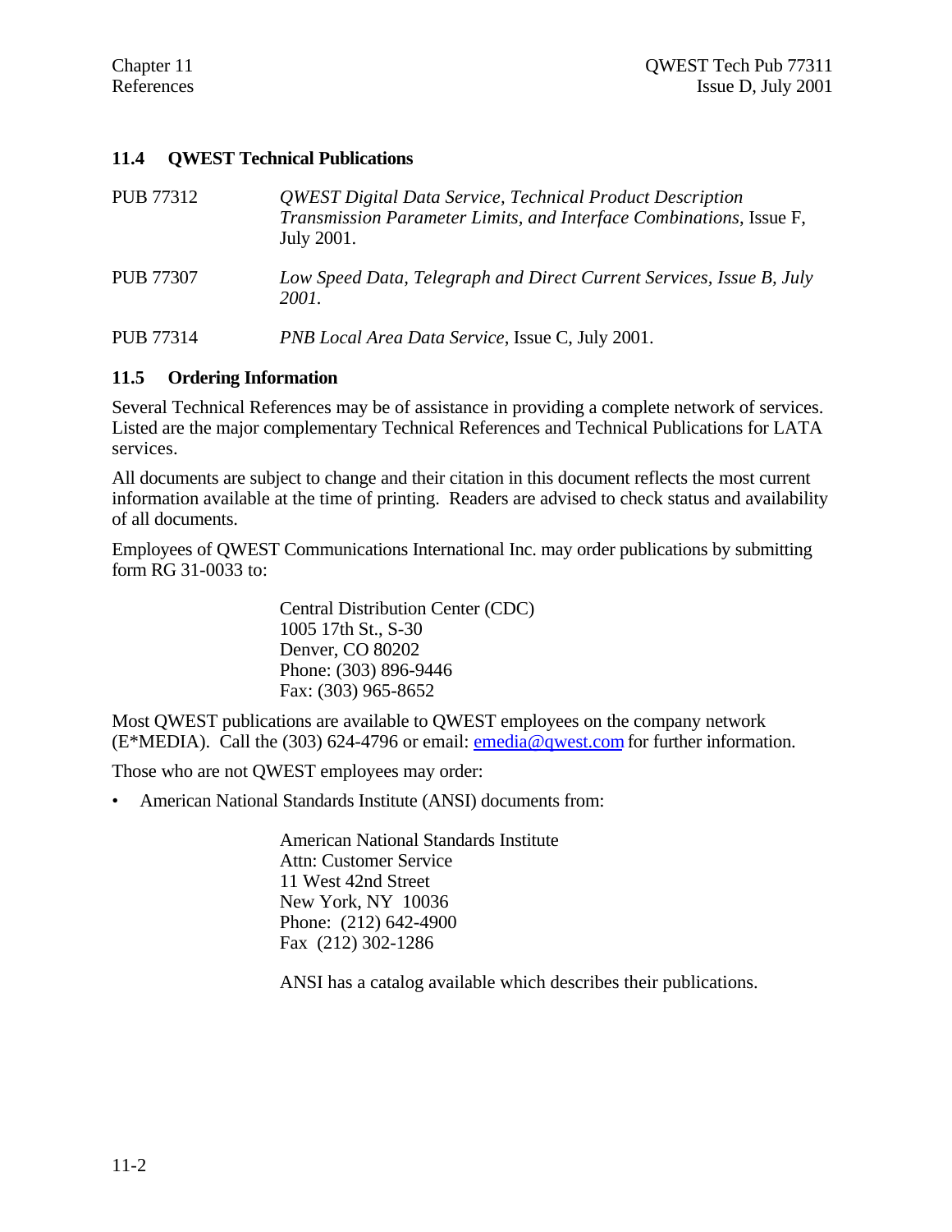## 11.4 QWEST Technical Publications

PUB 77312 — *QWEST Digital Data Service, Technical Product Description Transmission Parameter Limits, and Interface Combinations*, Issue F, July 2001.

PUB 77307 — *Low Speed Data, Telegraph and Direct Current Services, Issue B, July 2001.*

PUB 77314 — *PNB Local Area Data Service*, Issue C, July 2001.

## 11.5 Ordering Information

Several Technical References may be of assistance in providing a complete network of services. Listed are the major complementary Technical References and Technical Publications for LATA services.

All documents are subject to change and their citation in this document reflects the most current information available at the time of printing. Readers are advised to check status and availability of all documents.

Employees of QWEST Communications International Inc. may order publications by submitting form RG 31-0033 to:

> Central Distribution Center (CDC)
> 1005 17th St., S-30
> Denver, CO 80202
> Phone: (303) 896-9446
> Fax: (303) 965-8652

Most QWEST publications are available to QWEST employees on the company network (E*MEDIA). Call the (303) 624-4796 or email: emedia@qwest.com for further information.

Those who are not QWEST employees may order:

- American National Standards Institute (ANSI) documents from:

> American National Standards Institute
> Attn: Customer Service
> 11 West 42nd Street
> New York, NY 10036
> Phone: (212) 642-4900
> Fax (212) 302-1286
>
> ANSI has a catalog available which describes their publications.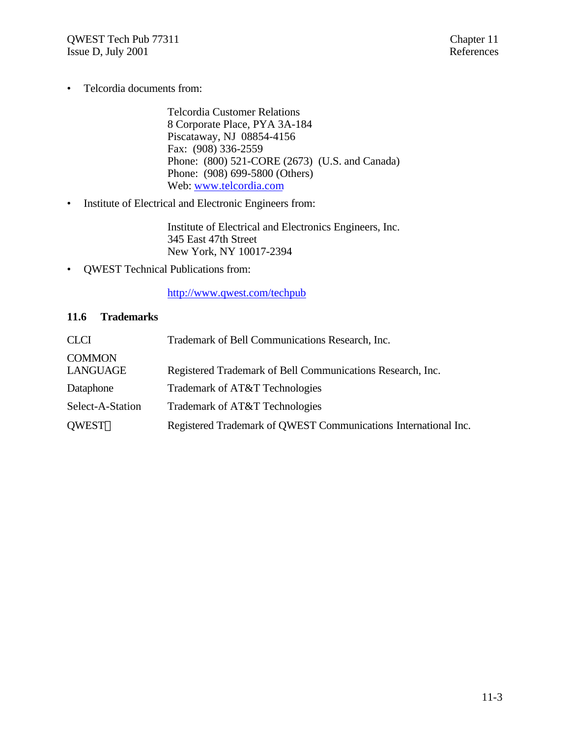- Telcordia documents from:

  Telcordia Customer Relations
  8 Corporate Place, PYA 3A-184
  Piscataway, NJ 08854-4156
  Fax: (908) 336-2559
  Phone: (800) 521-CORE (2673) (U.S. and Canada)
  Phone: (908) 699-5800 (Others)
  Web: [www.telcordia.com](http://www.telcordia.com)

- Institute of Electrical and Electronic Engineers from:

  Institute of Electrical and Electronics Engineers, Inc.
  345 East 47th Street
  New York, NY 10017-2394

- QWEST Technical Publications from:

  [http://www.qwest.com/techpub](http://www.qwest.com/techpub)

## 11.6 Trademarks

| | |
|---|---|
| CLCI | Trademark of Bell Communications Research, Inc. |
| COMMON LANGUAGE | Registered Trademark of Bell Communications Research, Inc. |
| Dataphone | Trademark of AT&T Technologies |
| Select-A-Station | Trademark of AT&T Technologies |
| QWEST® | Registered Trademark of QWEST Communications International Inc. |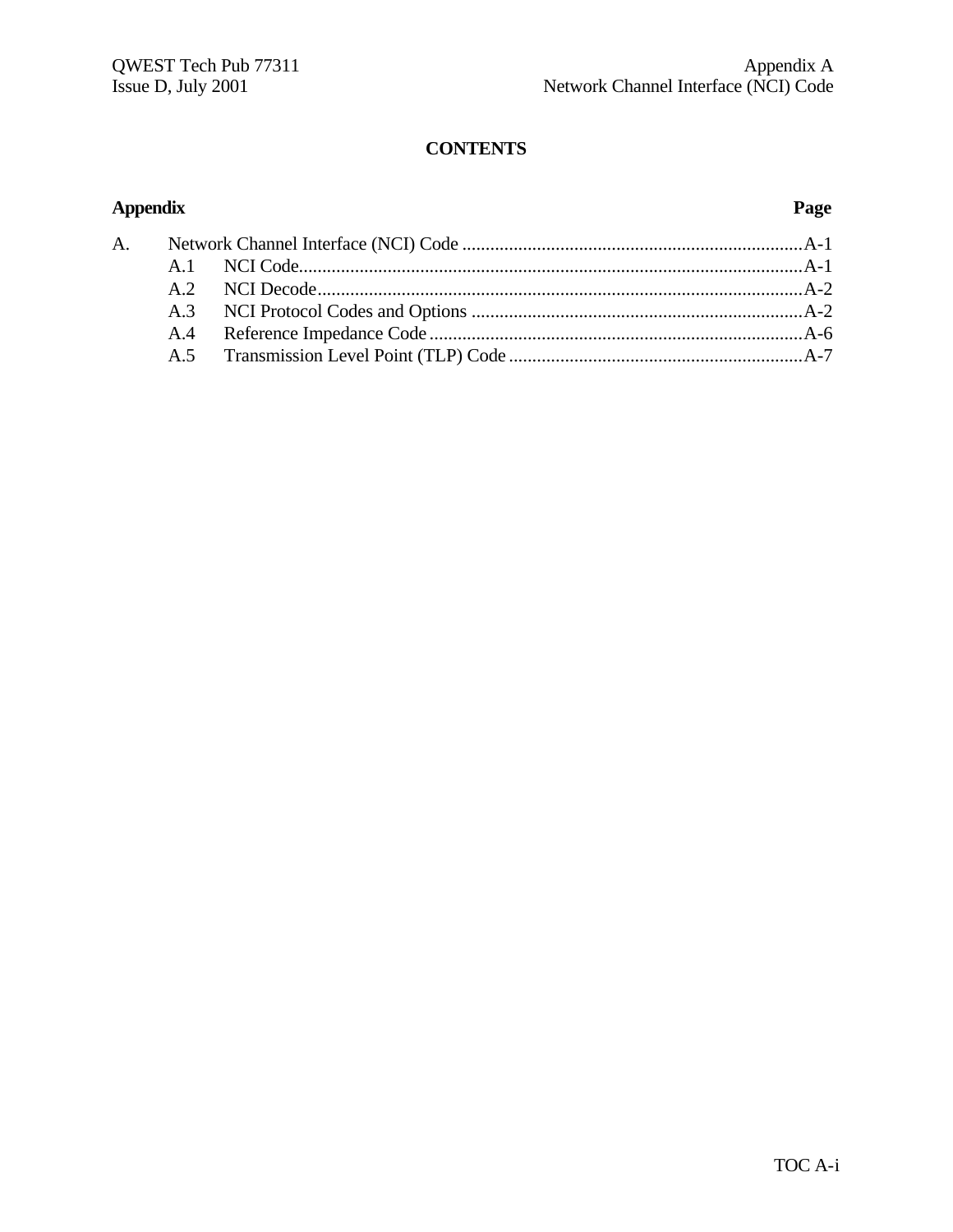# CONTENTS

| Appendix | | Page |
|---|---|---|
| A. | Network Channel Interface (NCI) Code | A-1 |
| A.1 | NCI Code | A-1 |
| A.2 | NCI Decode | A-2 |
| A.3 | NCI Protocol Codes and Options | A-2 |
| A.4 | Reference Impedance Code | A-6 |
| A.5 | Transmission Level Point (TLP) Code | A-7 |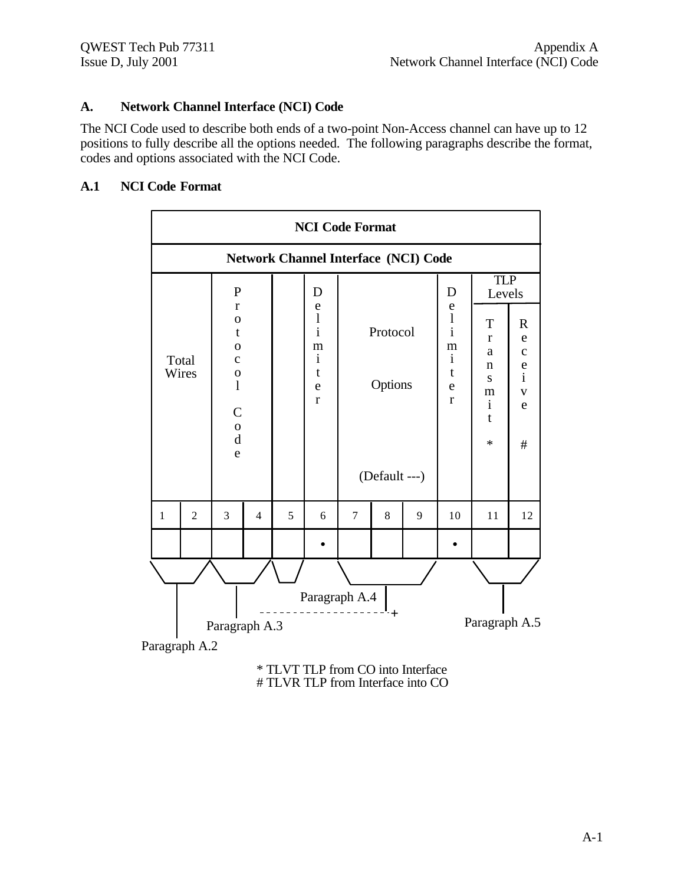## A. Network Channel Interface (NCI) Code

The NCI Code used to describe both ends of a two-point Non-Access channel can have up to 12 positions to fully describe all the options needed. The following paragraphs describe the format, codes and options associated with the NCI Code.

### A.1 NCI Code Format

| NCI Code Format | | | | | | | | | | | |
|---|---|---|---|---|---|---|---|---|---|---|---|
| Network Channel Interface (NCI) Code | | | | | | | | | | | |
| Total Wires | | Protocol Code | | | Delimiter | Protocol Options (Default ---) | | | Delimiter | TLP Levels: Transmit * | TLP Levels: Receive # |
| 1 | 2 | 3 | 4 | 5 | 6 | 7 | 8 | 9 | 10 | 11 | 12 |
| | | | | | • | | | | • | | |

- Positions 1–2: Paragraph A.2
- Positions 3–5: Paragraph A.3
- Positions 7–9: Paragraph A.4
- Positions 11–12: Paragraph A.5

\* TLVT TLP from CO into Interface
\# TLVR TLP from Interface into CO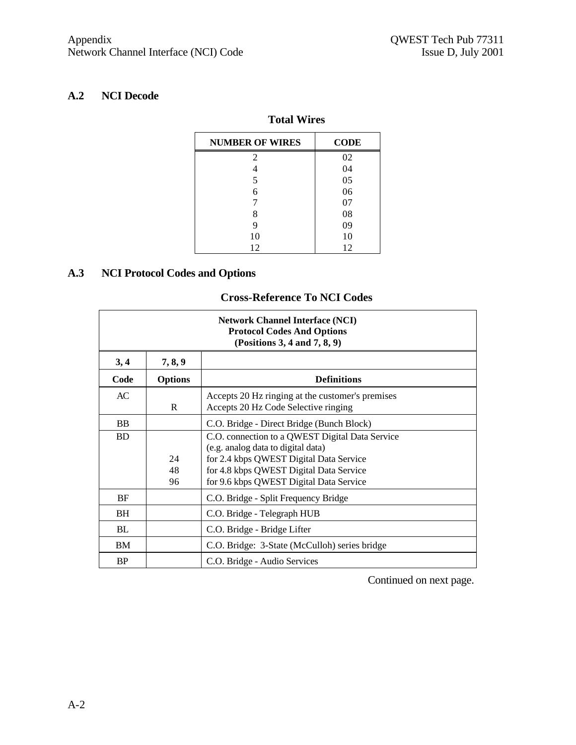## A.2 NCI Decode

**Total Wires**

| NUMBER OF WIRES | CODE |
|---|---|
| 2 | 02 |
| 4 | 04 |
| 5 | 05 |
| 6 | 06 |
| 7 | 07 |
| 8 | 08 |
| 9 | 09 |
| 10 | 10 |
| 12 | 12 |

## A.3 NCI Protocol Codes and Options

**Cross-Reference To NCI Codes**

**Network Channel Interface (NCI) Protocol Codes And Options (Positions 3, 4 and 7, 8, 9)**

| 3, 4<br>Code | 7, 8, 9<br>Options | Definitions |
|---|---|---|
| AC | | Accepts 20 Hz ringing at the customer's premises |
| | R | Accepts 20 Hz Code Selective ringing |
| BB | | C.O. Bridge - Direct Bridge (Bunch Block) |
| BD | | C.O. connection to a QWEST Digital Data Service (e.g. analog data to digital data) |
| | 24 | for 2.4 kbps QWEST Digital Data Service |
| | 48 | for 4.8 kbps QWEST Digital Data Service |
| | 96 | for 9.6 kbps QWEST Digital Data Service |
| BF | | C.O. Bridge - Split Frequency Bridge |
| BH | | C.O. Bridge - Telegraph HUB |
| BL | | C.O. Bridge - Bridge Lifter |
| BM | | C.O. Bridge: 3-State (McCulloh) series bridge |
| BP | | C.O. Bridge - Audio Services |

Continued on next page.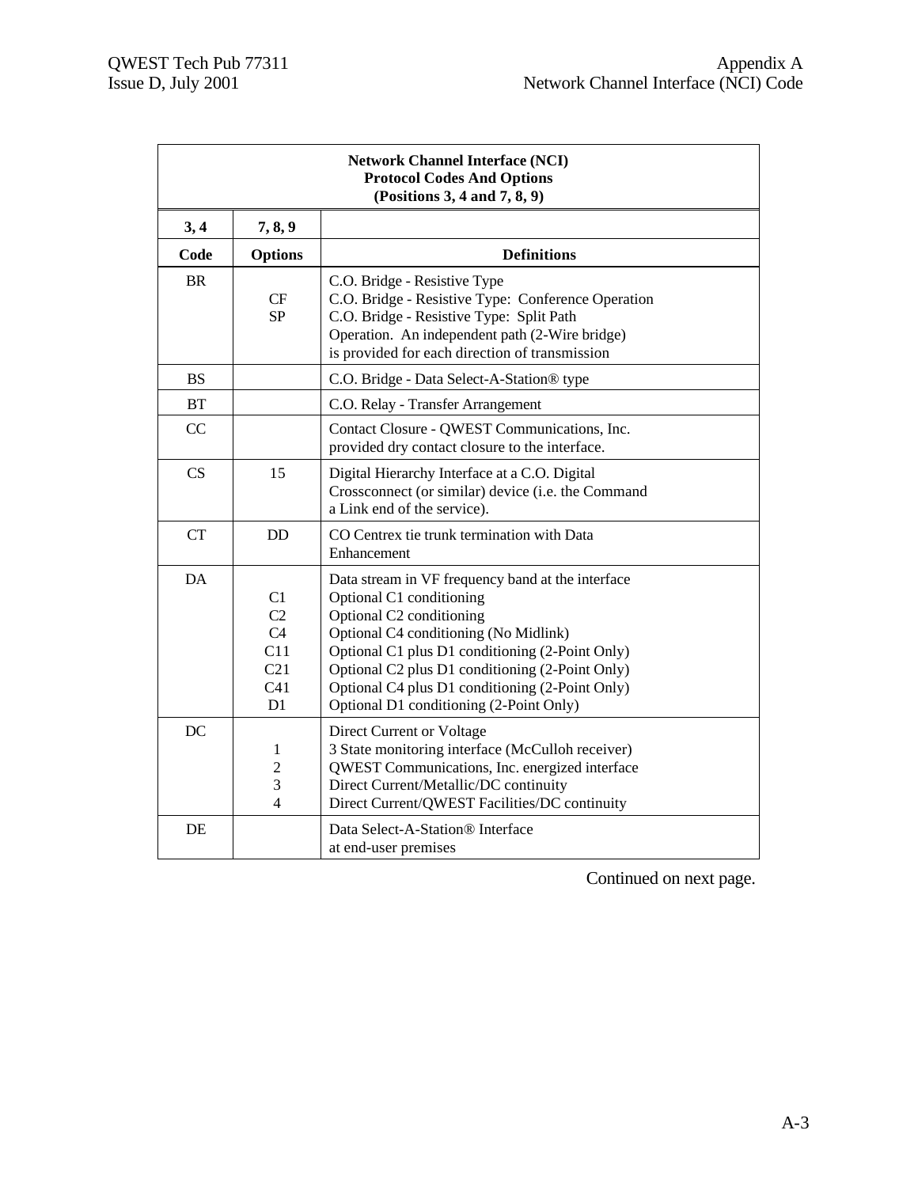| Network Channel Interface (NCI) Protocol Codes And Options (Positions 3, 4 and 7, 8, 9) | | |
|---|---|---|
| **3, 4** | **7, 8, 9** | |
| **Code** | **Options** | **Definitions** |
| BR | | C.O. Bridge - Resistive Type |
| | CF | C.O. Bridge - Resistive Type: Conference Operation |
| | SP | C.O. Bridge - Resistive Type: Split Path Operation. An independent path (2-Wire bridge) is provided for each direction of transmission |
| BS | | C.O. Bridge - Data Select-A-Station® type |
| BT | | C.O. Relay - Transfer Arrangement |
| CC | | Contact Closure - QWEST Communications, Inc. provided dry contact closure to the interface. |
| CS | 15 | Digital Hierarchy Interface at a C.O. Digital Crossconnect (or similar) device (i.e. the Command a Link end of the service). |
| CT | DD | CO Centrex tie trunk termination with Data Enhancement |
| DA | | Data stream in VF frequency band at the interface |
| | C1 | Optional C1 conditioning |
| | C2 | Optional C2 conditioning |
| | C4 | Optional C4 conditioning (No Midlink) |
| | C11 | Optional C1 plus D1 conditioning (2-Point Only) |
| | C21 | Optional C2 plus D1 conditioning (2-Point Only) |
| | C41 | Optional C4 plus D1 conditioning (2-Point Only) |
| | D1 | Optional D1 conditioning (2-Point Only) |
| DC | | Direct Current or Voltage |
| | 1 | 3 State monitoring interface (McCulloh receiver) |
| | 2 | QWEST Communications, Inc. energized interface |
| | 3 | Direct Current/Metallic/DC continuity |
| | 4 | Direct Current/QWEST Facilities/DC continuity |
| DE | | Data Select-A-Station® Interface at end-user premises |

Continued on next page.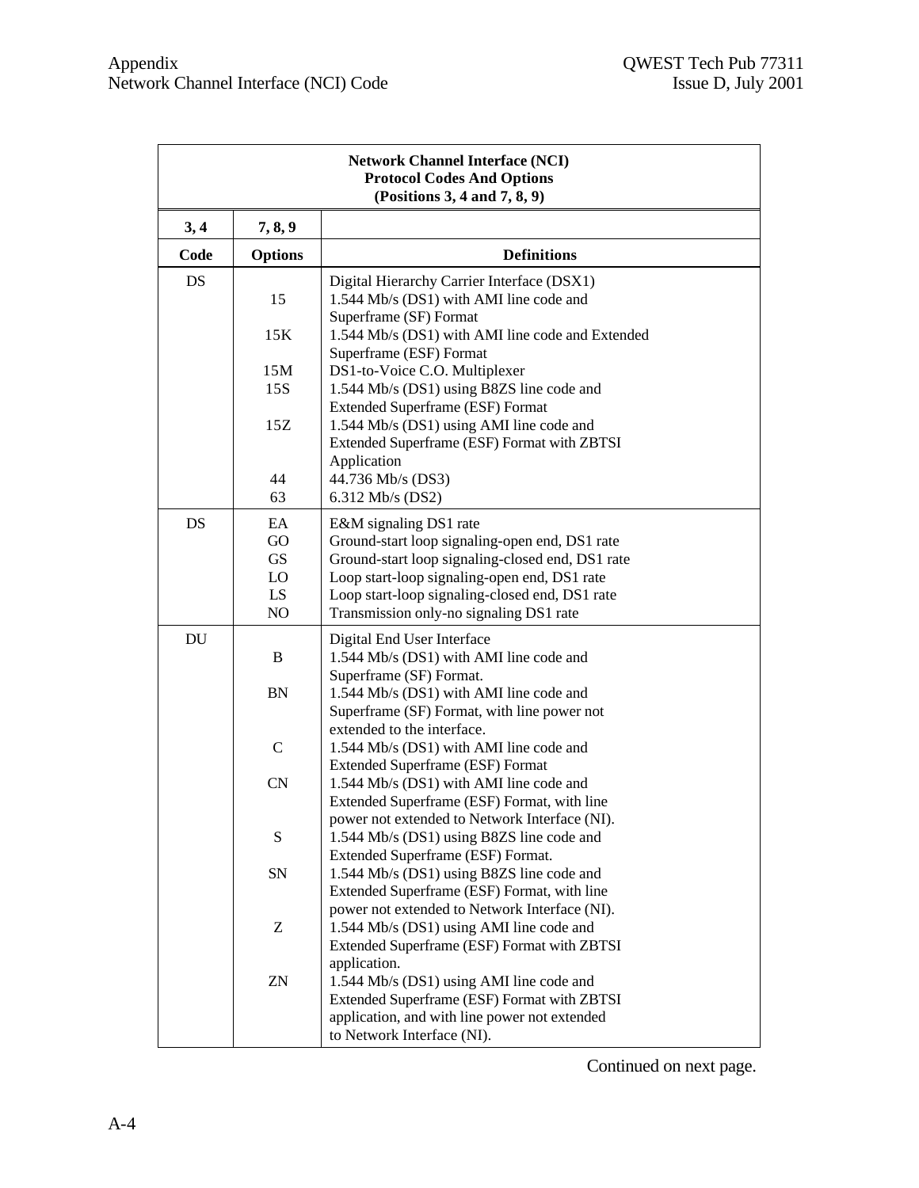| **Network Channel Interface (NCI) Protocol Codes And Options (Positions 3, 4 and 7, 8, 9)** | | |
|---|---|---|
| **3, 4** | **7, 8, 9** | |
| **Code** | **Options** | **Definitions** |
| DS | | Digital Hierarchy Carrier Interface (DSX1) |
| | 15 | 1.544 Mb/s (DS1) with AMI line code and Superframe (SF) Format |
| | 15K | 1.544 Mb/s (DS1) with AMI line code and Extended Superframe (ESF) Format |
| | 15M | DS1-to-Voice C.O. Multiplexer |
| | 15S | 1.544 Mb/s (DS1) using B8ZS line code and Extended Superframe (ESF) Format |
| | 15Z | 1.544 Mb/s (DS1) using AMI line code and Extended Superframe (ESF) Format with ZBTSI Application |
| | 44 | 44.736 Mb/s (DS3) |
| | 63 | 6.312 Mb/s (DS2) |
| DS | EA | E&M signaling DS1 rate |
| | GO | Ground-start loop signaling-open end, DS1 rate |
| | GS | Ground-start loop signaling-closed end, DS1 rate |
| | LO | Loop start-loop signaling-open end, DS1 rate |
| | LS | Loop start-loop signaling-closed end, DS1 rate |
| | NO | Transmission only-no signaling DS1 rate |
| DU | | Digital End User Interface |
| | B | 1.544 Mb/s (DS1) with AMI line code and Superframe (SF) Format. |
| | BN | 1.544 Mb/s (DS1) with AMI line code and Superframe (SF) Format, with line power not extended to the interface. |
| | C | 1.544 Mb/s (DS1) with AMI line code and Extended Superframe (ESF) Format |
| | CN | 1.544 Mb/s (DS1) with AMI line code and Extended Superframe (ESF) Format, with line power not extended to Network Interface (NI). |
| | S | 1.544 Mb/s (DS1) using B8ZS line code and Extended Superframe (ESF) Format. |
| | SN | 1.544 Mb/s (DS1) using B8ZS line code and Extended Superframe (ESF) Format, with line power not extended to Network Interface (NI). |
| | Z | 1.544 Mb/s (DS1) using AMI line code and Extended Superframe (ESF) Format with ZBTSI application. |
| | ZN | 1.544 Mb/s (DS1) using AMI line code and Extended Superframe (ESF) Format with ZBTSI application, and with line power not extended to Network Interface (NI). |

Continued on next page.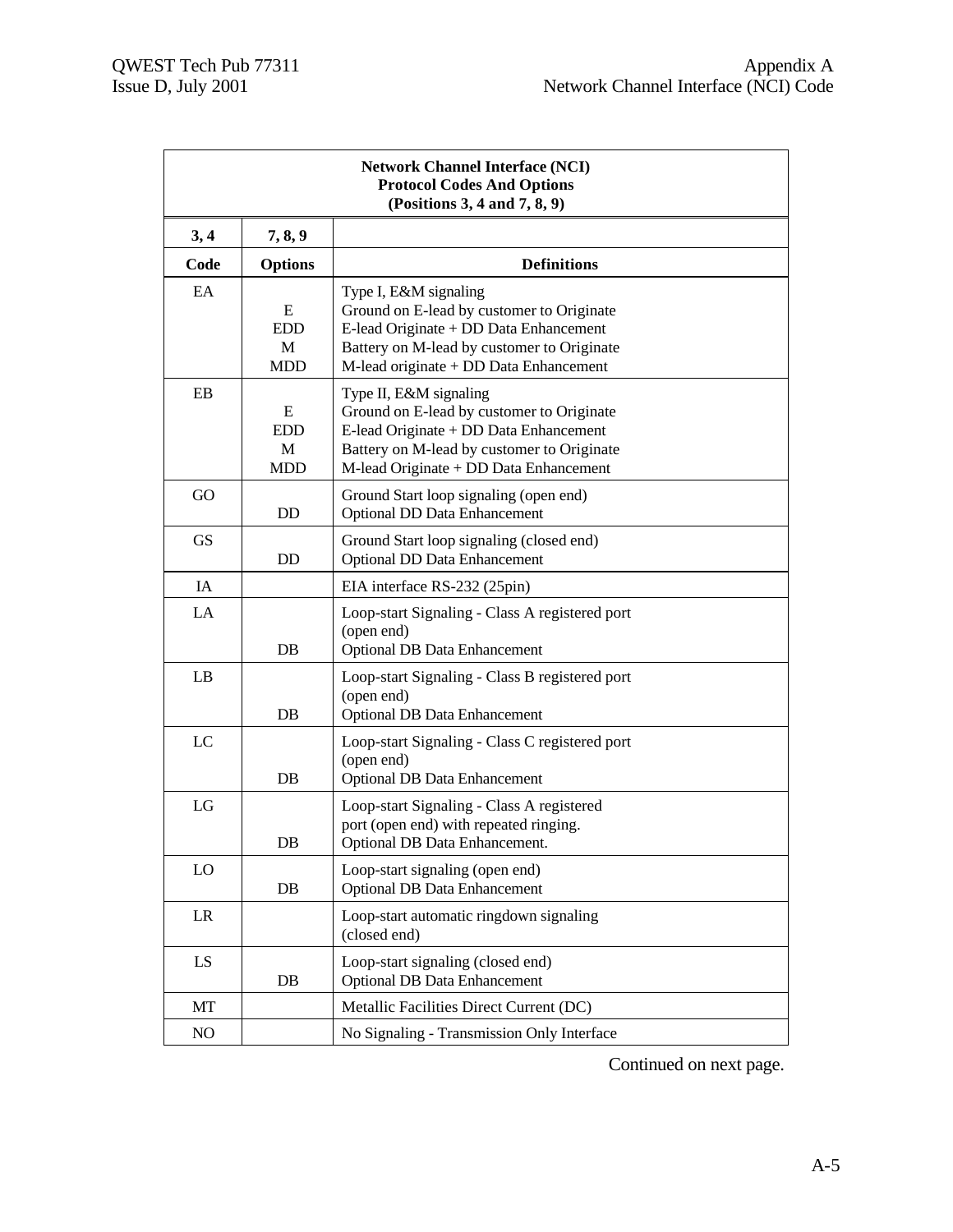| Network Channel Interface (NCI) Protocol Codes And Options (Positions 3, 4 and 7, 8, 9) | | |
|---|---|---|
| **3, 4** | **7, 8, 9** | |
| **Code** | **Options** | **Definitions** |
| EA | | Type I, E&M signaling |
| | E | Ground on E-lead by customer to Originate |
| | EDD | E-lead Originate + DD Data Enhancement |
| | M | Battery on M-lead by customer to Originate |
| | MDD | M-lead originate + DD Data Enhancement |
| EB | | Type II, E&M signaling |
| | E | Ground on E-lead by customer to Originate |
| | EDD | E-lead Originate + DD Data Enhancement |
| | M | Battery on M-lead by customer to Originate |
| | MDD | M-lead Originate + DD Data Enhancement |
| GO | | Ground Start loop signaling (open end) |
| | DD | Optional DD Data Enhancement |
| GS | | Ground Start loop signaling (closed end) |
| | DD | Optional DD Data Enhancement |
| IA | | EIA interface RS-232 (25pin) |
| LA | | Loop-start Signaling - Class A registered port (open end) |
| | DB | Optional DB Data Enhancement |
| LB | | Loop-start Signaling - Class B registered port (open end) |
| | DB | Optional DB Data Enhancement |
| LC | | Loop-start Signaling - Class C registered port (open end) |
| | DB | Optional DB Data Enhancement |
| LG | | Loop-start Signaling - Class A registered port (open end) with repeated ringing. |
| | DB | Optional DB Data Enhancement. |
| LO | | Loop-start signaling (open end) |
| | DB | Optional DB Data Enhancement |
| LR | | Loop-start automatic ringdown signaling (closed end) |
| LS | | Loop-start signaling (closed end) |
| | DB | Optional DB Data Enhancement |
| MT | | Metallic Facilities Direct Current (DC) |
| NO | | No Signaling - Transmission Only Interface |

Continued on next page.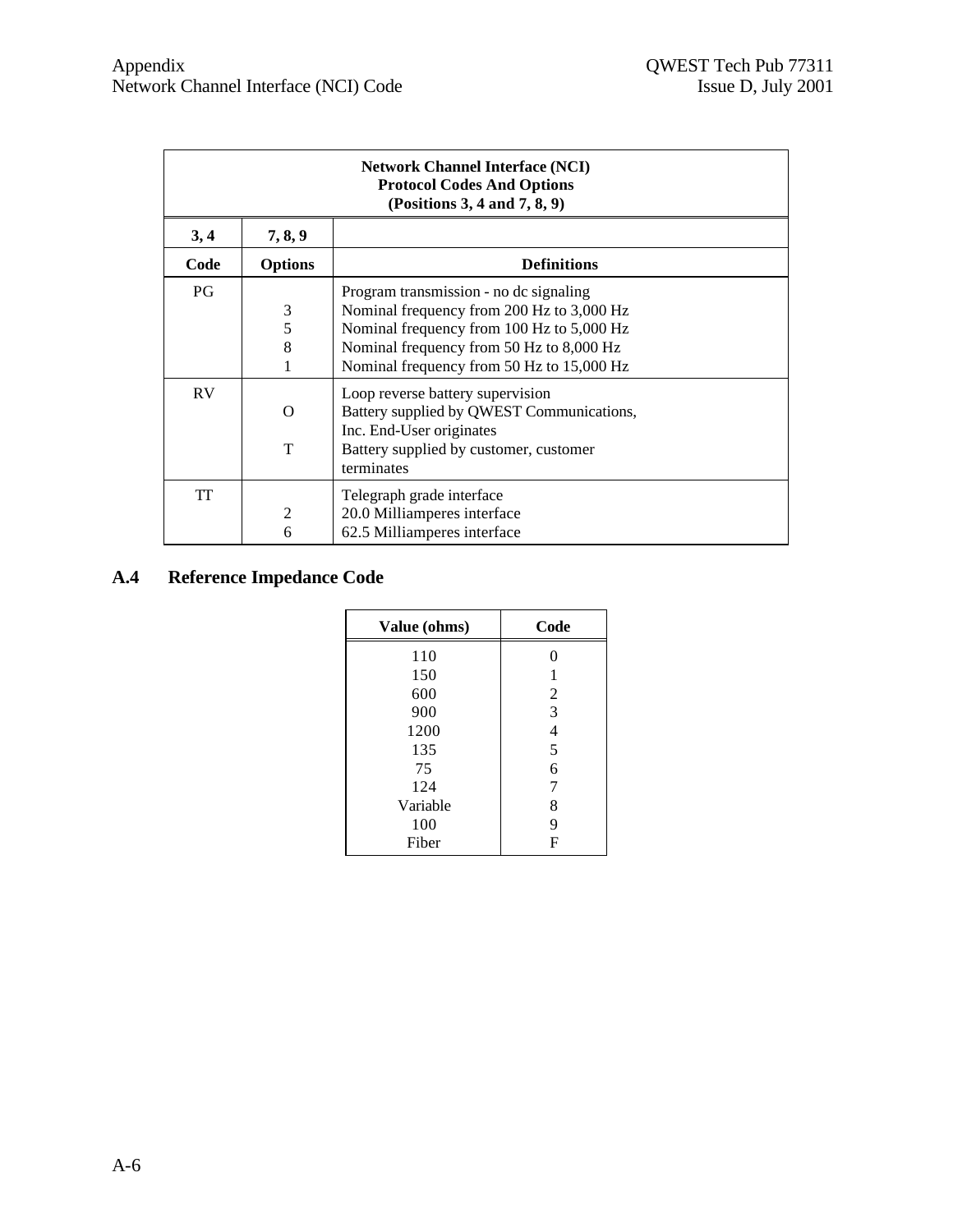| **Network Channel Interface (NCI) Protocol Codes And Options (Positions 3, 4 and 7, 8, 9)** | | |
|---|---|---|
| **3, 4** | **7, 8, 9** | |
| **Code** | **Options** | **Definitions** |
| PG | | Program transmission - no dc signaling |
| | 3 | Nominal frequency from 200 Hz to 3,000 Hz |
| | 5 | Nominal frequency from 100 Hz to 5,000 Hz |
| | 8 | Nominal frequency from 50 Hz to 8,000 Hz |
| | 1 | Nominal frequency from 50 Hz to 15,000 Hz |
| RV | | Loop reverse battery supervision |
| | O | Battery supplied by QWEST Communications, Inc. End-User originates |
| | T | Battery supplied by customer, customer terminates |
| TT | | Telegraph grade interface |
| | 2 | 20.0 Milliamperes interface |
| | 6 | 62.5 Milliamperes interface |

## A.4 Reference Impedance Code

| Value (ohms) | Code |
|---|---|
| 110 | 0 |
| 150 | 1 |
| 600 | 2 |
| 900 | 3 |
| 1200 | 4 |
| 135 | 5 |
| 75 | 6 |
| 124 | 7 |
| Variable | 8 |
| 100 | 9 |
| Fiber | F |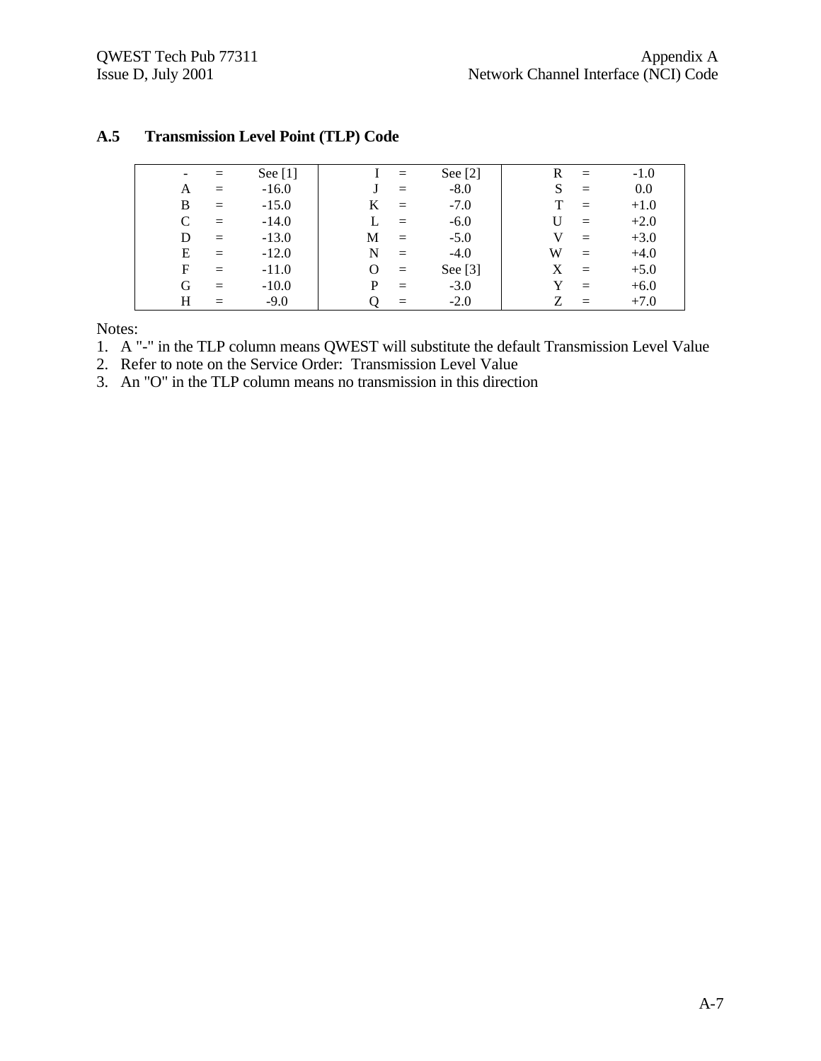## A.5 Transmission Level Point (TLP) Code

| | | | | | | | | |
|---|---|---|---|---|---|---|---|---|
| - | = | See [1] | I | = | See [2] | R | = | -1.0 |
| A | = | -16.0 | J | = | -8.0 | S | = | 0.0 |
| B | = | -15.0 | K | = | -7.0 | T | = | +1.0 |
| C | = | -14.0 | L | = | -6.0 | U | = | +2.0 |
| D | = | -13.0 | M | = | -5.0 | V | = | +3.0 |
| E | = | -12.0 | N | = | -4.0 | W | = | +4.0 |
| F | = | -11.0 | O | = | See [3] | X | = | +5.0 |
| G | = | -10.0 | P | = | -3.0 | Y | = | +6.0 |
| H | = | -9.0 | Q | = | -2.0 | Z | = | +7.0 |

Notes:

1. A "-" in the TLP column means QWEST will substitute the default Transmission Level Value
2. Refer to note on the Service Order: Transmission Level Value
3. An "O" in the TLP column means no transmission in this direction